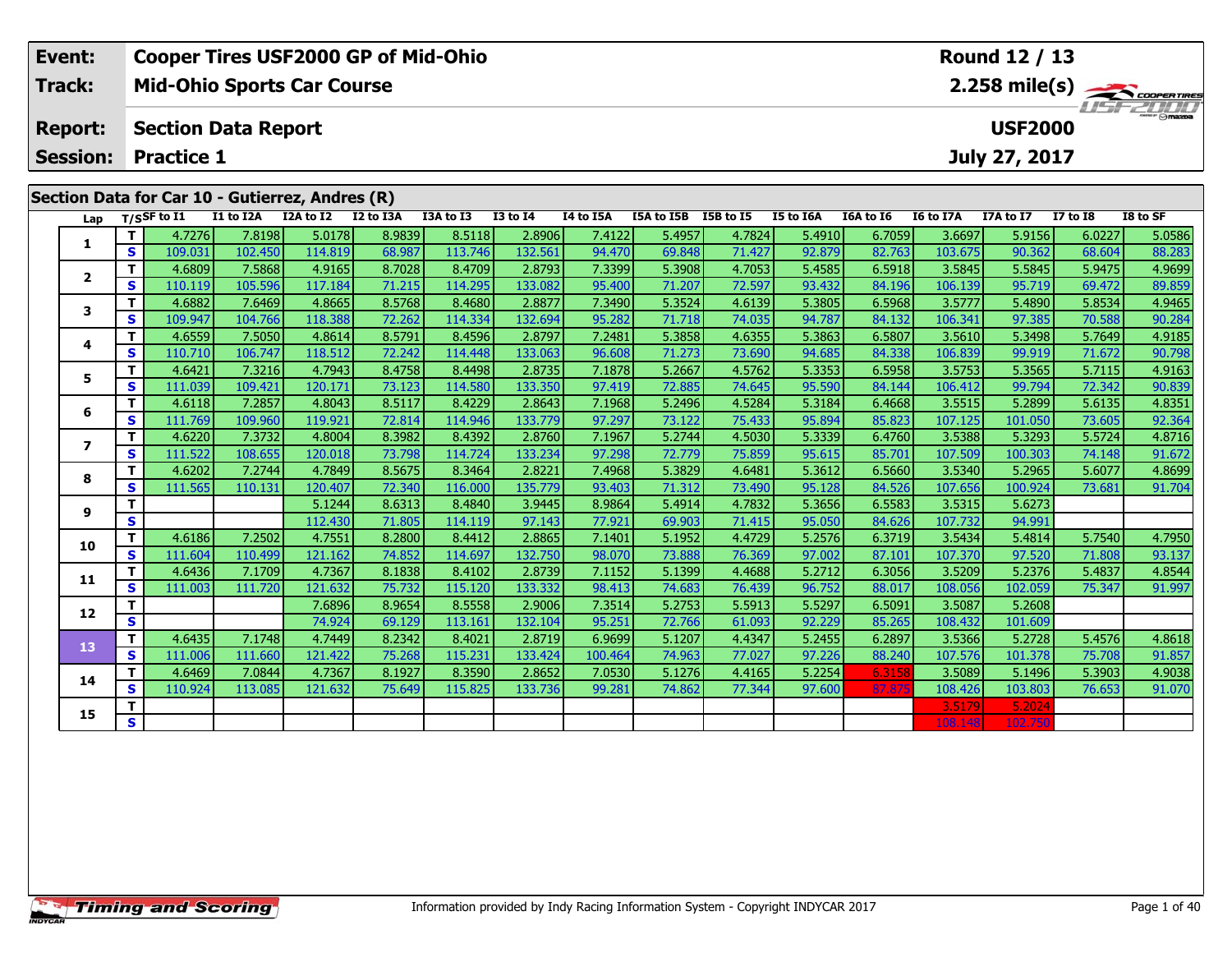| Event: | Cooper Tires USF2000 GP of Mid-Ohio | Round 12 / 13 |
|---|---|---|
| Track: | Mid-Ohio Sports Car Course | 2.258 mile(s) |
| Report: | Section Data Report | USF2000 |
| Session: | Practice 1 | July 27, 2017 |

## Section Data for Car 10 - Gutierrez, Andres (R)

| Lap | T/S | SF to I1 | I1 to I2A | I2A to I2 | I2 to I3A | I3A to I3 | I3 to I4 | I4 to I5A | I5A to I5B | I5B to I5 | I5 to I6A | I6A to I6 | I6 to I7A | I7A to I7 | I7 to I8 | I8 to SF |
|---|---|---|---|---|---|---|---|---|---|---|---|---|---|---|---|---|
| 1 | T | 4.7276 | 7.8198 | 5.0178 | 8.9839 | 8.5118 | 2.8906 | 7.4122 | 5.4957 | 4.7824 | 5.4910 | 6.7059 | 3.6697 | 5.9156 | 6.0227 | 5.0586 |
| | S | 109.031 | 102.450 | 114.819 | 68.987 | 113.746 | 132.561 | 94.470 | 69.848 | 71.427 | 92.879 | 82.763 | 103.675 | 90.362 | 68.604 | 88.283 |
| 2 | T | 4.6809 | 7.5868 | 4.9165 | 8.7028 | 8.4709 | 2.8793 | 7.3399 | 5.3908 | 4.7053 | 5.4585 | 6.5918 | 3.5845 | 5.5845 | 5.9475 | 4.9699 |
| | S | 110.119 | 105.596 | 117.184 | 71.215 | 114.295 | 133.082 | 95.400 | 71.207 | 72.597 | 93.432 | 84.196 | 106.139 | 95.719 | 69.472 | 89.859 |
| 3 | T | 4.6882 | 7.6469 | 4.8665 | 8.5768 | 8.4680 | 2.8877 | 7.3490 | 5.3524 | 4.6139 | 5.3805 | 6.5968 | 3.5777 | 5.4890 | 5.8534 | 4.9465 |
| | S | 109.947 | 104.766 | 118.388 | 72.262 | 114.334 | 132.694 | 95.282 | 71.718 | 74.035 | 94.787 | 84.132 | 106.341 | 97.385 | 70.588 | 90.284 |
| 4 | T | 4.6559 | 7.5050 | 4.8614 | 8.5791 | 8.4596 | 2.8797 | 7.2481 | 5.3858 | 4.6355 | 5.3863 | 6.5807 | 3.5610 | 5.3498 | 5.7649 | 4.9185 |
| | S | 110.710 | 106.747 | 118.512 | 72.242 | 114.448 | 133.063 | 96.608 | 71.273 | 73.690 | 94.685 | 84.338 | 106.839 | 99.919 | 71.672 | 90.798 |
| 5 | T | 4.6421 | 7.3216 | 4.7943 | 8.4758 | 8.4498 | 2.8735 | 7.1878 | 5.2667 | 4.5762 | 5.3353 | 6.5958 | 3.5753 | 5.3565 | 5.7115 | 4.9163 |
| | S | 111.039 | 109.421 | 120.171 | 73.123 | 114.580 | 133.350 | 97.419 | 72.885 | 74.645 | 95.590 | 84.144 | 106.412 | 99.794 | 72.342 | 90.839 |
| 6 | T | 4.6118 | 7.2857 | 4.8043 | 8.5117 | 8.4229 | 2.8643 | 7.1968 | 5.2496 | 4.5284 | 5.3184 | 6.4668 | 3.5515 | 5.2899 | 5.6135 | 4.8351 |
| | S | 111.769 | 109.960 | 119.921 | 72.814 | 114.946 | 133.779 | 97.297 | 73.122 | 75.433 | 95.894 | 85.823 | 107.125 | 101.050 | 73.605 | 92.364 |
| 7 | T | 4.6220 | 7.3732 | 4.8004 | 8.3982 | 8.4392 | 2.8760 | 7.1967 | 5.2744 | 4.5030 | 5.3339 | 6.4760 | 3.5388 | 5.3293 | 5.5724 | 4.8716 |
| | S | 111.522 | 108.655 | 120.018 | 73.798 | 114.724 | 133.234 | 97.298 | 72.779 | 75.859 | 95.615 | 85.701 | 107.509 | 100.303 | 74.148 | 91.672 |
| 8 | T | 4.6202 | 7.2744 | 4.7849 | 8.5675 | 8.3464 | 2.8221 | 7.4968 | 5.3829 | 4.6481 | 5.3612 | 6.5660 | 3.5340 | 5.2965 | 5.6077 | 4.8699 |
| | S | 111.565 | 110.131 | 120.407 | 72.340 | 116.000 | 135.779 | 93.403 | 71.312 | 73.490 | 95.128 | 84.526 | 107.656 | 100.924 | 73.681 | 91.704 |
| 9 | T | | | 5.1244 | 8.6313 | 8.4840 | 3.9445 | 8.9864 | 5.4914 | 4.7832 | 5.3656 | 6.5583 | 3.5315 | 5.6273 | | |
| | S | | | 112.430 | 71.805 | 114.119 | 97.143 | 77.921 | 69.903 | 71.415 | 95.050 | 84.626 | 107.732 | 94.991 | | |
| 10 | T | 4.6186 | 7.2502 | 4.7551 | 8.2800 | 8.4412 | 2.8865 | 7.1401 | 5.1952 | 4.4729 | 5.2576 | 6.3719 | 3.5434 | 5.4814 | 5.7540 | 4.7950 |
| | S | 111.604 | 110.499 | 121.162 | 74.852 | 114.697 | 132.750 | 98.070 | 73.888 | 76.369 | 97.002 | 87.101 | 107.370 | 97.520 | 71.808 | 93.137 |
| 11 | T | 4.6436 | 7.1709 | 4.7367 | 8.1838 | 8.4102 | 2.8739 | 7.1152 | 5.1399 | 4.4688 | 5.2712 | 6.3056 | 3.5209 | 5.2376 | 5.4837 | 4.8544 |
| | S | 111.003 | 111.720 | 121.632 | 75.732 | 115.120 | 133.332 | 98.413 | 74.683 | 76.439 | 96.752 | 88.017 | 108.056 | 102.059 | 75.347 | 91.997 |
| 12 | T | | | 7.6896 | 8.9654 | 8.5558 | 2.9006 | 7.3514 | 5.2753 | 5.5913 | 5.5297 | 6.5091 | 3.5087 | 5.2608 | | |
| | S | | | 74.924 | 69.129 | 113.161 | 132.104 | 95.251 | 72.766 | 61.093 | 92.229 | 85.265 | 108.432 | 101.609 | | |
| 13 | T | 4.6435 | 7.1748 | 4.7449 | 8.2342 | 8.4021 | 2.8719 | 6.9699 | 5.1207 | 4.4347 | 5.2455 | 6.2897 | 3.5366 | 5.2728 | 5.4576 | 4.8618 |
| | S | 111.006 | 111.660 | 121.422 | 75.268 | 115.231 | 133.424 | 100.464 | 74.963 | 77.027 | 97.226 | 88.240 | 107.576 | 101.378 | 75.708 | 91.857 |
| 14 | T | 4.6469 | 7.0844 | 4.7367 | 8.1927 | 8.3590 | 2.8652 | 7.0530 | 5.1276 | 4.4165 | 5.2254 | 6.3158 | 3.5089 | 5.1496 | 5.3903 | 4.9038 |
| | S | 110.924 | 113.085 | 121.632 | 75.649 | 115.825 | 133.736 | 99.281 | 74.862 | 77.344 | 97.600 | 87.875 | 108.426 | 103.803 | 76.653 | 91.070 |
| 15 | T | | | | | | | | | | | | 3.5179 | 5.2024 | | |
| | S | | | | | | | | | | | | 108.148 | 102.750 | | |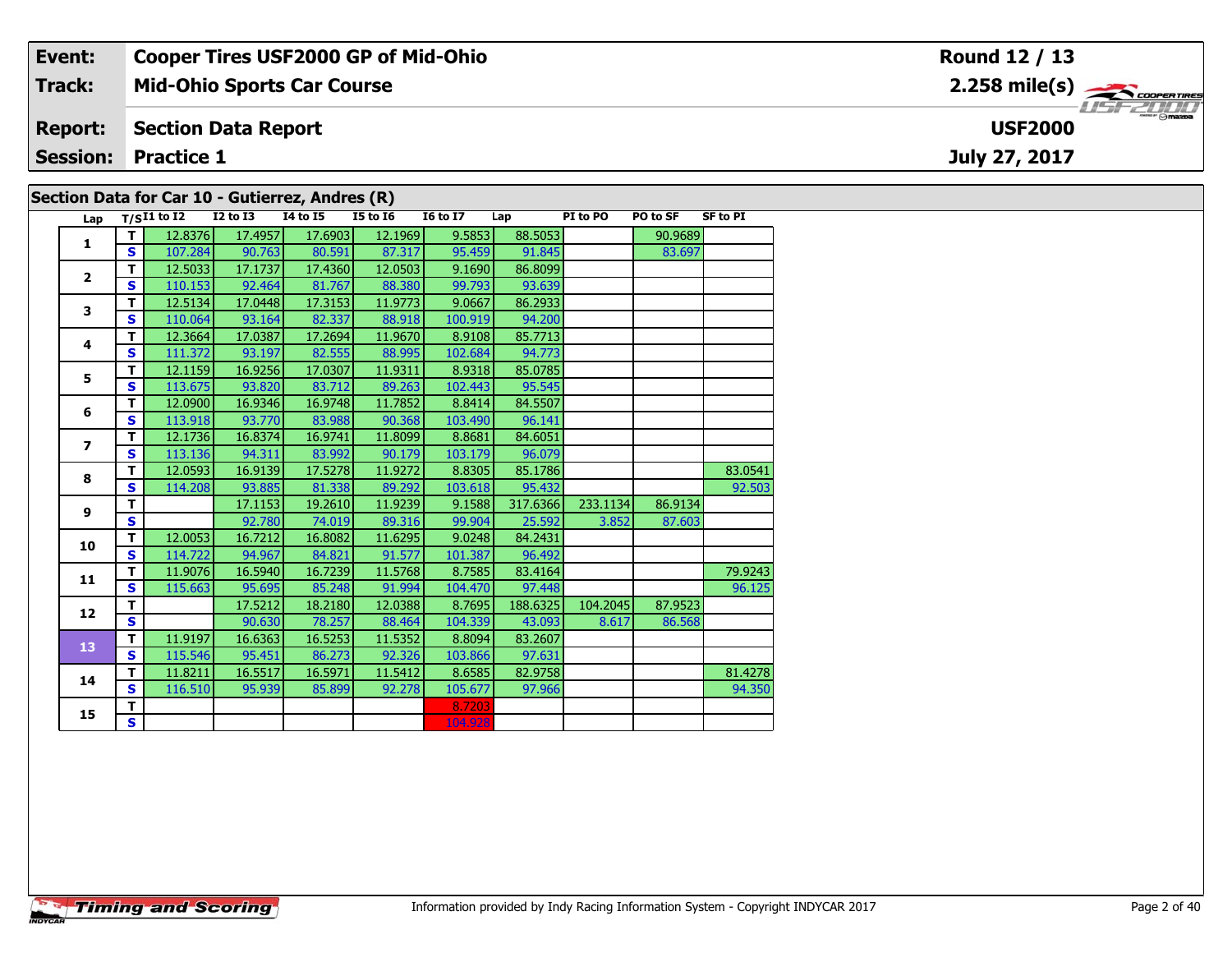| Event: | Cooper Tires USF2000 GP of Mid-Ohio | Round 12 / 13 |
|---|---|---|
| Track: | Mid-Ohio Sports Car Course | 2.258 mile(s) |
| Report: | Section Data Report | USF2000 |
| Session: | Practice 1 | July 27, 2017 |

## Section Data for Car 10 - Gutierrez, Andres (R)

| Lap | T/S | I1 to I2 | I2 to I3 | I4 to I5 | I5 to I6 | I6 to I7 | Lap | PI to PO | PO to SF | SF to PI |
|---|---|---|---|---|---|---|---|---|---|---|
| 1 | T | 12.8376 | 17.4957 | 17.6903 | 12.1969 | 9.5853 | 88.5053 | | 90.9689 | |
| | S | 107.284 | 90.763 | 80.591 | 87.317 | 95.459 | 91.845 | | 83.697 | |
| 2 | T | 12.5033 | 17.1737 | 17.4360 | 12.0503 | 9.1690 | 86.8099 | | | |
| | S | 110.153 | 92.464 | 81.767 | 88.380 | 99.793 | 93.639 | | | |
| 3 | T | 12.5134 | 17.0448 | 17.3153 | 11.9773 | 9.0667 | 86.2933 | | | |
| | S | 110.064 | 93.164 | 82.337 | 88.918 | 100.919 | 94.200 | | | |
| 4 | T | 12.3664 | 17.0387 | 17.2694 | 11.9670 | 8.9108 | 85.7713 | | | |
| | S | 111.372 | 93.197 | 82.555 | 88.995 | 102.684 | 94.773 | | | |
| 5 | T | 12.1159 | 16.9256 | 17.0307 | 11.9311 | 8.9318 | 85.0785 | | | |
| | S | 113.675 | 93.820 | 83.712 | 89.263 | 102.443 | 95.545 | | | |
| 6 | T | 12.0900 | 16.9346 | 16.9748 | 11.7852 | 8.8414 | 84.5507 | | | |
| | S | 113.918 | 93.770 | 83.988 | 90.368 | 103.490 | 96.141 | | | |
| 7 | T | 12.1736 | 16.8374 | 16.9741 | 11.8099 | 8.8681 | 84.6051 | | | |
| | S | 113.136 | 94.311 | 83.992 | 90.179 | 103.179 | 96.079 | | | |
| 8 | T | 12.0593 | 16.9139 | 17.5278 | 11.9272 | 8.8305 | 85.1786 | | | 83.0541 |
| | S | 114.208 | 93.885 | 81.338 | 89.292 | 103.618 | 95.432 | | | 92.503 |
| 9 | T | | 17.1153 | 19.2610 | 11.9239 | 9.1588 | 317.6366 | 233.1134 | 86.9134 | |
| | S | | 92.780 | 74.019 | 89.316 | 99.904 | 25.592 | 3.852 | 87.603 | |
| 10 | T | 12.0053 | 16.7212 | 16.8082 | 11.6295 | 9.0248 | 84.2431 | | | |
| | S | 114.722 | 94.967 | 84.821 | 91.577 | 101.387 | 96.492 | | | |
| 11 | T | 11.9076 | 16.5940 | 16.7239 | 11.5768 | 8.7585 | 83.4164 | | | 79.9243 |
| | S | 115.663 | 95.695 | 85.248 | 91.994 | 104.470 | 97.448 | | | 96.125 |
| 12 | T | | 17.5212 | 18.2180 | 12.0388 | 8.7695 | 188.6325 | 104.2045 | 87.9523 | |
| | S | | 90.630 | 78.257 | 88.464 | 104.339 | 43.093 | 8.617 | 86.568 | |
| 13 | T | 11.9197 | 16.6363 | 16.5253 | 11.5352 | 8.8094 | 83.2607 | | | |
| | S | 115.546 | 95.451 | 86.273 | 92.326 | 103.866 | 97.631 | | | |
| 14 | T | 11.8211 | 16.5517 | 16.5971 | 11.5412 | 8.6585 | 82.9758 | | | 81.4278 |
| | S | 116.510 | 95.939 | 85.899 | 92.278 | 105.677 | 97.966 | | | 94.350 |
| 15 | T | | | | | 8.7203 | | | | |
| | S | | | | | 104.928 | | | | |

Information provided by Indy Racing Information System - Copyright INDYCAR 2017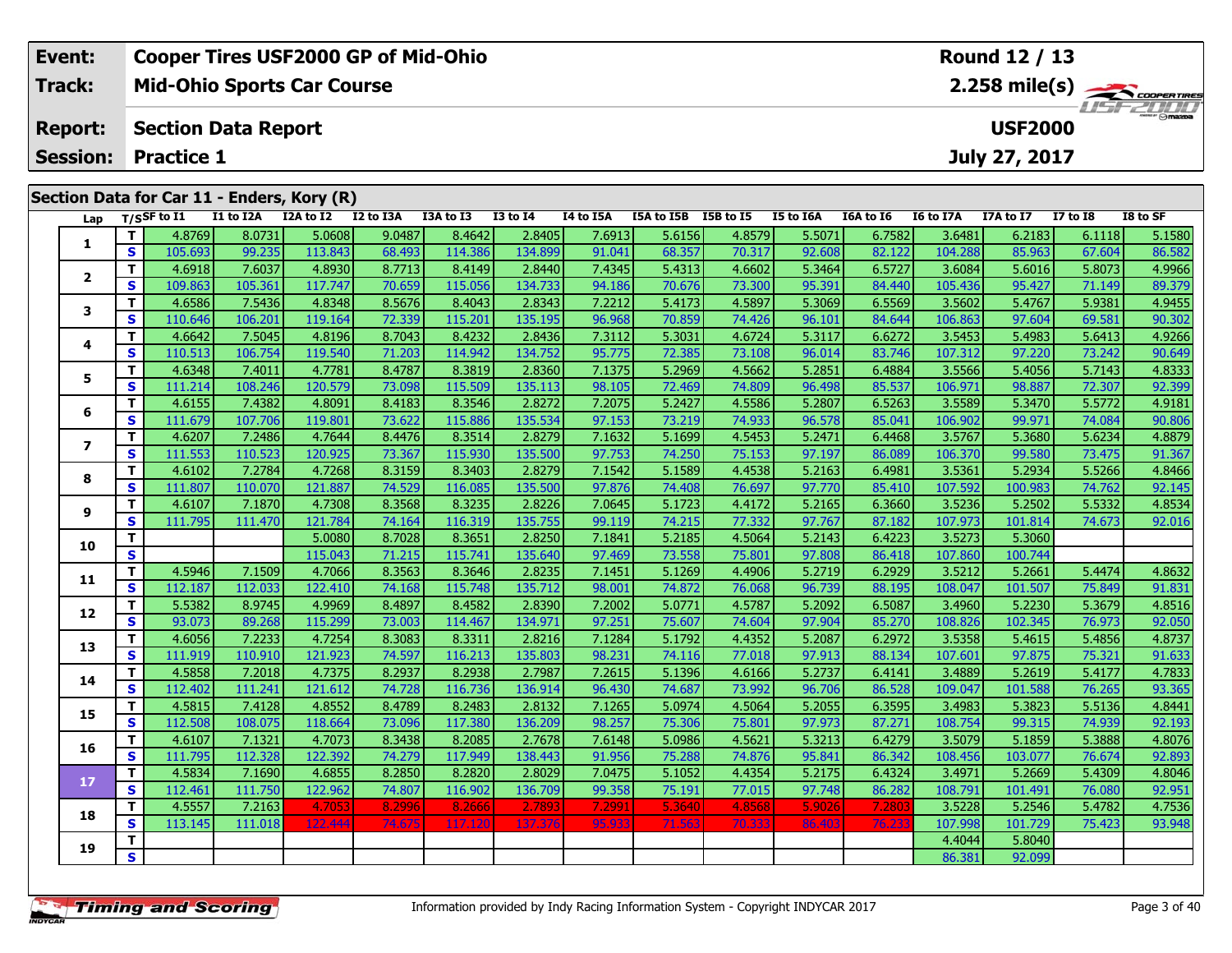| Event: | Cooper Tires USF2000 GP of Mid-Ohio | Round 12 / 13 |
|---|---|---|
| Track: | Mid-Ohio Sports Car Course | 2.258 mile(s) |
| Report: | Section Data Report | USF2000 |
| Session: | Practice 1 | July 27, 2017 |

## Section Data for Car 11 - Enders, Kory (R)

| Lap | T/S | SF to I1 | I1 to I2A | I2A to I2 | I2 to I3A | I3A to I3 | I3 to I4 | I4 to I5A | I5A to I5B | I5B to I5 | I5 to I6A | I6A to I6 | I6 to I7A | I7A to I7 | I7 to I8 | I8 to SF |
|---|---|---|---|---|---|---|---|---|---|---|---|---|---|---|---|---|
| 1 | T | 4.8769 | 8.0731 | 5.0608 | 9.0487 | 8.4642 | 2.8405 | 7.6913 | 5.6156 | 4.8579 | 5.5071 | 6.7582 | 3.6481 | 6.2183 | 6.1118 | 5.1580 |
| | S | 105.693 | 99.235 | 113.843 | 68.493 | 114.386 | 134.899 | 91.041 | 68.357 | 70.317 | 92.608 | 82.122 | 104.288 | 85.963 | 67.604 | 86.582 |
| 2 | T | 4.6918 | 7.6037 | 4.8930 | 8.7713 | 8.4149 | 2.8440 | 7.4345 | 5.4313 | 4.6602 | 5.3464 | 6.5727 | 3.6084 | 5.6016 | 5.8073 | 4.9966 |
| | S | 109.863 | 105.361 | 117.747 | 70.659 | 115.056 | 134.733 | 94.186 | 70.676 | 73.300 | 95.391 | 84.440 | 105.436 | 95.427 | 71.149 | 89.379 |
| 3 | T | 4.6586 | 7.5436 | 4.8348 | 8.5676 | 8.4043 | 2.8343 | 7.2212 | 5.4173 | 4.5897 | 5.3069 | 6.5569 | 3.5602 | 5.4767 | 5.9381 | 4.9455 |
| | S | 110.646 | 106.201 | 119.164 | 72.339 | 115.201 | 135.195 | 96.968 | 70.859 | 74.426 | 96.101 | 84.644 | 106.863 | 97.604 | 69.581 | 90.302 |
| 4 | T | 4.6642 | 7.5045 | 4.8196 | 8.7043 | 8.4232 | 2.8436 | 7.3112 | 5.3031 | 4.6724 | 5.3117 | 6.6272 | 3.5453 | 5.4983 | 5.6413 | 4.9266 |
| | S | 110.513 | 106.754 | 119.540 | 71.203 | 114.942 | 134.752 | 95.775 | 72.385 | 73.108 | 96.014 | 83.746 | 107.312 | 97.220 | 73.242 | 90.649 |
| 5 | T | 4.6348 | 7.4011 | 4.7781 | 8.4787 | 8.3819 | 2.8360 | 7.1375 | 5.2969 | 4.5662 | 5.2851 | 6.4884 | 3.5566 | 5.4056 | 5.7143 | 4.8333 |
| | S | 111.214 | 108.246 | 120.579 | 73.098 | 115.509 | 135.113 | 98.105 | 72.469 | 74.809 | 96.498 | 85.537 | 106.971 | 98.887 | 72.307 | 92.399 |
| 6 | T | 4.6155 | 7.4382 | 4.8091 | 8.4183 | 8.3546 | 2.8272 | 7.2075 | 5.2427 | 4.5586 | 5.2807 | 6.5263 | 3.5589 | 5.3470 | 5.5772 | 4.9181 |
| | S | 111.679 | 107.706 | 119.801 | 73.622 | 115.886 | 135.534 | 97.153 | 73.219 | 74.933 | 96.578 | 85.041 | 106.902 | 99.971 | 74.084 | 90.806 |
| 7 | T | 4.6207 | 7.2486 | 4.7644 | 8.4476 | 8.3514 | 2.8279 | 7.1632 | 5.1699 | 4.5453 | 5.2471 | 6.4468 | 3.5767 | 5.3680 | 5.6234 | 4.8879 |
| | S | 111.553 | 110.523 | 120.925 | 73.367 | 115.930 | 135.500 | 97.753 | 74.250 | 75.153 | 97.197 | 86.089 | 106.370 | 99.580 | 73.475 | 91.367 |
| 8 | T | 4.6102 | 7.2784 | 4.7268 | 8.3159 | 8.3403 | 2.8279 | 7.1542 | 5.1589 | 4.4538 | 5.2163 | 6.4981 | 3.5361 | 5.2934 | 5.5266 | 4.8466 |
| | S | 111.807 | 110.070 | 121.887 | 74.529 | 116.085 | 135.500 | 97.876 | 74.408 | 76.697 | 97.770 | 85.410 | 107.592 | 100.983 | 74.762 | 92.145 |
| 9 | T | 4.6107 | 7.1870 | 4.7308 | 8.3568 | 8.3235 | 2.8226 | 7.0645 | 5.1723 | 4.4172 | 5.2165 | 6.3660 | 3.5236 | 5.2502 | 5.5332 | 4.8534 |
| | S | 111.795 | 111.470 | 121.784 | 74.164 | 116.319 | 135.755 | 99.119 | 74.215 | 77.332 | 97.767 | 87.182 | 107.973 | 101.814 | 74.673 | 92.016 |
| 10 | T | | | 5.0080 | 8.7028 | 8.3651 | 2.8250 | 7.1841 | 5.2185 | 4.5064 | 5.2143 | 6.4223 | 3.5273 | 5.3060 | | |
| | S | | | 115.043 | 71.215 | 115.741 | 135.640 | 97.469 | 73.558 | 75.801 | 97.808 | 86.418 | 107.860 | 100.744 | | |
| 11 | T | 4.5946 | 7.1509 | 4.7066 | 8.3563 | 8.3646 | 2.8235 | 7.1451 | 5.1269 | 4.4906 | 5.2719 | 6.2929 | 3.5212 | 5.2661 | 5.4474 | 4.8632 |
| | S | 112.187 | 112.033 | 122.410 | 74.168 | 115.748 | 135.712 | 98.001 | 74.872 | 76.068 | 96.739 | 88.195 | 108.047 | 101.507 | 75.849 | 91.831 |
| 12 | T | 5.5382 | 8.9745 | 4.9969 | 8.4897 | 8.4582 | 2.8390 | 7.2002 | 5.0771 | 4.5787 | 5.2092 | 6.5087 | 3.4960 | 5.2230 | 5.3679 | 4.8516 |
| | S | 93.073 | 89.268 | 115.299 | 73.003 | 114.467 | 134.971 | 97.251 | 75.607 | 74.604 | 97.904 | 85.270 | 108.826 | 102.345 | 76.973 | 92.050 |
| 13 | T | 4.6056 | 7.2233 | 4.7254 | 8.3083 | 8.3311 | 2.8216 | 7.1284 | 5.1792 | 4.4352 | 5.2087 | 6.2972 | 3.5358 | 5.4615 | 5.4856 | 4.8737 |
| | S | 111.919 | 110.910 | 121.923 | 74.597 | 116.213 | 135.803 | 98.231 | 74.116 | 77.018 | 97.913 | 88.134 | 107.601 | 97.875 | 75.321 | 91.633 |
| 14 | T | 4.5858 | 7.2018 | 4.7375 | 8.2937 | 8.2938 | 2.7987 | 7.2615 | 5.1396 | 4.6166 | 5.2737 | 6.4141 | 3.4889 | 5.2619 | 5.4177 | 4.7833 |
| | S | 112.402 | 111.241 | 121.612 | 74.728 | 116.736 | 136.914 | 96.430 | 74.687 | 73.992 | 96.706 | 86.528 | 109.047 | 101.588 | 76.265 | 93.365 |
| 15 | T | 4.5815 | 7.4128 | 4.8552 | 8.4789 | 8.2483 | 2.8132 | 7.1265 | 5.0974 | 4.5064 | 5.2055 | 6.3595 | 3.4983 | 5.3823 | 5.5136 | 4.8441 |
| | S | 112.508 | 108.075 | 118.664 | 73.096 | 117.380 | 136.209 | 98.257 | 75.306 | 75.801 | 97.973 | 87.271 | 108.754 | 99.315 | 74.939 | 92.193 |
| 16 | T | 4.6107 | 7.1321 | 4.7073 | 8.3438 | 8.2085 | 2.7678 | 7.6148 | 5.0986 | 4.5621 | 5.3213 | 6.4279 | 3.5079 | 5.1859 | 5.3888 | 4.8076 |
| | S | 111.795 | 112.328 | 122.392 | 74.279 | 117.949 | 138.443 | 91.956 | 75.288 | 74.876 | 95.841 | 86.342 | 108.456 | 103.077 | 76.674 | 92.893 |
| 17 | T | 4.5834 | 7.1690 | 4.6855 | 8.2850 | 8.2820 | 2.8029 | 7.0475 | 5.1052 | 4.4354 | 5.2175 | 6.4324 | 3.4971 | 5.2669 | 5.4309 | 4.8046 |
| | S | 112.461 | 111.750 | 122.962 | 74.807 | 116.902 | 136.709 | 99.358 | 75.191 | 77.015 | 97.748 | 86.282 | 108.791 | 101.491 | 76.080 | 92.951 |
| 18 | T | 4.5557 | 7.2163 | 4.7053 | 8.2996 | 8.2666 | 2.7893 | 7.2991 | 5.3640 | 4.8568 | 5.9026 | 7.2803 | 3.5228 | 5.2546 | 5.4782 | 4.7536 |
| | S | 113.145 | 111.018 | 122.444 | 74.675 | 117.120 | 137.376 | 95.933 | 71.563 | 70.333 | 86.403 | 76.233 | 107.998 | 101.729 | 75.423 | 93.948 |
| 19 | T | | | | | | | | | | | | 4.4044 | 5.8040 | | |
| | S | | | | | | | | | | | | 86.381 | 92.099 | | |

Information provided by Indy Racing Information System - Copyright INDYCAR 2017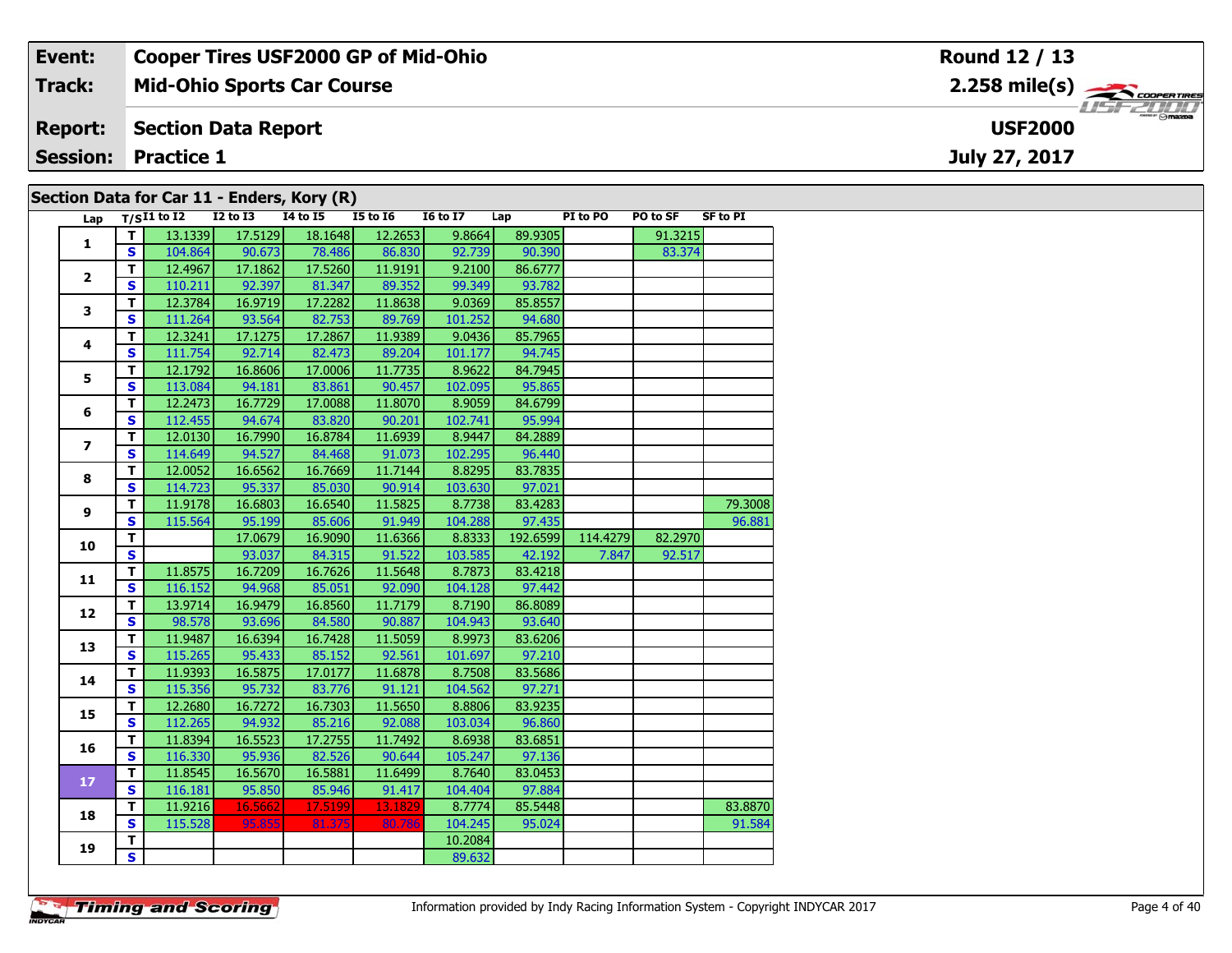| Event: | Cooper Tires USF2000 GP of Mid-Ohio | Round 12 / 13 |
|---|---|---|
| Track: | Mid-Ohio Sports Car Course | 2.258 mile(s) |
| Report: | Section Data Report | USF2000 |
| Session: | Practice 1 | July 27, 2017 |

## Section Data for Car 11 - Enders, Kory (R)

| Lap | T/S | I1 to I2 | I2 to I3 | I4 to I5 | I5 to I6 | I6 to I7 | Lap | PI to PO | PO to SF | SF to PI |
|---|---|---|---|---|---|---|---|---|---|---|
| 1 | T | 13.1339 | 17.5129 | 18.1648 | 12.2653 | 9.8664 | 89.9305 | | 91.3215 | |
| | S | 104.864 | 90.673 | 78.486 | 86.830 | 92.739 | 90.390 | | 83.374 | |
| 2 | T | 12.4967 | 17.1862 | 17.5260 | 11.9191 | 9.2100 | 86.6777 | | | |
| | S | 110.211 | 92.397 | 81.347 | 89.352 | 99.349 | 93.782 | | | |
| 3 | T | 12.3784 | 16.9719 | 17.2282 | 11.8638 | 9.0369 | 85.8557 | | | |
| | S | 111.264 | 93.564 | 82.753 | 89.769 | 101.252 | 94.680 | | | |
| 4 | T | 12.3241 | 17.1275 | 17.2867 | 11.9389 | 9.0436 | 85.7965 | | | |
| | S | 111.754 | 92.714 | 82.473 | 89.204 | 101.177 | 94.745 | | | |
| 5 | T | 12.1792 | 16.8606 | 17.0006 | 11.7735 | 8.9622 | 84.7945 | | | |
| | S | 113.084 | 94.181 | 83.861 | 90.457 | 102.095 | 95.865 | | | |
| 6 | T | 12.2473 | 16.7729 | 17.0088 | 11.8070 | 8.9059 | 84.6799 | | | |
| | S | 112.455 | 94.674 | 83.820 | 90.201 | 102.741 | 95.994 | | | |
| 7 | T | 12.0130 | 16.7990 | 16.8784 | 11.6939 | 8.9447 | 84.2889 | | | |
| | S | 114.649 | 94.527 | 84.468 | 91.073 | 102.295 | 96.440 | | | |
| 8 | T | 12.0052 | 16.6562 | 16.7669 | 11.7144 | 8.8295 | 83.7835 | | | |
| | S | 114.723 | 95.337 | 85.030 | 90.914 | 103.630 | 97.021 | | | |
| 9 | T | 11.9178 | 16.6803 | 16.6540 | 11.5825 | 8.7738 | 83.4283 | | | 79.3008 |
| | S | 115.564 | 95.199 | 85.606 | 91.949 | 104.288 | 97.435 | | | 96.881 |
| 10 | T | | 17.0679 | 16.9090 | 11.6366 | 8.8333 | 192.6599 | 114.4279 | 82.2970 | |
| | S | | 93.037 | 84.315 | 91.522 | 103.585 | 42.192 | 7.847 | 92.517 | |
| 11 | T | 11.8575 | 16.7209 | 16.7626 | 11.5648 | 8.7873 | 83.4218 | | | |
| | S | 116.152 | 94.968 | 85.051 | 92.090 | 104.128 | 97.442 | | | |
| 12 | T | 13.9714 | 16.9479 | 16.8560 | 11.7179 | 8.7190 | 86.8089 | | | |
| | S | 98.578 | 93.696 | 84.580 | 90.887 | 104.943 | 93.640 | | | |
| 13 | T | 11.9487 | 16.6394 | 16.7428 | 11.5059 | 8.9973 | 83.6206 | | | |
| | S | 115.265 | 95.433 | 85.152 | 92.561 | 101.697 | 97.210 | | | |
| 14 | T | 11.9393 | 16.5875 | 17.0177 | 11.6878 | 8.7508 | 83.5686 | | | |
| | S | 115.356 | 95.732 | 83.776 | 91.121 | 104.562 | 97.271 | | | |
| 15 | T | 12.2680 | 16.7272 | 16.7303 | 11.5650 | 8.8806 | 83.9235 | | | |
| | S | 112.265 | 94.932 | 85.216 | 92.088 | 103.034 | 96.860 | | | |
| 16 | T | 11.8394 | 16.5523 | 17.2755 | 11.7492 | 8.6938 | 83.6851 | | | |
| | S | 116.330 | 95.936 | 82.526 | 90.644 | 105.247 | 97.136 | | | |
| 17 | T | 11.8545 | 16.5670 | 16.5881 | 11.6499 | 8.7640 | 83.0453 | | | |
| | S | 116.181 | 95.850 | 85.946 | 91.417 | 104.404 | 97.884 | | | |
| 18 | T | 11.9216 | 16.5662 | 17.5199 | 13.1829 | 8.7774 | 85.5448 | | | 83.8870 |
| | S | 115.528 | 95.855 | 81.375 | 80.786 | 104.245 | 95.024 | | | 91.584 |
| 19 | T | | | | | 10.2084 | | | | |
| | S | | | | | 89.632 | | | | |

Information provided by Indy Racing Information System - Copyright INDYCAR 2017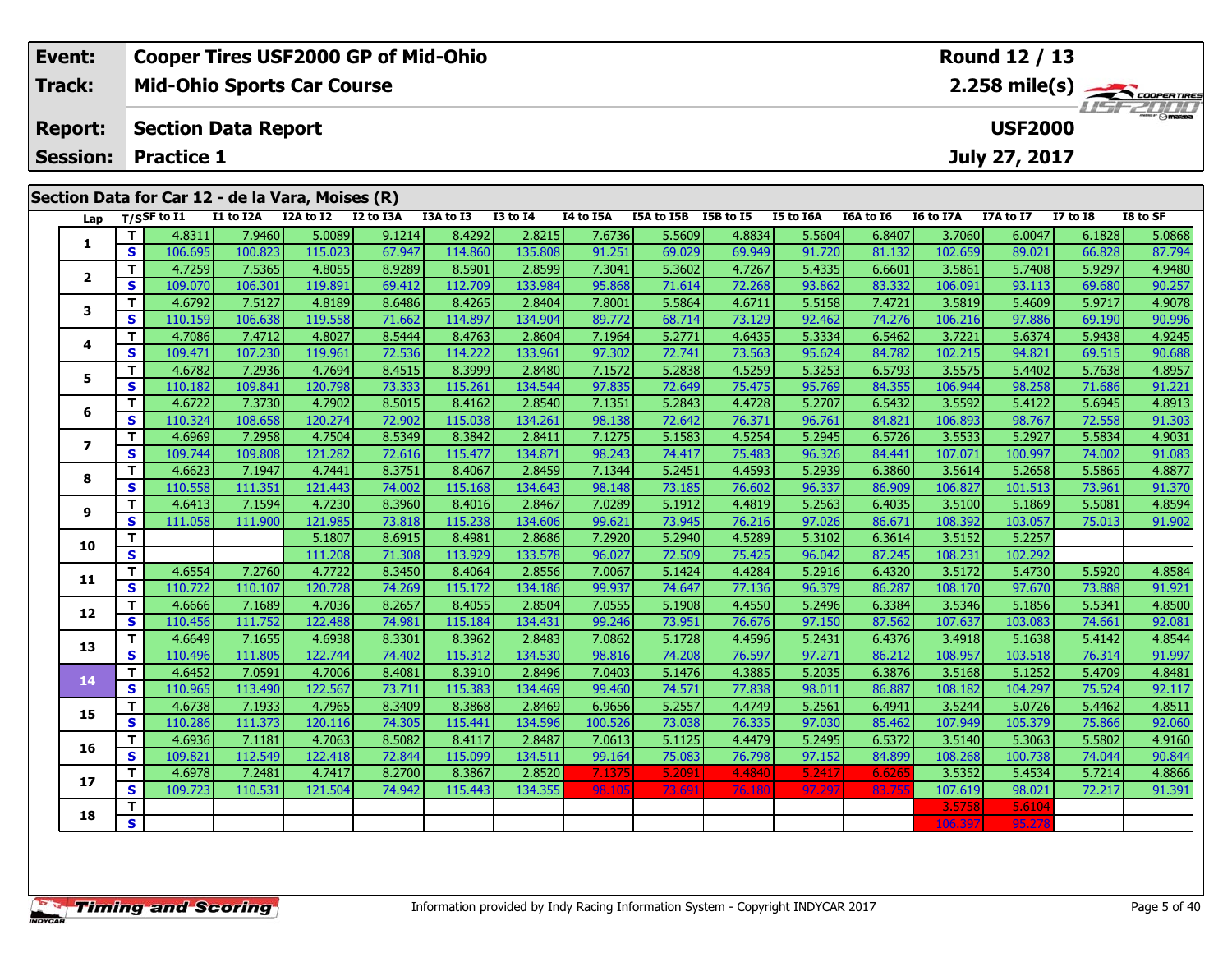| Event: | Cooper Tires USF2000 GP of Mid-Ohio | Round 12 / 13 |
|---|---|---|
| Track: | Mid-Ohio Sports Car Course | 2.258 mile(s) |
| Report: | Section Data Report | USF2000 |
| Session: | Practice 1 | July 27, 2017 |

## Section Data for Car 12 - de la Vara, Moises (R)

| Lap | T/S | SF to I1 | I1 to I2A | I2A to I2 | I2 to I3A | I3A to I3 | I3 to I4 | I4 to I5A | I5A to I5B | I5B to I5 | I5 to I6A | I6A to I6 | I6 to I7A | I7A to I7 | I7 to I8 | I8 to SF |
|---|---|---|---|---|---|---|---|---|---|---|---|---|---|---|---|---|
| 1 | T | 4.8311 | 7.9460 | 5.0089 | 9.1214 | 8.4292 | 2.8215 | 7.6736 | 5.5609 | 4.8834 | 5.5604 | 6.8407 | 3.7060 | 6.0047 | 6.1828 | 5.0868 |
| | S | 106.695 | 100.823 | 115.023 | 67.947 | 114.860 | 135.808 | 91.251 | 69.029 | 69.949 | 91.720 | 81.132 | 102.659 | 89.021 | 66.828 | 87.794 |
| 2 | T | 4.7259 | 7.5365 | 4.8055 | 8.9289 | 8.5901 | 2.8599 | 7.3041 | 5.3602 | 4.7267 | 5.4335 | 6.6601 | 3.5861 | 5.7408 | 5.9297 | 4.9480 |
| | S | 109.070 | 106.301 | 119.891 | 69.412 | 112.709 | 133.984 | 95.868 | 71.614 | 72.268 | 93.862 | 83.332 | 106.091 | 93.113 | 69.680 | 90.257 |
| 3 | T | 4.6792 | 7.5127 | 4.8189 | 8.6486 | 8.4265 | 2.8404 | 7.8001 | 5.5864 | 4.6711 | 5.5158 | 7.4721 | 3.5819 | 5.4609 | 5.9717 | 4.9078 |
| | S | 110.159 | 106.638 | 119.558 | 71.662 | 114.897 | 134.904 | 89.772 | 68.714 | 73.129 | 92.462 | 74.276 | 106.216 | 97.886 | 69.190 | 90.996 |
| 4 | T | 4.7086 | 7.4712 | 4.8027 | 8.5444 | 8.4763 | 2.8604 | 7.1964 | 5.2771 | 4.6435 | 5.3334 | 6.5462 | 3.7221 | 5.6374 | 5.9438 | 4.9245 |
| | S | 109.471 | 107.230 | 119.961 | 72.536 | 114.222 | 133.961 | 97.302 | 72.741 | 73.563 | 95.624 | 84.782 | 102.215 | 94.821 | 69.515 | 90.688 |
| 5 | T | 4.6782 | 7.2936 | 4.7694 | 8.4515 | 8.3999 | 2.8480 | 7.1572 | 5.2838 | 4.5259 | 5.3253 | 6.5793 | 3.5575 | 5.4402 | 5.7638 | 4.8957 |
| | S | 110.182 | 109.841 | 120.798 | 73.333 | 115.261 | 134.544 | 97.835 | 72.649 | 75.475 | 95.769 | 84.355 | 106.944 | 98.258 | 71.686 | 91.221 |
| 6 | T | 4.6722 | 7.3730 | 4.7902 | 8.5015 | 8.4162 | 2.8540 | 7.1351 | 5.2843 | 4.4728 | 5.2707 | 6.5432 | 3.5592 | 5.4122 | 5.6945 | 4.8913 |
| | S | 110.324 | 108.658 | 120.274 | 72.902 | 115.038 | 134.261 | 98.138 | 72.642 | 76.371 | 96.761 | 84.821 | 106.893 | 98.767 | 72.558 | 91.303 |
| 7 | T | 4.6969 | 7.2958 | 4.7504 | 8.5349 | 8.3842 | 2.8411 | 7.1275 | 5.1583 | 4.5254 | 5.2945 | 6.5726 | 3.5533 | 5.2927 | 5.5834 | 4.9031 |
| | S | 109.744 | 109.808 | 121.282 | 72.616 | 115.477 | 134.871 | 98.243 | 74.417 | 75.483 | 96.326 | 84.441 | 107.071 | 100.997 | 74.002 | 91.083 |
| 8 | T | 4.6623 | 7.1947 | 4.7441 | 8.3751 | 8.4067 | 2.8459 | 7.1344 | 5.2451 | 4.4593 | 5.2939 | 6.3860 | 3.5614 | 5.2658 | 5.5865 | 4.8877 |
| | S | 110.558 | 111.351 | 121.443 | 74.002 | 115.168 | 134.643 | 98.148 | 73.185 | 76.602 | 96.337 | 86.909 | 106.827 | 101.513 | 73.961 | 91.370 |
| 9 | T | 4.6413 | 7.1594 | 4.7230 | 8.3960 | 8.4016 | 2.8467 | 7.0289 | 5.1912 | 4.4819 | 5.2563 | 6.4035 | 3.5100 | 5.1869 | 5.5081 | 4.8594 |
| | S | 111.058 | 111.900 | 121.985 | 73.818 | 115.238 | 134.606 | 99.621 | 73.945 | 76.216 | 97.026 | 86.671 | 108.392 | 103.057 | 75.013 | 91.902 |
| 10 | T | | | 5.1807 | 8.6915 | 8.4981 | 2.8686 | 7.2920 | 5.2940 | 4.5289 | 5.3102 | 6.3614 | 3.5152 | 5.2257 | | |
| | S | | | 111.208 | 71.308 | 113.929 | 133.578 | 96.027 | 72.509 | 75.425 | 96.042 | 87.245 | 108.231 | 102.292 | | |
| 11 | T | 4.6554 | 7.2760 | 4.7722 | 8.3450 | 8.4064 | 2.8556 | 7.0067 | 5.1424 | 4.4284 | 5.2916 | 6.4320 | 3.5172 | 5.4730 | 5.5920 | 4.8584 |
| | S | 110.722 | 110.107 | 120.728 | 74.269 | 115.172 | 134.186 | 99.937 | 74.647 | 77.136 | 96.379 | 86.287 | 108.170 | 97.670 | 73.888 | 91.921 |
| 12 | T | 4.6666 | 7.1689 | 4.7036 | 8.2657 | 8.4055 | 2.8504 | 7.0555 | 5.1908 | 4.4550 | 5.2496 | 6.3384 | 3.5346 | 5.1856 | 5.5341 | 4.8500 |
| | S | 110.456 | 111.752 | 122.488 | 74.981 | 115.184 | 134.431 | 99.246 | 73.951 | 76.676 | 97.150 | 87.562 | 107.637 | 103.083 | 74.661 | 92.081 |
| 13 | T | 4.6649 | 7.1655 | 4.6938 | 8.3301 | 8.3962 | 2.8483 | 7.0862 | 5.1728 | 4.4596 | 5.2431 | 6.4376 | 3.4918 | 5.1638 | 5.4142 | 4.8544 |
| | S | 110.496 | 111.805 | 122.744 | 74.402 | 115.312 | 134.530 | 98.816 | 74.208 | 76.597 | 97.271 | 86.212 | 108.957 | 103.518 | 76.314 | 91.997 |
| 14 | T | 4.6452 | 7.0591 | 4.7006 | 8.4081 | 8.3910 | 2.8496 | 7.0403 | 5.1476 | 4.3885 | 5.2035 | 6.3876 | 3.5168 | 5.1252 | 5.4709 | 4.8481 |
| | S | 110.965 | 113.490 | 122.567 | 73.711 | 115.383 | 134.469 | 99.460 | 74.571 | 77.838 | 98.011 | 86.887 | 108.182 | 104.297 | 75.524 | 92.117 |
| 15 | T | 4.6738 | 7.1933 | 4.7965 | 8.3409 | 8.3868 | 2.8469 | 6.9656 | 5.2557 | 4.4749 | 5.2561 | 6.4941 | 3.5244 | 5.0726 | 5.4462 | 4.8511 |
| | S | 110.286 | 111.373 | 120.116 | 74.305 | 115.441 | 134.596 | 100.526 | 73.038 | 76.335 | 97.030 | 85.462 | 107.949 | 105.379 | 75.866 | 92.060 |
| 16 | T | 4.6936 | 7.1181 | 4.7063 | 8.5082 | 8.4117 | 2.8487 | 7.0613 | 5.1125 | 4.4479 | 5.2495 | 6.5372 | 3.5140 | 5.3063 | 5.5802 | 4.9160 |
| | S | 109.821 | 112.549 | 122.418 | 72.844 | 115.099 | 134.511 | 99.164 | 75.083 | 76.798 | 97.152 | 84.899 | 108.268 | 100.738 | 74.044 | 90.844 |
| 17 | T | 4.6978 | 7.2481 | 4.7417 | 8.2700 | 8.3867 | 2.8520 | 7.1375 | 5.2091 | 4.4840 | 5.2417 | 6.6265 | 3.5352 | 5.4534 | 5.7214 | 4.8866 |
| | S | 109.723 | 110.531 | 121.504 | 74.942 | 115.443 | 134.355 | 98.105 | 73.691 | 76.180 | 97.297 | 83.755 | 107.619 | 98.021 | 72.217 | 91.391 |
| 18 | T | | | | | | | | | | | | 3.5758 | 5.6104 | | |
| | S | | | | | | | | | | | | 106.397 | 95.278 | | |

Information provided by Indy Racing Information System - Copyright INDYCAR 2017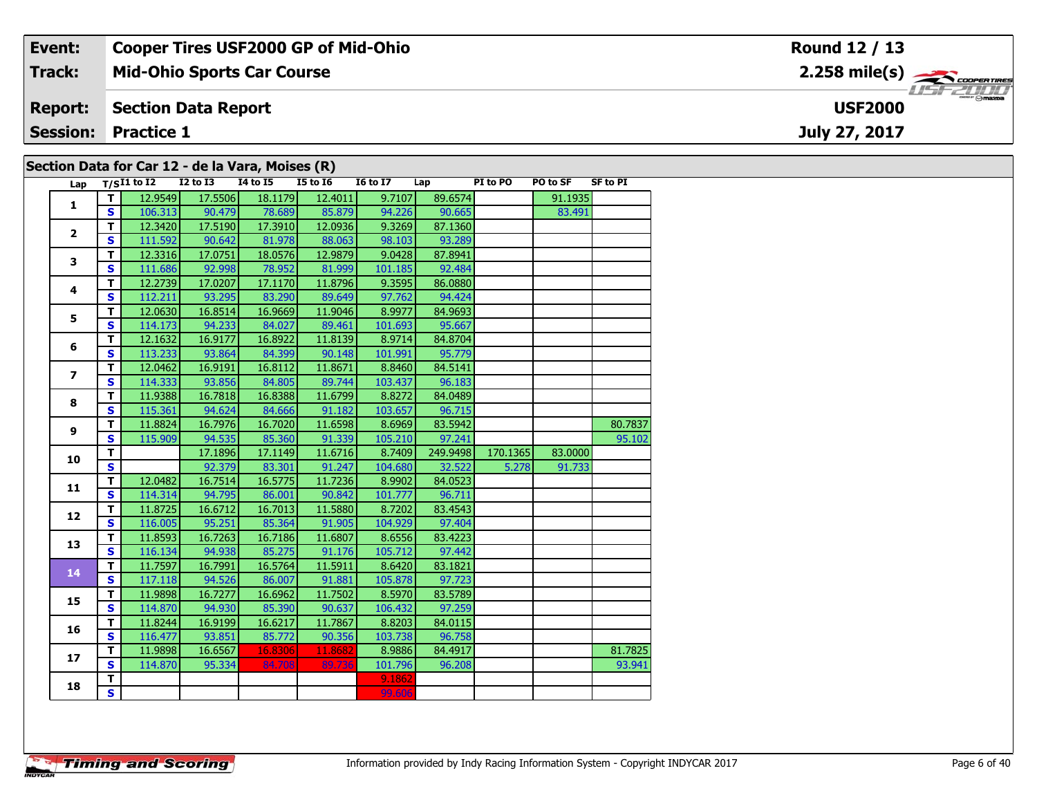| **Event:** | **Cooper Tires USF2000 GP of Mid-Ohio** | **Round 12 / 13** |
|---|---|---|
| **Track:** | **Mid-Ohio Sports Car Course** | **2.258 mile(s)** |
| **Report:** | **Section Data Report** | **USF2000** |
| **Session:** | **Practice 1** | **July 27, 2017** |

## Section Data for Car 12 - de la Vara, Moises (R)

| Lap | T/S | I1 to I2 | I2 to I3 | I4 to I5 | I5 to I6 | I6 to I7 | Lap | PI to PO | PO to SF | SF to PI |
|---|---|---|---|---|---|---|---|---|---|---|
| 1 | T | 12.9549 | 17.5506 | 18.1179 | 12.4011 | 9.7107 | 89.6574 | | 91.1935 | |
| | S | 106.313 | 90.479 | 78.689 | 85.879 | 94.226 | 90.665 | | 83.491 | |
| 2 | T | 12.3420 | 17.5190 | 17.3910 | 12.0936 | 9.3269 | 87.1360 | | | |
| | S | 111.592 | 90.642 | 81.978 | 88.063 | 98.103 | 93.289 | | | |
| 3 | T | 12.3316 | 17.0751 | 18.0576 | 12.9879 | 9.0428 | 87.8941 | | | |
| | S | 111.686 | 92.998 | 78.952 | 81.999 | 101.185 | 92.484 | | | |
| 4 | T | 12.2739 | 17.0207 | 17.1170 | 11.8796 | 9.3595 | 86.0880 | | | |
| | S | 112.211 | 93.295 | 83.290 | 89.649 | 97.762 | 94.424 | | | |
| 5 | T | 12.0630 | 16.8514 | 16.9669 | 11.9046 | 8.9977 | 84.9693 | | | |
| | S | 114.173 | 94.233 | 84.027 | 89.461 | 101.693 | 95.667 | | | |
| 6 | T | 12.1632 | 16.9177 | 16.8922 | 11.8139 | 8.9714 | 84.8704 | | | |
| | S | 113.233 | 93.864 | 84.399 | 90.148 | 101.991 | 95.779 | | | |
| 7 | T | 12.0462 | 16.9191 | 16.8112 | 11.8671 | 8.8460 | 84.5141 | | | |
| | S | 114.333 | 93.856 | 84.805 | 89.744 | 103.437 | 96.183 | | | |
| 8 | T | 11.9388 | 16.7818 | 16.8388 | 11.6799 | 8.8272 | 84.0489 | | | |
| | S | 115.361 | 94.624 | 84.666 | 91.182 | 103.657 | 96.715 | | | |
| 9 | T | 11.8824 | 16.7976 | 16.7020 | 11.6598 | 8.6969 | 83.5942 | | | 80.7837 |
| | S | 115.909 | 94.535 | 85.360 | 91.339 | 105.210 | 97.241 | | | 95.102 |
| 10 | T | | 17.1896 | 17.1149 | 11.6716 | 8.7409 | 249.9498 | 170.1365 | 83.0000 | |
| | S | | 92.379 | 83.301 | 91.247 | 104.680 | 32.522 | 5.278 | 91.733 | |
| 11 | T | 12.0482 | 16.7514 | 16.5775 | 11.7236 | 8.9902 | 84.0523 | | | |
| | S | 114.314 | 94.795 | 86.001 | 90.842 | 101.777 | 96.711 | | | |
| 12 | T | 11.8725 | 16.6712 | 16.7013 | 11.5880 | 8.7202 | 83.4543 | | | |
| | S | 116.005 | 95.251 | 85.364 | 91.905 | 104.929 | 97.404 | | | |
| 13 | T | 11.8593 | 16.7263 | 16.7186 | 11.6807 | 8.6556 | 83.4223 | | | |
| | S | 116.134 | 94.938 | 85.275 | 91.176 | 105.712 | 97.442 | | | |
| 14 | T | 11.7597 | 16.7991 | 16.5764 | 11.5911 | 8.6420 | 83.1821 | | | |
| | S | 117.118 | 94.526 | 86.007 | 91.881 | 105.878 | 97.723 | | | |
| 15 | T | 11.9898 | 16.7277 | 16.6962 | 11.7502 | 8.5970 | 83.5789 | | | |
| | S | 114.870 | 94.930 | 85.390 | 90.637 | 106.432 | 97.259 | | | |
| 16 | T | 11.8244 | 16.9199 | 16.6217 | 11.7867 | 8.8203 | 84.0115 | | | |
| | S | 116.477 | 93.851 | 85.772 | 90.356 | 103.738 | 96.758 | | | |
| 17 | T | 11.9898 | 16.6567 | 16.8306 | 11.8682 | 8.9886 | 84.4917 | | | 81.7825 |
| | S | 114.870 | 95.334 | 84.708 | 89.736 | 101.796 | 96.208 | | | 93.941 |
| 18 | T | | | | | 9.1862 | | | | |
| | S | | | | | 99.606 | | | | |

Information provided by Indy Racing Information System - Copyright INDYCAR 2017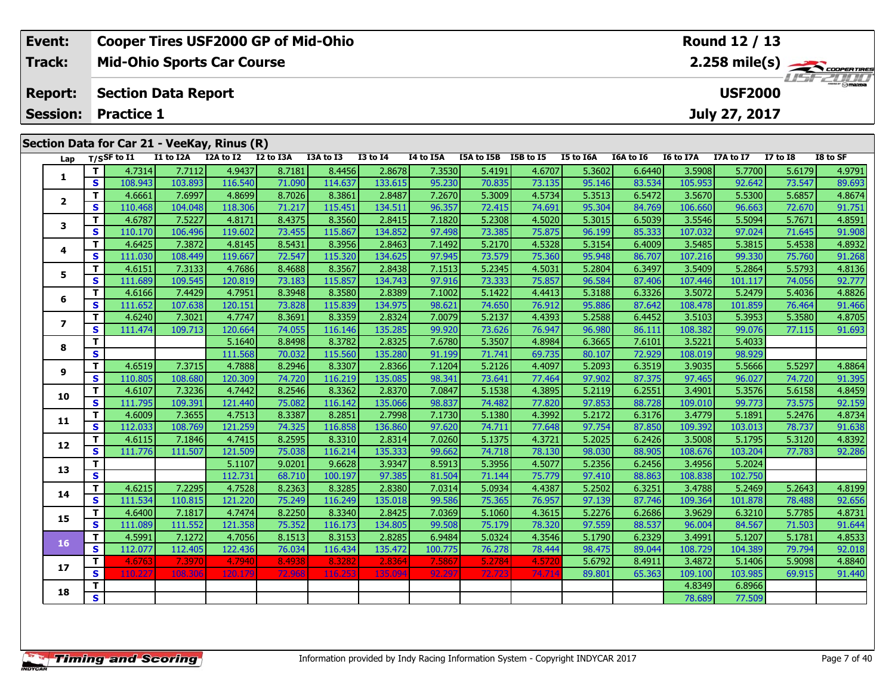| Event: | Cooper Tires USF2000 GP of Mid-Ohio | Round 12 / 13 |
|---|---|---|
| Track: | Mid-Ohio Sports Car Course | 2.258 mile(s) |
| Report: | Section Data Report | USF2000 |
| Session: | Practice 1 | July 27, 2017 |

## Section Data for Car 21 - VeeKay, Rinus (R)

| Lap | T/S | SF to I1 | I1 to I2A | I2A to I2 | I2 to I3A | I3A to I3 | I3 to I4 | I4 to I5A | I5A to I5B | I5B to I5 | I5 to I6A | I6A to I6 | I6 to I7A | I7A to I7 | I7 to I8 | I8 to SF |
|---|---|---|---|---|---|---|---|---|---|---|---|---|---|---|---|---|
| 1 | T | 4.7314 | 7.7112 | 4.9437 | 8.7181 | 8.4456 | 2.8678 | 7.3530 | 5.4191 | 4.6707 | 5.3602 | 6.6440 | 3.5908 | 5.7700 | 5.6179 | 4.9791 |
| | S | 108.943 | 103.893 | 116.540 | 71.090 | 114.637 | 133.615 | 95.230 | 70.835 | 73.135 | 95.146 | 83.534 | 105.953 | 92.642 | 73.547 | 89.693 |
| 2 | T | 4.6661 | 7.6997 | 4.8699 | 8.7026 | 8.3861 | 2.8487 | 7.2670 | 5.3009 | 4.5734 | 5.3513 | 6.5472 | 3.5670 | 5.5300 | 5.6857 | 4.8674 |
| | S | 110.468 | 104.048 | 118.306 | 71.217 | 115.451 | 134.511 | 96.357 | 72.415 | 74.691 | 95.304 | 84.769 | 106.660 | 96.663 | 72.670 | 91.751 |
| 3 | T | 4.6787 | 7.5227 | 4.8171 | 8.4375 | 8.3560 | 2.8415 | 7.1820 | 5.2308 | 4.5020 | 5.3015 | 6.5039 | 3.5546 | 5.5094 | 5.7671 | 4.8591 |
| | S | 110.170 | 106.496 | 119.602 | 73.455 | 115.867 | 134.852 | 97.498 | 73.385 | 75.875 | 96.199 | 85.333 | 107.032 | 97.024 | 71.645 | 91.908 |
| 4 | T | 4.6425 | 7.3872 | 4.8145 | 8.5431 | 8.3956 | 2.8463 | 7.1492 | 5.2170 | 4.5328 | 5.3154 | 6.4009 | 3.5485 | 5.3815 | 5.4538 | 4.8932 |
| | S | 111.030 | 108.449 | 119.667 | 72.547 | 115.320 | 134.625 | 97.945 | 73.579 | 75.360 | 95.948 | 86.707 | 107.216 | 99.330 | 75.760 | 91.268 |
| 5 | T | 4.6151 | 7.3133 | 4.7686 | 8.4688 | 8.3567 | 2.8438 | 7.1513 | 5.2345 | 4.5031 | 5.2804 | 6.3497 | 3.5409 | 5.2864 | 5.5793 | 4.8136 |
| | S | 111.689 | 109.545 | 120.819 | 73.183 | 115.857 | 134.743 | 97.916 | 73.333 | 75.857 | 96.584 | 87.406 | 107.446 | 101.117 | 74.056 | 92.777 |
| 6 | T | 4.6166 | 7.4429 | 4.7951 | 8.3948 | 8.3580 | 2.8389 | 7.1002 | 5.1422 | 4.4413 | 5.3188 | 6.3326 | 3.5072 | 5.2479 | 5.4036 | 4.8826 |
| | S | 111.652 | 107.638 | 120.151 | 73.828 | 115.839 | 134.975 | 98.621 | 74.650 | 76.912 | 95.886 | 87.642 | 108.478 | 101.859 | 76.464 | 91.466 |
| 7 | T | 4.6240 | 7.3021 | 4.7747 | 8.3691 | 8.3359 | 2.8324 | 7.0079 | 5.2137 | 4.4393 | 5.2588 | 6.4452 | 3.5103 | 5.3953 | 5.3580 | 4.8705 |
| | S | 111.474 | 109.713 | 120.664 | 74.055 | 116.146 | 135.285 | 99.920 | 73.626 | 76.947 | 96.980 | 86.111 | 108.382 | 99.076 | 77.115 | 91.693 |
| 8 | T | | | 5.1640 | 8.8498 | 8.3782 | 2.8325 | 7.6780 | 5.3507 | 4.8984 | 6.3665 | 7.6101 | 3.5221 | 5.4033 | | |
| | S | | | 111.568 | 70.032 | 115.560 | 135.280 | 91.199 | 71.741 | 69.735 | 80.107 | 72.929 | 108.019 | 98.929 | | |
| 9 | T | 4.6519 | 7.3715 | 4.7888 | 8.2946 | 8.3307 | 2.8366 | 7.1204 | 5.2126 | 4.4097 | 5.2093 | 6.3519 | 3.9035 | 5.5666 | 5.5297 | 4.8864 |
| | S | 110.805 | 108.680 | 120.309 | 74.720 | 116.219 | 135.085 | 98.341 | 73.641 | 77.464 | 97.902 | 87.375 | 97.465 | 96.027 | 74.720 | 91.395 |
| 10 | T | 4.6107 | 7.3236 | 4.7442 | 8.2546 | 8.3362 | 2.8370 | 7.0847 | 5.1538 | 4.3895 | 5.2119 | 6.2551 | 3.4901 | 5.3576 | 5.6158 | 4.8459 |
| | S | 111.795 | 109.391 | 121.440 | 75.082 | 116.142 | 135.066 | 98.837 | 74.482 | 77.820 | 97.853 | 88.728 | 109.010 | 99.773 | 73.575 | 92.159 |
| 11 | T | 4.6009 | 7.3655 | 4.7513 | 8.3387 | 8.2851 | 2.7998 | 7.1730 | 5.1380 | 4.3992 | 5.2172 | 6.3176 | 3.4779 | 5.1891 | 5.2476 | 4.8734 |
| | S | 112.033 | 108.769 | 121.259 | 74.325 | 116.858 | 136.860 | 97.620 | 74.711 | 77.648 | 97.754 | 87.850 | 109.392 | 103.013 | 78.737 | 91.638 |
| 12 | T | 4.6115 | 7.1846 | 4.7415 | 8.2595 | 8.3310 | 2.8314 | 7.0260 | 5.1375 | 4.3721 | 5.2025 | 6.2426 | 3.5008 | 5.1795 | 5.3120 | 4.8392 |
| | S | 111.776 | 111.507 | 121.509 | 75.038 | 116.214 | 135.333 | 99.662 | 74.718 | 78.130 | 98.030 | 88.905 | 108.676 | 103.204 | 77.783 | 92.286 |
| 13 | T | | | 5.1107 | 9.0201 | 9.6628 | 3.9347 | 8.5913 | 5.3956 | 4.5077 | 5.2356 | 6.2456 | 3.4956 | 5.2024 | | |
| | S | | | 112.731 | 68.710 | 100.197 | 97.385 | 81.504 | 71.144 | 75.779 | 97.410 | 88.863 | 108.838 | 102.750 | | |
| 14 | T | 4.6215 | 7.2295 | 4.7528 | 8.2363 | 8.3285 | 2.8380 | 7.0314 | 5.0934 | 4.4387 | 5.2502 | 6.3251 | 3.4788 | 5.2469 | 5.2643 | 4.8199 |
| | S | 111.534 | 110.815 | 121.220 | 75.249 | 116.249 | 135.018 | 99.586 | 75.365 | 76.957 | 97.139 | 87.746 | 109.364 | 101.878 | 78.488 | 92.656 |
| 15 | T | 4.6400 | 7.1817 | 4.7474 | 8.2250 | 8.3340 | 2.8425 | 7.0369 | 5.1060 | 4.3615 | 5.2276 | 6.2686 | 3.9629 | 6.3210 | 5.7785 | 4.8731 |
| | S | 111.089 | 111.552 | 121.358 | 75.352 | 116.173 | 134.805 | 99.508 | 75.179 | 78.320 | 97.559 | 88.537 | 96.004 | 84.567 | 71.503 | 91.644 |
| 16 | T | 4.5991 | 7.1272 | 4.7056 | 8.1513 | 8.3153 | 2.8285 | 6.9484 | 5.0324 | 4.3546 | 5.1790 | 6.2329 | 3.4991 | 5.1207 | 5.1781 | 4.8533 |
| | S | 112.077 | 112.405 | 122.436 | 76.034 | 116.434 | 135.472 | 100.775 | 76.278 | 78.444 | 98.475 | 89.044 | 108.729 | 104.389 | 79.794 | 92.018 |
| 17 | T | 4.6763 | 7.3970 | 4.7940 | 8.4938 | 8.3282 | 2.8364 | 7.5867 | 5.2784 | 4.5720 | 5.6792 | 8.4911 | 3.4872 | 5.1406 | 5.9098 | 4.8840 |
| | S | 110.227 | 108.306 | 120.179 | 72.968 | 116.253 | 135.094 | 92.297 | 72.723 | 74.714 | 89.801 | 65.363 | 109.100 | 103.985 | 69.915 | 91.440 |
| 18 | T | | | | | | | | | | | | 4.8349 | 6.8966 | | |
| | S | | | | | | | | | | | | 78.689 | 77.509 | | |

Information provided by Indy Racing Information System - Copyright INDYCAR 2017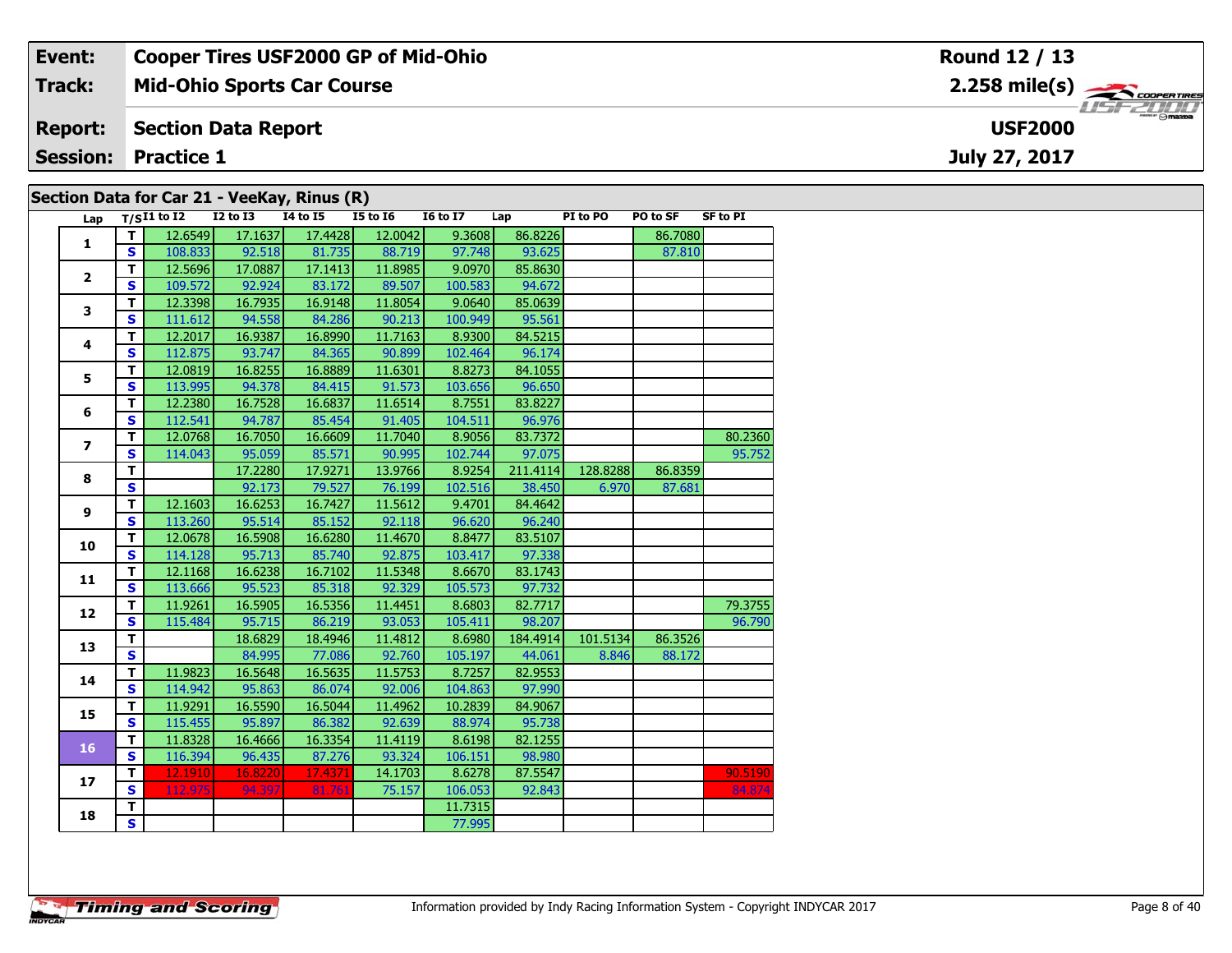| **Event:** | **Cooper Tires USF2000 GP of Mid-Ohio** | **Round 12 / 13** |
|---|---|---|
| **Track:** | **Mid-Ohio Sports Car Course** | **2.258 mile(s)** |
| **Report:** | **Section Data Report** | **USF2000** |
| **Session:** | **Practice 1** | **July 27, 2017** |

## Section Data for Car 21 - VeeKay, Rinus (R)

| Lap | T/S | I1 to I2 | I2 to I3 | I4 to I5 | I5 to I6 | I6 to I7 | Lap | PI to PO | PO to SF | SF to PI |
|---|---|---|---|---|---|---|---|---|---|---|
| 1 | T | 12.6549 | 17.1637 | 17.4428 | 12.0042 | 9.3608 | 86.8226 | | 86.7080 | |
| | S | 108.833 | 92.518 | 81.735 | 88.719 | 97.748 | 93.625 | | 87.810 | |
| 2 | T | 12.5696 | 17.0887 | 17.1413 | 11.8985 | 9.0970 | 85.8630 | | | |
| | S | 109.572 | 92.924 | 83.172 | 89.507 | 100.583 | 94.672 | | | |
| 3 | T | 12.3398 | 16.7935 | 16.9148 | 11.8054 | 9.0640 | 85.0639 | | | |
| | S | 111.612 | 94.558 | 84.286 | 90.213 | 100.949 | 95.561 | | | |
| 4 | T | 12.2017 | 16.9387 | 16.8990 | 11.7163 | 8.9300 | 84.5215 | | | |
| | S | 112.875 | 93.747 | 84.365 | 90.899 | 102.464 | 96.174 | | | |
| 5 | T | 12.0819 | 16.8255 | 16.8889 | 11.6301 | 8.8273 | 84.1055 | | | |
| | S | 113.995 | 94.378 | 84.415 | 91.573 | 103.656 | 96.650 | | | |
| 6 | T | 12.2380 | 16.7528 | 16.6837 | 11.6514 | 8.7551 | 83.8227 | | | |
| | S | 112.541 | 94.787 | 85.454 | 91.405 | 104.511 | 96.976 | | | |
| 7 | T | 12.0768 | 16.7050 | 16.6609 | 11.7040 | 8.9056 | 83.7372 | | | 80.2360 |
| | S | 114.043 | 95.059 | 85.571 | 90.995 | 102.744 | 97.075 | | | 95.752 |
| 8 | T | | 17.2280 | 17.9271 | 13.9766 | 8.9254 | 211.4114 | 128.8288 | 86.8359 | |
| | S | | 92.173 | 79.527 | 76.199 | 102.516 | 38.450 | 6.970 | 87.681 | |
| 9 | T | 12.1603 | 16.6253 | 16.7427 | 11.5612 | 9.4701 | 84.4642 | | | |
| | S | 113.260 | 95.514 | 85.152 | 92.118 | 96.620 | 96.240 | | | |
| 10 | T | 12.0678 | 16.5908 | 16.6280 | 11.4670 | 8.8477 | 83.5107 | | | |
| | S | 114.128 | 95.713 | 85.740 | 92.875 | 103.417 | 97.338 | | | |
| 11 | T | 12.1168 | 16.6238 | 16.7102 | 11.5348 | 8.6670 | 83.1743 | | | |
| | S | 113.666 | 95.523 | 85.318 | 92.329 | 105.573 | 97.732 | | | |
| 12 | T | 11.9261 | 16.5905 | 16.5356 | 11.4451 | 8.6803 | 82.7717 | | | 79.3755 |
| | S | 115.484 | 95.715 | 86.219 | 93.053 | 105.411 | 98.207 | | | 96.790 |
| 13 | T | | 18.6829 | 18.4946 | 11.4812 | 8.6980 | 184.4914 | 101.5134 | 86.3526 | |
| | S | | 84.995 | 77.086 | 92.760 | 105.197 | 44.061 | 8.846 | 88.172 | |
| 14 | T | 11.9823 | 16.5648 | 16.5635 | 11.5753 | 8.7257 | 82.9553 | | | |
| | S | 114.942 | 95.863 | 86.074 | 92.006 | 104.863 | 97.990 | | | |
| 15 | T | 11.9291 | 16.5590 | 16.5044 | 11.4962 | 10.2839 | 84.9067 | | | |
| | S | 115.455 | 95.897 | 86.382 | 92.639 | 88.974 | 95.738 | | | |
| 16 | T | 11.8328 | 16.4666 | 16.3354 | 11.4119 | 8.6198 | 82.1255 | | | |
| | S | 116.394 | 96.435 | 87.276 | 93.324 | 106.151 | 98.980 | | | |
| 17 | T | 12.1910 | 16.8220 | 17.4371 | 14.1703 | 8.6278 | 87.5547 | | | 90.5190 |
| | S | 112.975 | 94.397 | 81.761 | 75.157 | 106.053 | 92.843 | | | 84.874 |
| 18 | T | | | | | 11.7315 | | | | |
| | S | | | | | 77.995 | | | | |

Information provided by Indy Racing Information System - Copyright INDYCAR 2017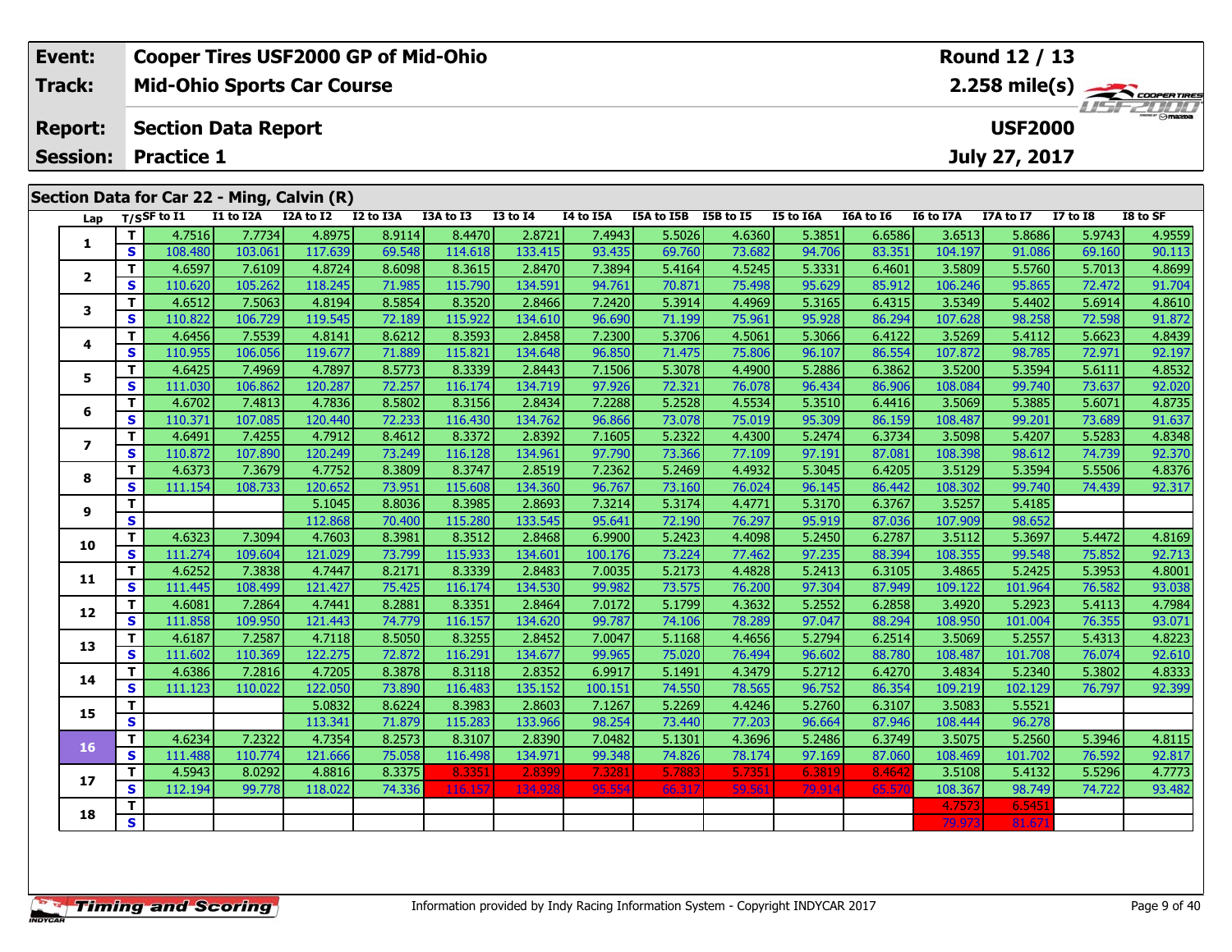| Event: | Cooper Tires USF2000 GP of Mid-Ohio | Round 12 / 13 |
|---|---|---|
| Track: | Mid-Ohio Sports Car Course | 2.258 mile(s) |
| Report: | Section Data Report | USF2000 |
| Session: | Practice 1 | July 27, 2017 |

## Section Data for Car 22 - Ming, Calvin (R)

| Lap | T/S | SF to I1 | I1 to I2A | I2A to I2 | I2 to I3A | I3A to I3 | I3 to I4 | I4 to I5A | I5A to I5B | I5B to I5 | I5 to I6A | I6A to I6 | I6 to I7A | I7A to I7 | I7 to I8 | I8 to SF |
|---|---|---|---|---|---|---|---|---|---|---|---|---|---|---|---|---|
| 1 | T | 4.7516 | 7.7734 | 4.8975 | 8.9114 | 8.4470 | 2.8721 | 7.4943 | 5.5026 | 4.6360 | 5.3851 | 6.6586 | 3.6513 | 5.8686 | 5.9743 | 4.9559 |
| | S | 108.480 | 103.061 | 117.639 | 69.548 | 114.618 | 133.415 | 93.435 | 69.760 | 73.682 | 94.706 | 83.351 | 104.197 | 91.086 | 69.160 | 90.113 |
| 2 | T | 4.6597 | 7.6109 | 4.8724 | 8.6098 | 8.3615 | 2.8470 | 7.3894 | 5.4164 | 4.5245 | 5.3331 | 6.4601 | 3.5809 | 5.5760 | 5.7013 | 4.8699 |
| | S | 110.620 | 105.262 | 118.245 | 71.985 | 115.790 | 134.591 | 94.761 | 70.871 | 75.498 | 95.629 | 85.912 | 106.246 | 95.865 | 72.472 | 91.704 |
| 3 | T | 4.6512 | 7.5063 | 4.8194 | 8.5854 | 8.3520 | 2.8466 | 7.2420 | 5.3914 | 4.4969 | 5.3165 | 6.4315 | 3.5349 | 5.4402 | 5.6914 | 4.8610 |
| | S | 110.822 | 106.729 | 119.545 | 72.189 | 115.922 | 134.610 | 96.690 | 71.199 | 75.961 | 95.928 | 86.294 | 107.628 | 98.258 | 72.598 | 91.872 |
| 4 | T | 4.6456 | 7.5539 | 4.8141 | 8.6212 | 8.3593 | 2.8458 | 7.2300 | 5.3706 | 4.5061 | 5.3066 | 6.4122 | 3.5269 | 5.4112 | 5.6623 | 4.8439 |
| | S | 110.955 | 106.056 | 119.677 | 71.889 | 115.821 | 134.648 | 96.850 | 71.475 | 75.806 | 96.107 | 86.554 | 107.872 | 98.785 | 72.971 | 92.197 |
| 5 | T | 4.6425 | 7.4969 | 4.7897 | 8.5773 | 8.3339 | 2.8443 | 7.1506 | 5.3078 | 4.4900 | 5.2886 | 6.3862 | 3.5200 | 5.3594 | 5.6111 | 4.8532 |
| | S | 111.030 | 106.862 | 120.287 | 72.257 | 116.174 | 134.719 | 97.926 | 72.321 | 76.078 | 96.434 | 86.906 | 108.084 | 99.740 | 73.637 | 92.020 |
| 6 | T | 4.6702 | 7.4813 | 4.7836 | 8.5802 | 8.3156 | 2.8434 | 7.2288 | 5.2528 | 4.5534 | 5.3510 | 6.4416 | 3.5069 | 5.3885 | 5.6071 | 4.8735 |
| | S | 110.371 | 107.085 | 120.440 | 72.233 | 116.430 | 134.762 | 96.866 | 73.078 | 75.019 | 95.309 | 86.159 | 108.487 | 99.201 | 73.689 | 91.637 |
| 7 | T | 4.6491 | 7.4255 | 4.7912 | 8.4612 | 8.3372 | 2.8392 | 7.1605 | 5.2322 | 4.4300 | 5.2474 | 6.3734 | 3.5098 | 5.4207 | 5.5283 | 4.8348 |
| | S | 110.872 | 107.890 | 120.249 | 73.249 | 116.128 | 134.961 | 97.790 | 73.366 | 77.109 | 97.191 | 87.081 | 108.398 | 98.612 | 74.739 | 92.370 |
| 8 | T | 4.6373 | 7.3679 | 4.7752 | 8.3809 | 8.3747 | 2.8519 | 7.2362 | 5.2469 | 4.4932 | 5.3045 | 6.4205 | 3.5129 | 5.3594 | 5.5506 | 4.8376 |
| | S | 111.154 | 108.733 | 120.652 | 73.951 | 115.608 | 134.360 | 96.767 | 73.160 | 76.024 | 96.145 | 86.442 | 108.302 | 99.740 | 74.439 | 92.317 |
| 9 | T | | | 5.1045 | 8.8036 | 8.3985 | 2.8693 | 7.3214 | 5.3174 | 4.4771 | 5.3170 | 6.3767 | 3.5257 | 5.4185 | | |
| | S | | | 112.868 | 70.400 | 115.280 | 133.545 | 95.641 | 72.190 | 76.297 | 95.919 | 87.036 | 107.909 | 98.652 | | |
| 10 | T | 4.6323 | 7.3094 | 4.7603 | 8.3981 | 8.3512 | 2.8468 | 6.9900 | 5.2423 | 4.4098 | 5.2450 | 6.2787 | 3.5112 | 5.3697 | 5.4472 | 4.8169 |
| | S | 111.274 | 109.604 | 121.029 | 73.799 | 115.933 | 134.601 | 100.176 | 73.224 | 77.462 | 97.235 | 88.394 | 108.355 | 99.548 | 75.852 | 92.713 |
| 11 | T | 4.6252 | 7.3838 | 4.7447 | 8.2171 | 8.3339 | 2.8483 | 7.0035 | 5.2173 | 4.4828 | 5.2413 | 6.3105 | 3.4865 | 5.2425 | 5.3953 | 4.8001 |
| | S | 111.445 | 108.499 | 121.427 | 75.425 | 116.174 | 134.530 | 99.982 | 73.575 | 76.200 | 97.304 | 87.949 | 109.122 | 101.964 | 76.582 | 93.038 |
| 12 | T | 4.6081 | 7.2864 | 4.7441 | 8.2881 | 8.3351 | 2.8464 | 7.0172 | 5.1799 | 4.3632 | 5.2552 | 6.2858 | 3.4920 | 5.2923 | 5.4113 | 4.7984 |
| | S | 111.858 | 109.950 | 121.443 | 74.779 | 116.157 | 134.620 | 99.787 | 74.106 | 78.289 | 97.047 | 88.294 | 108.950 | 101.004 | 76.355 | 93.071 |
| 13 | T | 4.6187 | 7.2587 | 4.7118 | 8.5050 | 8.3255 | 2.8452 | 7.0047 | 5.1168 | 4.4656 | 5.2794 | 6.2514 | 3.5069 | 5.2557 | 5.4313 | 4.8223 |
| | S | 111.602 | 110.369 | 122.275 | 72.872 | 116.291 | 134.677 | 99.965 | 75.020 | 76.494 | 96.602 | 88.780 | 108.487 | 101.708 | 76.074 | 92.610 |
| 14 | T | 4.6386 | 7.2816 | 4.7205 | 8.3878 | 8.3118 | 2.8352 | 6.9917 | 5.1491 | 4.3479 | 5.2712 | 6.4270 | 3.4834 | 5.2340 | 5.3802 | 4.8333 |
| | S | 111.123 | 110.022 | 122.050 | 73.890 | 116.483 | 135.152 | 100.151 | 74.550 | 78.565 | 96.752 | 86.354 | 109.219 | 102.129 | 76.797 | 92.399 |
| 15 | T | | | 5.0832 | 8.6224 | 8.3983 | 2.8603 | 7.1267 | 5.2269 | 4.4246 | 5.2760 | 6.3107 | 3.5083 | 5.5521 | | |
| | S | | | 113.341 | 71.879 | 115.283 | 133.966 | 98.254 | 73.440 | 77.203 | 96.664 | 87.946 | 108.444 | 96.278 | | |
| 16 | T | 4.6234 | 7.2322 | 4.7354 | 8.2573 | 8.3107 | 2.8390 | 7.0482 | 5.1301 | 4.3696 | 5.2486 | 6.3749 | 3.5075 | 5.2560 | 5.3946 | 4.8115 |
| | S | 111.488 | 110.774 | 121.666 | 75.058 | 116.498 | 134.971 | 99.348 | 74.826 | 78.174 | 97.169 | 87.060 | 108.469 | 101.702 | 76.592 | 92.817 |
| 17 | T | 4.5943 | 8.0292 | 4.8816 | 8.3375 | 8.3351 | 2.8399 | 7.3281 | 5.7883 | 5.7351 | 6.3819 | 8.4642 | 3.5108 | 5.4132 | 5.5296 | 4.7773 |
| | S | 112.194 | 99.778 | 118.022 | 74.336 | 116.157 | 134.928 | 95.554 | 66.317 | 59.561 | 79.914 | 65.570 | 108.367 | 98.749 | 74.722 | 93.482 |
| 18 | T | | | | | | | | | | | | 4.7573 | 6.5451 | | |
| | S | | | | | | | | | | | | 79.973 | 81.671 | | |

Information provided by Indy Racing Information System - Copyright INDYCAR 2017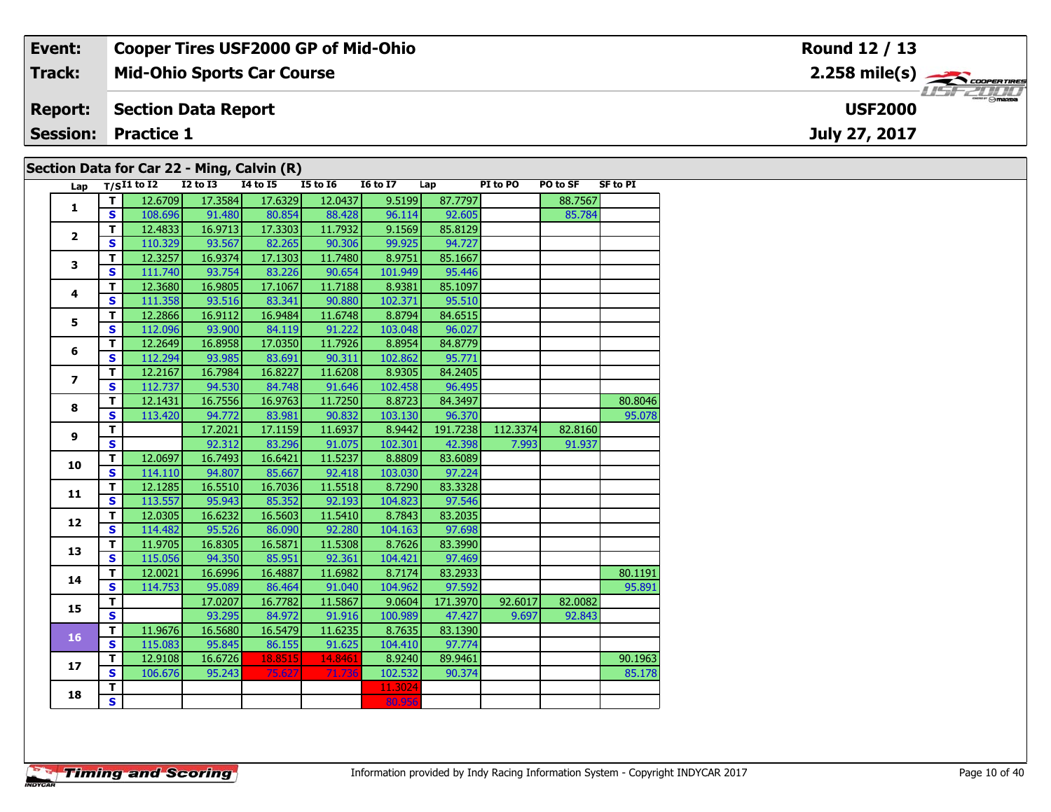| Event: | Cooper Tires USF2000 GP of Mid-Ohio | Round 12 / 13 |
|---|---|---|
| Track: | Mid-Ohio Sports Car Course | 2.258 mile(s) |
| Report: | Section Data Report | USF2000 |
| Session: | Practice 1 | July 27, 2017 |

## Section Data for Car 22 - Ming, Calvin (R)

| Lap | T/S | I1 to I2 | I2 to I3 | I4 to I5 | I5 to I6 | I6 to I7 | Lap | PI to PO | PO to SF | SF to PI |
|---|---|---|---|---|---|---|---|---|---|---|
| 1 | T | 12.6709 | 17.3584 | 17.6329 | 12.0437 | 9.5199 | 87.7797 | | 88.7567 | |
| | S | 108.696 | 91.480 | 80.854 | 88.428 | 96.114 | 92.605 | | 85.784 | |
| 2 | T | 12.4833 | 16.9713 | 17.3303 | 11.7932 | 9.1569 | 85.8129 | | | |
| | S | 110.329 | 93.567 | 82.265 | 90.306 | 99.925 | 94.727 | | | |
| 3 | T | 12.3257 | 16.9374 | 17.1303 | 11.7480 | 8.9751 | 85.1667 | | | |
| | S | 111.740 | 93.754 | 83.226 | 90.654 | 101.949 | 95.446 | | | |
| 4 | T | 12.3680 | 16.9805 | 17.1067 | 11.7188 | 8.9381 | 85.1097 | | | |
| | S | 111.358 | 93.516 | 83.341 | 90.880 | 102.371 | 95.510 | | | |
| 5 | T | 12.2866 | 16.9112 | 16.9484 | 11.6748 | 8.8794 | 84.6515 | | | |
| | S | 112.096 | 93.900 | 84.119 | 91.222 | 103.048 | 96.027 | | | |
| 6 | T | 12.2649 | 16.8958 | 17.0350 | 11.7926 | 8.8954 | 84.8779 | | | |
| | S | 112.294 | 93.985 | 83.691 | 90.311 | 102.862 | 95.771 | | | |
| 7 | T | 12.2167 | 16.7984 | 16.8227 | 11.6208 | 8.9305 | 84.2405 | | | |
| | S | 112.737 | 94.530 | 84.748 | 91.646 | 102.458 | 96.495 | | | |
| 8 | T | 12.1431 | 16.7556 | 16.9763 | 11.7250 | 8.8723 | 84.3497 | | | 80.8046 |
| | S | 113.420 | 94.772 | 83.981 | 90.832 | 103.130 | 96.370 | | | 95.078 |
| 9 | T | | 17.2021 | 17.1159 | 11.6937 | 8.9442 | 191.7238 | 112.3374 | 82.8160 | |
| | S | | 92.312 | 83.296 | 91.075 | 102.301 | 42.398 | 7.993 | 91.937 | |
| 10 | T | 12.0697 | 16.7493 | 16.6421 | 11.5237 | 8.8809 | 83.6089 | | | |
| | S | 114.110 | 94.807 | 85.667 | 92.418 | 103.030 | 97.224 | | | |
| 11 | T | 12.1285 | 16.5510 | 16.7036 | 11.5518 | 8.7290 | 83.3328 | | | |
| | S | 113.557 | 95.943 | 85.352 | 92.193 | 104.823 | 97.546 | | | |
| 12 | T | 12.0305 | 16.6232 | 16.5603 | 11.5410 | 8.7843 | 83.2035 | | | |
| | S | 114.482 | 95.526 | 86.090 | 92.280 | 104.163 | 97.698 | | | |
| 13 | T | 11.9705 | 16.8305 | 16.5871 | 11.5308 | 8.7626 | 83.3990 | | | |
| | S | 115.056 | 94.350 | 85.951 | 92.361 | 104.421 | 97.469 | | | |
| 14 | T | 12.0021 | 16.6996 | 16.4887 | 11.6982 | 8.7174 | 83.2933 | | | 80.1191 |
| | S | 114.753 | 95.089 | 86.464 | 91.040 | 104.962 | 97.592 | | | 95.891 |
| 15 | T | | 17.0207 | 16.7782 | 11.5867 | 9.0604 | 171.3970 | 92.6017 | 82.0082 | |
| | S | | 93.295 | 84.972 | 91.916 | 100.989 | 47.427 | 9.697 | 92.843 | |
| 16 | T | 11.9676 | 16.5680 | 16.5479 | 11.6235 | 8.7635 | 83.1390 | | | |
| | S | 115.083 | 95.845 | 86.155 | 91.625 | 104.410 | 97.774 | | | |
| 17 | T | 12.9108 | 16.6726 | 18.8515 | 14.8461 | 8.9240 | 89.9461 | | | 90.1963 |
| | S | 106.676 | 95.243 | 75.627 | 71.736 | 102.532 | 90.374 | | | 85.178 |
| 18 | T | | | | | 11.3024 | | | | |
| | S | | | | | 80.956 | | | | |

Information provided by Indy Racing Information System - Copyright INDYCAR 2017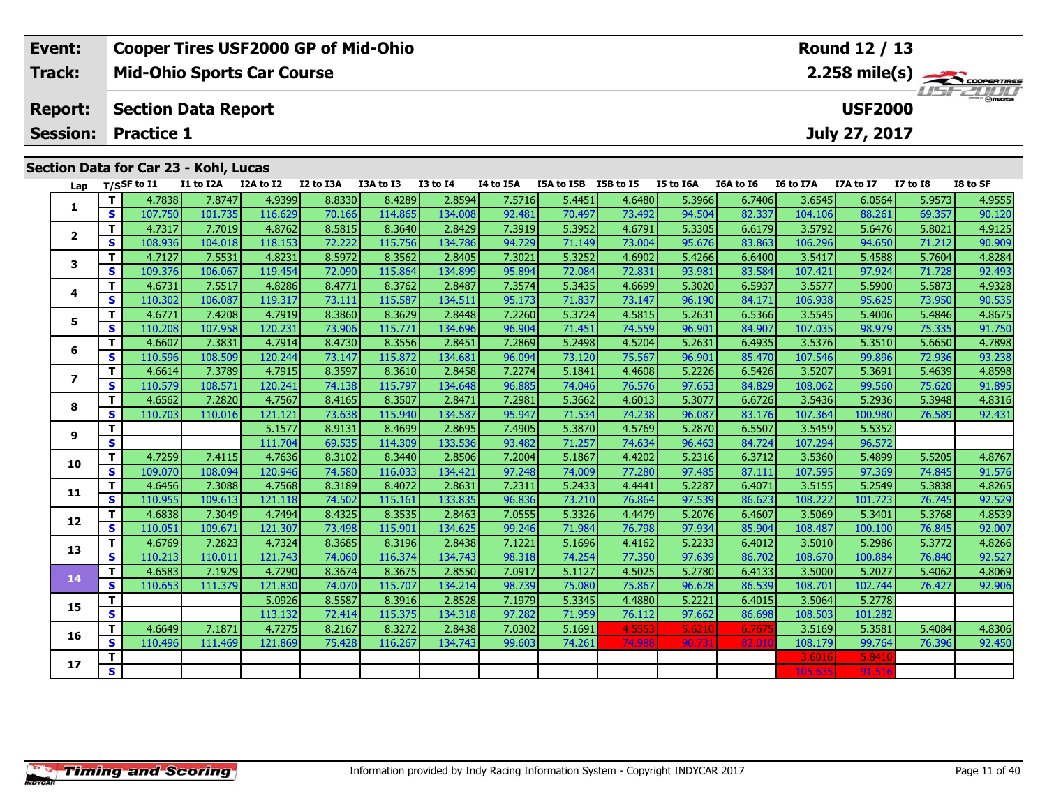| Event: | Cooper Tires USF2000 GP of Mid-Ohio | Round 12 / 13 |
|---|---|---|
| Track: | Mid-Ohio Sports Car Course | 2.258 mile(s) |
| Report: | Section Data Report | USF2000 |
| Session: | Practice 1 | July 27, 2017 |

## Section Data for Car 23 - Kohl, Lucas

| Lap | T/S | SF to I1 | I1 to I2A | I2A to I2 | I2 to I3A | I3A to I3 | I3 to I4 | I4 to I5A | I5A to I5B | I5B to I5 | I5 to I6A | I6A to I6 | I6 to I7A | I7A to I7 | I7 to I8 | I8 to SF |
|---|---|---|---|---|---|---|---|---|---|---|---|---|---|---|---|---|
| 1 | T | 4.7838 | 7.8747 | 4.9399 | 8.8330 | 8.4289 | 2.8594 | 7.5716 | 5.4451 | 4.6480 | 5.3966 | 6.7406 | 3.6545 | 6.0564 | 5.9573 | 4.9555 |
| | S | 107.750 | 101.735 | 116.629 | 70.166 | 114.865 | 134.008 | 92.481 | 70.497 | 73.492 | 94.504 | 82.337 | 104.106 | 88.261 | 69.357 | 90.120 |
| 2 | T | 4.7317 | 7.7019 | 4.8762 | 8.5815 | 8.3640 | 2.8429 | 7.3919 | 5.3952 | 4.6791 | 5.3305 | 6.6179 | 3.5792 | 5.6476 | 5.8021 | 4.9125 |
| | S | 108.936 | 104.018 | 118.153 | 72.222 | 115.756 | 134.786 | 94.729 | 71.149 | 73.004 | 95.676 | 83.863 | 106.296 | 94.650 | 71.212 | 90.909 |
| 3 | T | 4.7127 | 7.5531 | 4.8231 | 8.5972 | 8.3562 | 2.8405 | 7.3021 | 5.3252 | 4.6902 | 5.4266 | 6.6400 | 3.5417 | 5.4588 | 5.7604 | 4.8284 |
| | S | 109.376 | 106.067 | 119.454 | 72.090 | 115.864 | 134.899 | 95.894 | 72.084 | 72.831 | 93.981 | 83.584 | 107.421 | 97.924 | 71.728 | 92.493 |
| 4 | T | 4.6731 | 7.5517 | 4.8286 | 8.4771 | 8.3762 | 2.8487 | 7.3574 | 5.3435 | 4.6699 | 5.3020 | 6.5937 | 3.5577 | 5.5900 | 5.5873 | 4.9328 |
| | S | 110.302 | 106.087 | 119.317 | 73.111 | 115.587 | 134.511 | 95.173 | 71.837 | 73.147 | 96.190 | 84.171 | 106.938 | 95.625 | 73.950 | 90.535 |
| 5 | T | 4.6771 | 7.4208 | 4.7919 | 8.3860 | 8.3629 | 2.8448 | 7.2260 | 5.3724 | 4.5815 | 5.2631 | 6.5366 | 3.5545 | 5.4006 | 5.4846 | 4.8675 |
| | S | 110.208 | 107.958 | 120.231 | 73.906 | 115.771 | 134.696 | 96.904 | 71.451 | 74.559 | 96.901 | 84.907 | 107.035 | 98.979 | 75.335 | 91.750 |
| 6 | T | 4.6607 | 7.3831 | 4.7914 | 8.4730 | 8.3556 | 2.8451 | 7.2869 | 5.2498 | 4.5204 | 5.2631 | 6.4935 | 3.5376 | 5.3510 | 5.6650 | 4.7898 |
| | S | 110.596 | 108.509 | 120.244 | 73.147 | 115.872 | 134.681 | 96.094 | 73.120 | 75.567 | 96.901 | 85.470 | 107.546 | 99.896 | 72.936 | 93.238 |
| 7 | T | 4.6614 | 7.3789 | 4.7915 | 8.3597 | 8.3610 | 2.8458 | 7.2274 | 5.1841 | 4.4608 | 5.2226 | 6.5426 | 3.5207 | 5.3691 | 5.4639 | 4.8598 |
| | S | 110.579 | 108.571 | 120.241 | 74.138 | 115.797 | 134.648 | 96.885 | 74.046 | 76.576 | 97.653 | 84.829 | 108.062 | 99.560 | 75.620 | 91.895 |
| 8 | T | 4.6562 | 7.2820 | 4.7567 | 8.4165 | 8.3507 | 2.8471 | 7.2981 | 5.3662 | 4.6013 | 5.3077 | 6.6726 | 3.5436 | 5.2936 | 5.3948 | 4.8316 |
| | S | 110.703 | 110.016 | 121.121 | 73.638 | 115.940 | 134.587 | 95.947 | 71.534 | 74.238 | 96.087 | 83.176 | 107.364 | 100.980 | 76.589 | 92.431 |
| 9 | T | | | 5.1577 | 8.9131 | 8.4699 | 2.8695 | 7.4905 | 5.3870 | 4.5769 | 5.2870 | 6.5507 | 3.5459 | 5.5352 | | |
| | S | | | 111.704 | 69.535 | 114.309 | 133.536 | 93.482 | 71.257 | 74.634 | 96.463 | 84.724 | 107.294 | 96.572 | | |
| 10 | T | 4.7259 | 7.4115 | 4.7636 | 8.3102 | 8.3440 | 2.8506 | 7.2004 | 5.1867 | 4.4202 | 5.2316 | 6.3712 | 3.5360 | 5.4899 | 5.5205 | 4.8767 |
| | S | 109.070 | 108.094 | 120.946 | 74.580 | 116.033 | 134.421 | 97.248 | 74.009 | 77.280 | 97.485 | 87.111 | 107.595 | 97.369 | 74.845 | 91.576 |
| 11 | T | 4.6456 | 7.3088 | 4.7568 | 8.3189 | 8.4072 | 2.8631 | 7.2311 | 5.2433 | 4.4441 | 5.2287 | 6.4071 | 3.5155 | 5.2549 | 5.3838 | 4.8265 |
| | S | 110.955 | 109.613 | 121.118 | 74.502 | 115.161 | 133.835 | 96.836 | 73.210 | 76.864 | 97.539 | 86.623 | 108.222 | 101.723 | 76.745 | 92.529 |
| 12 | T | 4.6838 | 7.3049 | 4.7494 | 8.4325 | 8.3535 | 2.8463 | 7.0555 | 5.3326 | 4.4479 | 5.2076 | 6.4607 | 3.5069 | 5.3401 | 5.3768 | 4.8539 |
| | S | 110.051 | 109.671 | 121.307 | 73.498 | 115.901 | 134.625 | 99.246 | 71.984 | 76.798 | 97.934 | 85.904 | 108.487 | 100.100 | 76.845 | 92.007 |
| 13 | T | 4.6769 | 7.2823 | 4.7324 | 8.3685 | 8.3196 | 2.8438 | 7.1221 | 5.1696 | 4.4162 | 5.2233 | 6.4012 | 3.5010 | 5.2986 | 5.3772 | 4.8266 |
| | S | 110.213 | 110.011 | 121.743 | 74.060 | 116.374 | 134.743 | 98.318 | 74.254 | 77.350 | 97.639 | 86.702 | 108.670 | 100.884 | 76.840 | 92.527 |
| 14 | T | 4.6583 | 7.1929 | 4.7290 | 8.3674 | 8.3675 | 2.8550 | 7.0917 | 5.1127 | 4.5025 | 5.2780 | 6.4133 | 3.5000 | 5.2027 | 5.4062 | 4.8069 |
| | S | 110.653 | 111.379 | 121.830 | 74.070 | 115.707 | 134.214 | 98.739 | 75.080 | 75.867 | 96.628 | 86.539 | 108.701 | 102.744 | 76.427 | 92.906 |
| 15 | T | | | 5.0926 | 8.5587 | 8.3916 | 2.8528 | 7.1979 | 5.3345 | 4.4880 | 5.2221 | 6.4015 | 3.5064 | 5.2778 | | |
| | S | | | 113.132 | 72.414 | 115.375 | 134.318 | 97.282 | 71.959 | 76.112 | 97.662 | 86.698 | 108.503 | 101.282 | | |
| 16 | T | 4.6649 | 7.1871 | 4.7275 | 8.2167 | 8.3272 | 2.8438 | 7.0302 | 5.1691 | 4.5553 | 5.6210 | 6.7675 | 3.5169 | 5.3581 | 5.4084 | 4.8306 |
| | S | 110.496 | 111.469 | 121.869 | 75.428 | 116.267 | 134.743 | 99.603 | 74.261 | 74.988 | 90.731 | 82.010 | 108.179 | 99.764 | 76.396 | 92.450 |
| 17 | T | | | | | | | | | | | | 3.6016 | 5.8410 | | |
| | S | | | | | | | | | | | | 105.635 | 91.516 | | |

Information provided by Indy Racing Information System - Copyright INDYCAR 2017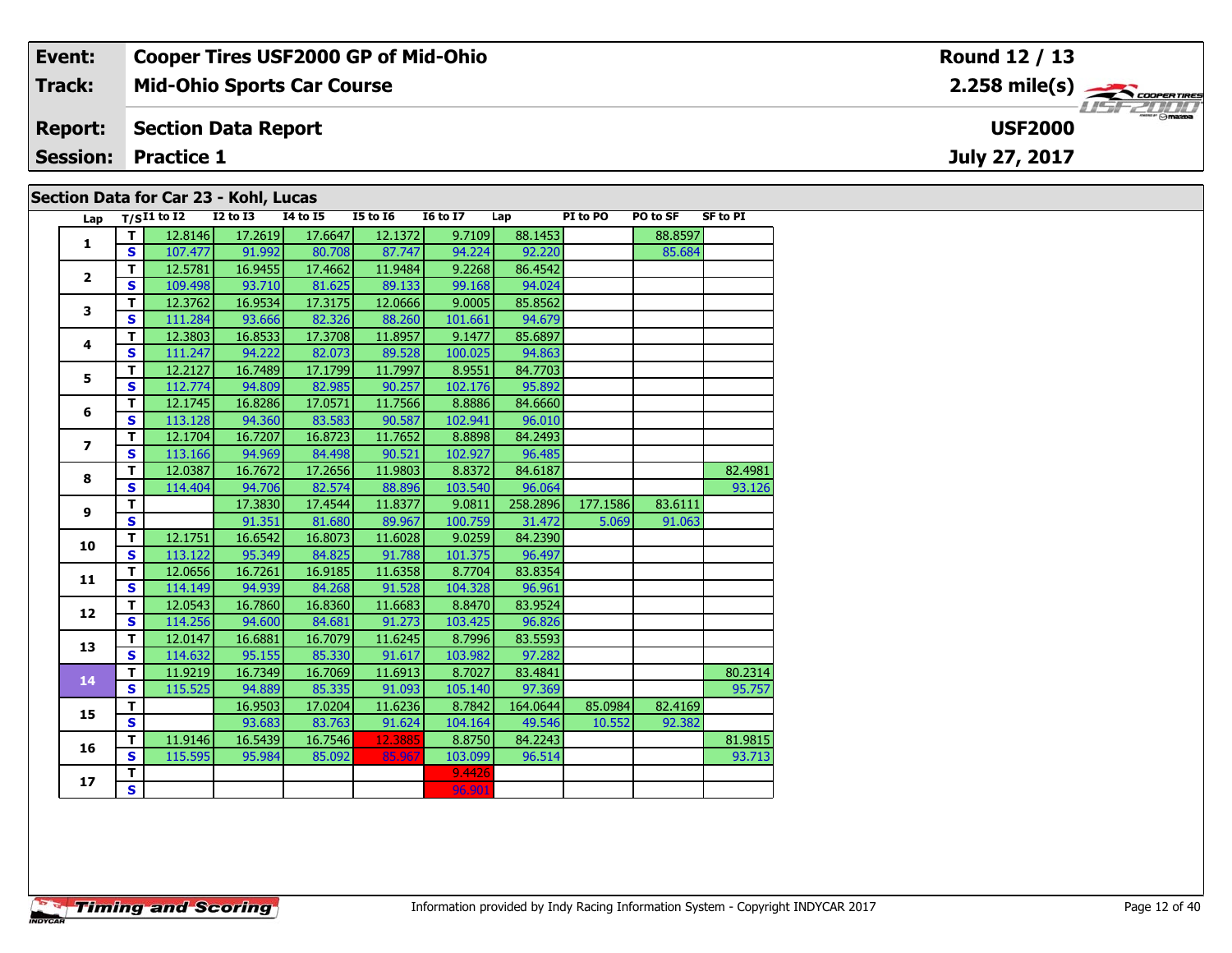| Event: | Cooper Tires USF2000 GP of Mid-Ohio | Round 12 / 13 |
|---|---|---|
| Track: | Mid-Ohio Sports Car Course | 2.258 mile(s) |
| Report: | Section Data Report | USF2000 |
| Session: | Practice 1 | July 27, 2017 |

## Section Data for Car 23 - Kohl, Lucas

| Lap | T/S | I1 to I2 | I2 to I3 | I4 to I5 | I5 to I6 | I6 to I7 | Lap | PI to PO | PO to SF | SF to PI |
|---|---|---|---|---|---|---|---|---|---|---|
| 1 | T | 12.8146 | 17.2619 | 17.6647 | 12.1372 | 9.7109 | 88.1453 | | 88.8597 | |
| | S | 107.477 | 91.992 | 80.708 | 87.747 | 94.224 | 92.220 | | 85.684 | |
| 2 | T | 12.5781 | 16.9455 | 17.4662 | 11.9484 | 9.2268 | 86.4542 | | | |
| | S | 109.498 | 93.710 | 81.625 | 89.133 | 99.168 | 94.024 | | | |
| 3 | T | 12.3762 | 16.9534 | 17.3175 | 12.0666 | 9.0005 | 85.8562 | | | |
| | S | 111.284 | 93.666 | 82.326 | 88.260 | 101.661 | 94.679 | | | |
| 4 | T | 12.3803 | 16.8533 | 17.3708 | 11.8957 | 9.1477 | 85.6897 | | | |
| | S | 111.247 | 94.222 | 82.073 | 89.528 | 100.025 | 94.863 | | | |
| 5 | T | 12.2127 | 16.7489 | 17.1799 | 11.7997 | 8.9551 | 84.7703 | | | |
| | S | 112.774 | 94.809 | 82.985 | 90.257 | 102.176 | 95.892 | | | |
| 6 | T | 12.1745 | 16.8286 | 17.0571 | 11.7566 | 8.8886 | 84.6660 | | | |
| | S | 113.128 | 94.360 | 83.583 | 90.587 | 102.941 | 96.010 | | | |
| 7 | T | 12.1704 | 16.7207 | 16.8723 | 11.7652 | 8.8898 | 84.2493 | | | |
| | S | 113.166 | 94.969 | 84.498 | 90.521 | 102.927 | 96.485 | | | |
| 8 | T | 12.0387 | 16.7672 | 17.2656 | 11.9803 | 8.8372 | 84.6187 | | | 82.4981 |
| | S | 114.404 | 94.706 | 82.574 | 88.896 | 103.540 | 96.064 | | | 93.126 |
| 9 | T | | 17.3830 | 17.4544 | 11.8377 | 9.0811 | 258.2896 | 177.1586 | 83.6111 | |
| | S | | 91.351 | 81.680 | 89.967 | 100.759 | 31.472 | 5.069 | 91.063 | |
| 10 | T | 12.1751 | 16.6542 | 16.8073 | 11.6028 | 9.0259 | 84.2390 | | | |
| | S | 113.122 | 95.349 | 84.825 | 91.788 | 101.375 | 96.497 | | | |
| 11 | T | 12.0656 | 16.7261 | 16.9185 | 11.6358 | 8.7704 | 83.8354 | | | |
| | S | 114.149 | 94.939 | 84.268 | 91.528 | 104.328 | 96.961 | | | |
| 12 | T | 12.0543 | 16.7860 | 16.8360 | 11.6683 | 8.8470 | 83.9524 | | | |
| | S | 114.256 | 94.600 | 84.681 | 91.273 | 103.425 | 96.826 | | | |
| 13 | T | 12.0147 | 16.6881 | 16.7079 | 11.6245 | 8.7996 | 83.5593 | | | |
| | S | 114.632 | 95.155 | 85.330 | 91.617 | 103.982 | 97.282 | | | |
| 14 | T | 11.9219 | 16.7349 | 16.7069 | 11.6913 | 8.7027 | 83.4841 | | | 80.2314 |
| | S | 115.525 | 94.889 | 85.335 | 91.093 | 105.140 | 97.369 | | | 95.757 |
| 15 | T | | 16.9503 | 17.0204 | 11.6236 | 8.7842 | 164.0644 | 85.0984 | 82.4169 | |
| | S | | 93.683 | 83.763 | 91.624 | 104.164 | 49.546 | 10.552 | 92.382 | |
| 16 | T | 11.9146 | 16.5439 | 16.7546 | 12.3885 | 8.8750 | 84.2243 | | | 81.9815 |
| | S | 115.595 | 95.984 | 85.092 | 85.967 | 103.099 | 96.514 | | | 93.713 |
| 17 | T | | | | | 9.4426 | | | | |
| | S | | | | | 96.901 | | | | |

Information provided by Indy Racing Information System - Copyright INDYCAR 2017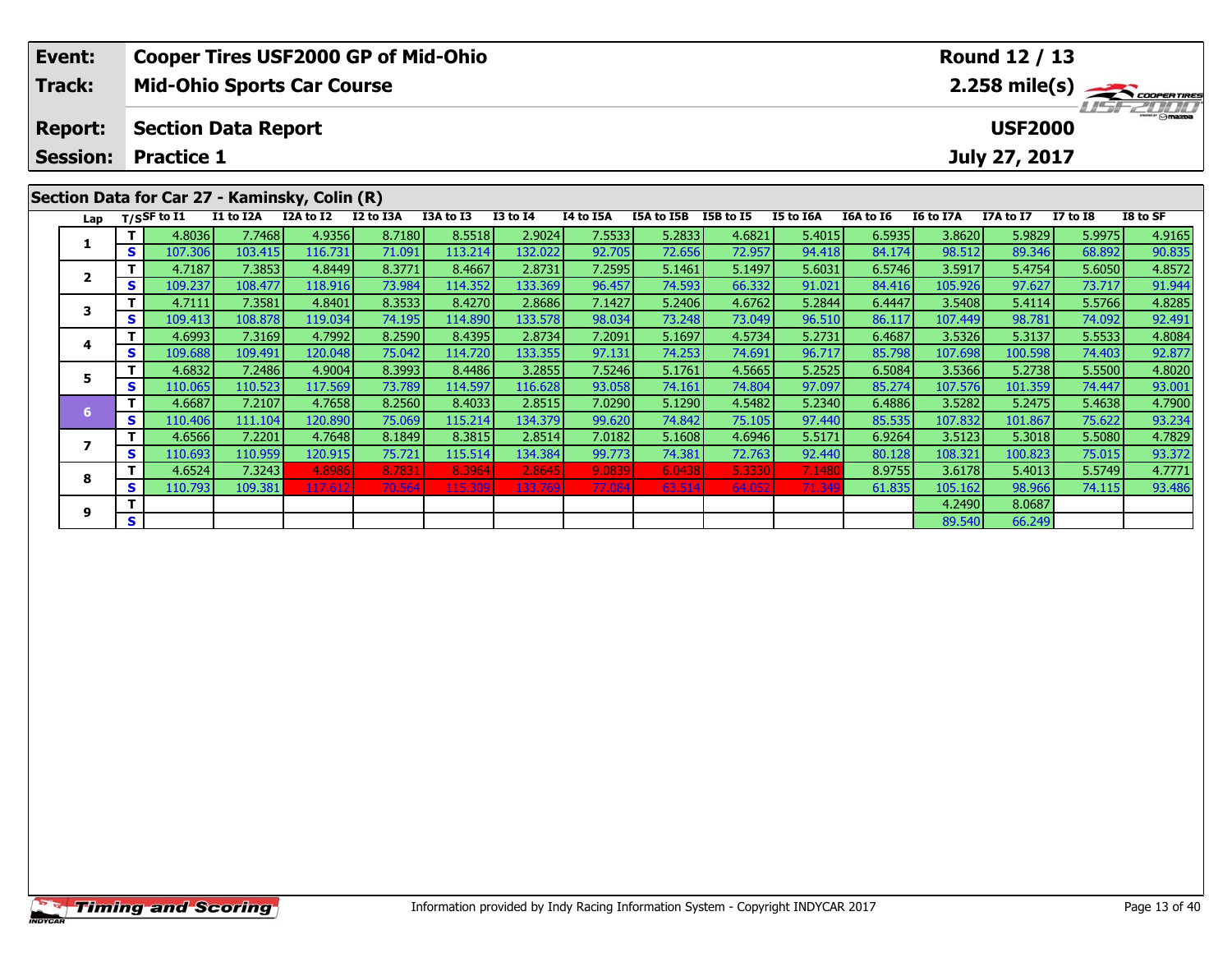| Event: | Cooper Tires USF2000 GP of Mid-Ohio | Round 12 / 13 |
|---|---|---|
| Track: | Mid-Ohio Sports Car Course | 2.258 mile(s) |
| Report: | Section Data Report | USF2000 |
| Session: | Practice 1 | July 27, 2017 |

## Section Data for Car 27 - Kaminsky, Colin (R)

| Lap | T/S | SF to I1 | I1 to I2A | I2A to I2 | I2 to I3A | I3A to I3 | I3 to I4 | I4 to I5A | I5A to I5B | I5B to I5 | I5 to I6A | I6A to I6 | I6 to I7A | I7A to I7 | I7 to I8 | I8 to SF |
|---|---|---|---|---|---|---|---|---|---|---|---|---|---|---|---|---|
| 1 | T | 4.8036 | 7.7468 | 4.9356 | 8.7180 | 8.5518 | 2.9024 | 7.5533 | 5.2833 | 4.6821 | 5.4015 | 6.5935 | 3.8620 | 5.9829 | 5.9975 | 4.9165 |
| | S | 107.306 | 103.415 | 116.731 | 71.091 | 113.214 | 132.022 | 92.705 | 72.656 | 72.957 | 94.418 | 84.174 | 98.512 | 89.346 | 68.892 | 90.835 |
| 2 | T | 4.7187 | 7.3853 | 4.8449 | 8.3771 | 8.4667 | 2.8731 | 7.2595 | 5.1461 | 5.1497 | 5.6031 | 6.5746 | 3.5917 | 5.4754 | 5.6050 | 4.8572 |
| | S | 109.237 | 108.477 | 118.916 | 73.984 | 114.352 | 133.369 | 96.457 | 74.593 | 66.332 | 91.021 | 84.416 | 105.926 | 97.627 | 73.717 | 91.944 |
| 3 | T | 4.7111 | 7.3581 | 4.8401 | 8.3533 | 8.4270 | 2.8686 | 7.1427 | 5.2406 | 4.6762 | 5.2844 | 6.4447 | 3.5408 | 5.4114 | 5.5766 | 4.8285 |
| | S | 109.413 | 108.878 | 119.034 | 74.195 | 114.890 | 133.578 | 98.034 | 73.248 | 73.049 | 96.510 | 86.117 | 107.449 | 98.781 | 74.092 | 92.491 |
| 4 | T | 4.6993 | 7.3169 | 4.7992 | 8.2590 | 8.4395 | 2.8734 | 7.2091 | 5.1697 | 4.5734 | 5.2731 | 6.4687 | 3.5326 | 5.3137 | 5.5533 | 4.8084 |
| | S | 109.688 | 109.491 | 120.048 | 75.042 | 114.720 | 133.355 | 97.131 | 74.253 | 74.691 | 96.717 | 85.798 | 107.698 | 100.598 | 74.403 | 92.877 |
| 5 | T | 4.6832 | 7.2486 | 4.9004 | 8.3993 | 8.4486 | 3.2855 | 7.5246 | 5.1761 | 4.5665 | 5.2525 | 6.5084 | 3.5366 | 5.2738 | 5.5500 | 4.8020 |
| | S | 110.065 | 110.523 | 117.569 | 73.789 | 114.597 | 116.628 | 93.058 | 74.161 | 74.804 | 97.097 | 85.274 | 107.576 | 101.359 | 74.447 | 93.001 |
| 6 | T | 4.6687 | 7.2107 | 4.7658 | 8.2560 | 8.4033 | 2.8515 | 7.0290 | 5.1290 | 4.5482 | 5.2340 | 6.4886 | 3.5282 | 5.2475 | 5.4638 | 4.7900 |
| | S | 110.406 | 111.104 | 120.890 | 75.069 | 115.214 | 134.379 | 99.620 | 74.842 | 75.105 | 97.440 | 85.535 | 107.832 | 101.867 | 75.622 | 93.234 |
| 7 | T | 4.6566 | 7.2201 | 4.7648 | 8.1849 | 8.3815 | 2.8514 | 7.0182 | 5.1608 | 4.6946 | 5.5171 | 6.9264 | 3.5123 | 5.3018 | 5.5080 | 4.7829 |
| | S | 110.693 | 110.959 | 120.915 | 75.721 | 115.514 | 134.384 | 99.773 | 74.381 | 72.763 | 92.440 | 80.128 | 108.321 | 100.823 | 75.015 | 93.372 |
| 8 | T | 4.6524 | 7.3243 | 4.8986 | 8.7831 | 8.3964 | 2.8645 | 9.0839 | 6.0438 | 5.3330 | 7.1480 | 8.9755 | 3.6178 | 5.4013 | 5.5749 | 4.7771 |
| | S | 110.793 | 109.381 | 117.612 | 70.564 | 115.309 | 133.769 | 77.084 | 63.514 | 64.052 | 71.349 | 61.835 | 105.162 | 98.966 | 74.115 | 93.486 |
| 9 | T | | | | | | | | | | | | 4.2490 | 8.0687 | | |
| | S | | | | | | | | | | | | 89.540 | 66.249 | | |

Information provided by Indy Racing Information System - Copyright INDYCAR 2017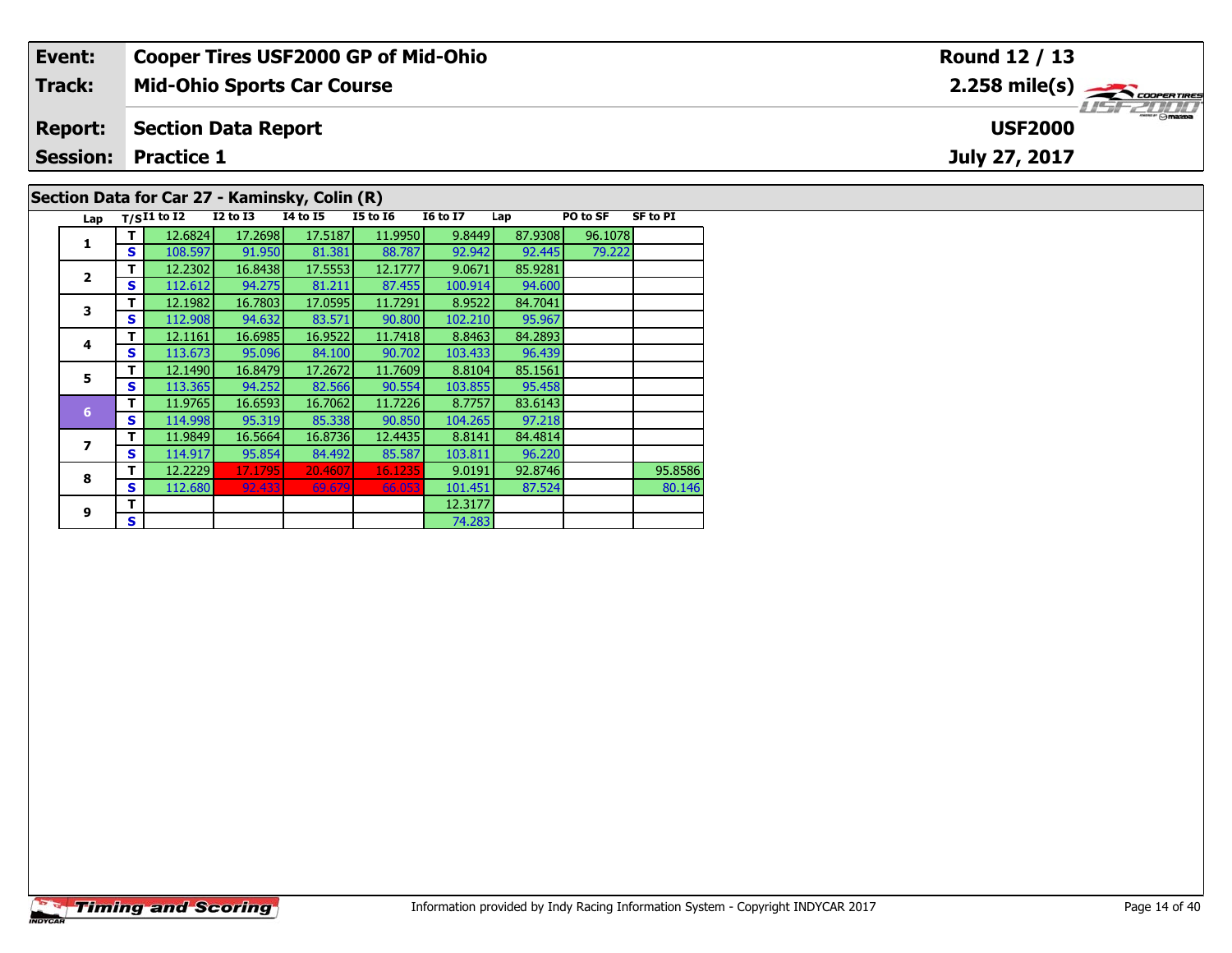| Event: | Cooper Tires USF2000 GP of Mid-Ohio | Round 12 / 13 |
|---|---|---|
| Track: | Mid-Ohio Sports Car Course | 2.258 mile(s) |
| Report: | Section Data Report | USF2000 |
| Session: | Practice 1 | July 27, 2017 |

## Section Data for Car 27 - Kaminsky, Colin (R)

| Lap | T/S | I1 to I2 | I2 to I3 | I4 to I5 | I5 to I6 | I6 to I7 | Lap | PO to SF | SF to PI |
|---|---|---|---|---|---|---|---|---|---|
| 1 | T | 12.6824 | 17.2698 | 17.5187 | 11.9950 | 9.8449 | 87.9308 | 96.1078 | |
| | S | 108.597 | 91.950 | 81.381 | 88.787 | 92.942 | 92.445 | 79.222 | |
| 2 | T | 12.2302 | 16.8438 | 17.5553 | 12.1777 | 9.0671 | 85.9281 | | |
| | S | 112.612 | 94.275 | 81.211 | 87.455 | 100.914 | 94.600 | | |
| 3 | T | 12.1982 | 16.7803 | 17.0595 | 11.7291 | 8.9522 | 84.7041 | | |
| | S | 112.908 | 94.632 | 83.571 | 90.800 | 102.210 | 95.967 | | |
| 4 | T | 12.1161 | 16.6985 | 16.9522 | 11.7418 | 8.8463 | 84.2893 | | |
| | S | 113.673 | 95.096 | 84.100 | 90.702 | 103.433 | 96.439 | | |
| 5 | T | 12.1490 | 16.8479 | 17.2672 | 11.7609 | 8.8104 | 85.1561 | | |
| | S | 113.365 | 94.252 | 82.566 | 90.554 | 103.855 | 95.458 | | |
| 6 | T | 11.9765 | 16.6593 | 16.7062 | 11.7226 | 8.7757 | 83.6143 | | |
| | S | 114.998 | 95.319 | 85.338 | 90.850 | 104.265 | 97.218 | | |
| 7 | T | 11.9849 | 16.5664 | 16.8736 | 12.4435 | 8.8141 | 84.4814 | | |
| | S | 114.917 | 95.854 | 84.492 | 85.587 | 103.811 | 96.220 | | |
| 8 | T | 12.2229 | 17.1795 | 20.4607 | 16.1235 | 9.0191 | 92.8746 | | 95.8586 |
| | S | 112.680 | 92.433 | 69.679 | 66.053 | 101.451 | 87.524 | | 80.146 |
| 9 | T | | | | | 12.3177 | | | |
| | S | | | | | 74.283 | | | |

Information provided by Indy Racing Information System - Copyright INDYCAR 2017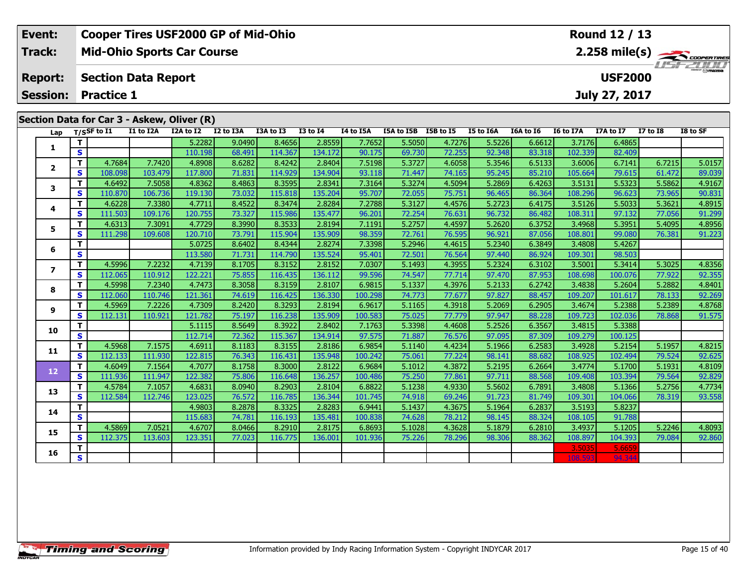| Event: | Cooper Tires USF2000 GP of Mid-Ohio | Round 12 / 13 |
|---|---|---|
| Track: | Mid-Ohio Sports Car Course | 2.258 mile(s) |
| Report: | Section Data Report | USF2000 |
| Session: | Practice 1 | July 27, 2017 |

## Section Data for Car 3 - Askew, Oliver (R)

| Lap | T/S | SF to I1 | I1 to I2A | I2A to I2 | I2 to I3A | I3A to I3 | I3 to I4 | I4 to I5A | I5A to I5B | I5B to I5 | I5 to I6A | I6A to I6 | I6 to I7A | I7A to I7 | I7 to I8 | I8 to SF |
|---|---|---|---|---|---|---|---|---|---|---|---|---|---|---|---|---|
| 1 | T | | | 5.2282 | 9.0490 | 8.4656 | 2.8559 | 7.7652 | 5.5050 | 4.7276 | 5.5226 | 6.6612 | 3.7176 | 6.4865 | | |
| | S | | | 110.198 | 68.491 | 114.367 | 134.172 | 90.175 | 69.730 | 72.255 | 92.348 | 83.318 | 102.339 | 82.409 | | |
| 2 | T | 4.7684 | 7.7420 | 4.8908 | 8.6282 | 8.4242 | 2.8404 | 7.5198 | 5.3727 | 4.6058 | 5.3546 | 6.5133 | 3.6006 | 6.7141 | 6.7215 | 5.0157 |
| | S | 108.098 | 103.479 | 117.800 | 71.831 | 114.929 | 134.904 | 93.118 | 71.447 | 74.165 | 95.245 | 85.210 | 105.664 | 79.615 | 61.472 | 89.039 |
| 3 | T | 4.6492 | 7.5058 | 4.8362 | 8.4863 | 8.3595 | 2.8341 | 7.3164 | 5.3274 | 4.5094 | 5.2869 | 6.4263 | 3.5131 | 5.5323 | 5.5862 | 4.9167 |
| | S | 110.870 | 106.736 | 119.130 | 73.032 | 115.818 | 135.204 | 95.707 | 72.055 | 75.751 | 96.465 | 86.364 | 108.296 | 96.623 | 73.965 | 90.831 |
| 4 | T | 4.6228 | 7.3380 | 4.7711 | 8.4522 | 8.3474 | 2.8284 | 7.2788 | 5.3127 | 4.4576 | 5.2723 | 6.4175 | 3.5126 | 5.5033 | 5.3621 | 4.8915 |
| | S | 111.503 | 109.176 | 120.755 | 73.327 | 115.986 | 135.477 | 96.201 | 72.254 | 76.631 | 96.732 | 86.482 | 108.311 | 97.132 | 77.056 | 91.299 |
| 5 | T | 4.6313 | 7.3091 | 4.7729 | 8.3990 | 8.3533 | 2.8194 | 7.1191 | 5.2757 | 4.4597 | 5.2620 | 6.3752 | 3.4968 | 5.3951 | 5.4095 | 4.8956 |
| | S | 111.298 | 109.608 | 120.710 | 73.791 | 115.904 | 135.909 | 98.359 | 72.761 | 76.595 | 96.921 | 87.056 | 108.801 | 99.080 | 76.381 | 91.223 |
| 6 | T | | | 5.0725 | 8.6402 | 8.4344 | 2.8274 | 7.3398 | 5.2946 | 4.4615 | 5.2340 | 6.3849 | 3.4808 | 5.4267 | | |
| | S | | | 113.580 | 71.731 | 114.790 | 135.524 | 95.401 | 72.501 | 76.564 | 97.440 | 86.924 | 109.301 | 98.503 | | |
| 7 | T | 4.5996 | 7.2232 | 4.7139 | 8.1705 | 8.3152 | 2.8152 | 7.0307 | 5.1493 | 4.3955 | 5.2324 | 6.3102 | 3.5001 | 5.3414 | 5.3025 | 4.8356 |
| | S | 112.065 | 110.912 | 122.221 | 75.855 | 116.435 | 136.112 | 99.596 | 74.547 | 77.714 | 97.470 | 87.953 | 108.698 | 100.076 | 77.922 | 92.355 |
| 8 | T | 4.5998 | 7.2340 | 4.7473 | 8.3058 | 8.3159 | 2.8107 | 6.9815 | 5.1337 | 4.3976 | 5.2133 | 6.2742 | 3.4838 | 5.2604 | 5.2882 | 4.8401 |
| | S | 112.060 | 110.746 | 121.361 | 74.619 | 116.425 | 136.330 | 100.298 | 74.773 | 77.677 | 97.827 | 88.457 | 109.207 | 101.617 | 78.133 | 92.269 |
| 9 | T | 4.5969 | 7.2226 | 4.7309 | 8.2420 | 8.3293 | 2.8194 | 6.9617 | 5.1165 | 4.3918 | 5.2069 | 6.2905 | 3.4674 | 5.2388 | 5.2389 | 4.8768 |
| | S | 112.131 | 110.921 | 121.782 | 75.197 | 116.238 | 135.909 | 100.583 | 75.025 | 77.779 | 97.947 | 88.228 | 109.723 | 102.036 | 78.868 | 91.575 |
| 10 | T | | | 5.1115 | 8.5649 | 8.3922 | 2.8402 | 7.1763 | 5.3398 | 4.4608 | 5.2526 | 6.3567 | 3.4815 | 5.3388 | | |
| | S | | | 112.714 | 72.362 | 115.367 | 134.914 | 97.575 | 71.887 | 76.576 | 97.095 | 87.309 | 109.279 | 100.125 | | |
| 11 | T | 4.5968 | 7.1575 | 4.6911 | 8.1183 | 8.3155 | 2.8186 | 6.9854 | 5.1140 | 4.4234 | 5.1966 | 6.2583 | 3.4928 | 5.2154 | 5.1957 | 4.8215 |
| | S | 112.133 | 111.930 | 122.815 | 76.343 | 116.431 | 135.948 | 100.242 | 75.061 | 77.224 | 98.141 | 88.682 | 108.925 | 102.494 | 79.524 | 92.625 |
| 12 | T | 4.6049 | 7.1564 | 4.7077 | 8.1758 | 8.3000 | 2.8122 | 6.9684 | 5.1012 | 4.3872 | 5.2195 | 6.2664 | 3.4774 | 5.1700 | 5.1931 | 4.8109 |
| | S | 111.936 | 111.947 | 122.382 | 75.806 | 116.648 | 136.257 | 100.486 | 75.250 | 77.861 | 97.711 | 88.568 | 109.408 | 103.394 | 79.564 | 92.829 |
| 13 | T | 4.5784 | 7.1057 | 4.6831 | 8.0940 | 8.2903 | 2.8104 | 6.8822 | 5.1238 | 4.9330 | 5.5602 | 6.7891 | 3.4808 | 5.1366 | 5.2756 | 4.7734 |
| | S | 112.584 | 112.746 | 123.025 | 76.572 | 116.785 | 136.344 | 101.745 | 74.918 | 69.246 | 91.723 | 81.749 | 109.301 | 104.066 | 78.319 | 93.558 |
| 14 | T | | | 4.9803 | 8.2878 | 8.3325 | 2.8283 | 6.9441 | 5.1437 | 4.3675 | 5.1964 | 6.2837 | 3.5193 | 5.8237 | | |
| | S | | | 115.683 | 74.781 | 116.193 | 135.481 | 100.838 | 74.628 | 78.212 | 98.145 | 88.324 | 108.105 | 91.788 | | |
| 15 | T | 4.5869 | 7.0521 | 4.6707 | 8.0466 | 8.2910 | 2.8175 | 6.8693 | 5.1028 | 4.3628 | 5.1879 | 6.2810 | 3.4937 | 5.1205 | 5.2246 | 4.8093 |
| | S | 112.375 | 113.603 | 123.351 | 77.023 | 116.775 | 136.001 | 101.936 | 75.226 | 78.296 | 98.306 | 88.362 | 108.897 | 104.393 | 79.084 | 92.860 |
| 16 | T | | | | | | | | | | | | 3.5035 | 5.6659 | | |
| | S | | | | | | | | | | | | 108.593 | 94.344 | | |

Information provided by Indy Racing Information System - Copyright INDYCAR 2017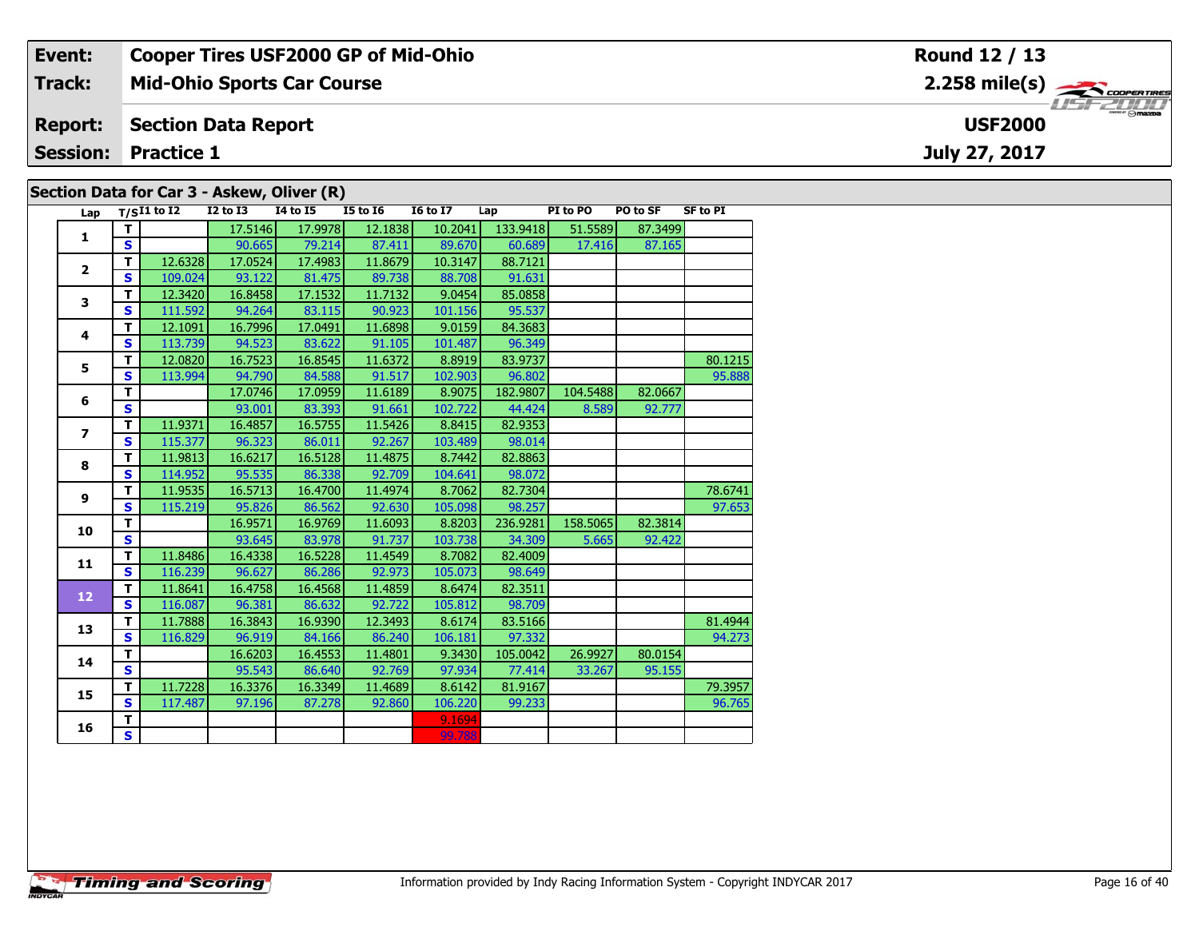| Event: | Cooper Tires USF2000 GP of Mid-Ohio | Round 12 / 13 |
|---|---|---|
| Track: | Mid-Ohio Sports Car Course | 2.258 mile(s) |
| Report: | Section Data Report | USF2000 |
| Session: | Practice 1 | July 27, 2017 |

## Section Data for Car 3 - Askew, Oliver (R)

| Lap | T/S | I1 to I2 | I2 to I3 | I4 to I5 | I5 to I6 | I6 to I7 | Lap | PI to PO | PO to SF | SF to PI |
|---|---|---|---|---|---|---|---|---|---|---|
| 1 | T | | 17.5146 | 17.9978 | 12.1838 | 10.2041 | 133.9418 | 51.5589 | 87.3499 | |
| | S | | 90.665 | 79.214 | 87.411 | 89.670 | 60.689 | 17.416 | 87.165 | |
| 2 | T | 12.6328 | 17.0524 | 17.4983 | 11.8679 | 10.3147 | 88.7121 | | | |
| | S | 109.024 | 93.122 | 81.475 | 89.738 | 88.708 | 91.631 | | | |
| 3 | T | 12.3420 | 16.8458 | 17.1532 | 11.7132 | 9.0454 | 85.0858 | | | |
| | S | 111.592 | 94.264 | 83.115 | 90.923 | 101.156 | 95.537 | | | |
| 4 | T | 12.1091 | 16.7996 | 17.0491 | 11.6898 | 9.0159 | 84.3683 | | | |
| | S | 113.739 | 94.523 | 83.622 | 91.105 | 101.487 | 96.349 | | | |
| 5 | T | 12.0820 | 16.7523 | 16.8545 | 11.6372 | 8.8919 | 83.9737 | | | 80.1215 |
| | S | 113.994 | 94.790 | 84.588 | 91.517 | 102.903 | 96.802 | | | 95.888 |
| 6 | T | | 17.0746 | 17.0959 | 11.6189 | 8.9075 | 182.9807 | 104.5488 | 82.0667 | |
| | S | | 93.001 | 83.393 | 91.661 | 102.722 | 44.424 | 8.589 | 92.777 | |
| 7 | T | 11.9371 | 16.4857 | 16.5755 | 11.5426 | 8.8415 | 82.9353 | | | |
| | S | 115.377 | 96.323 | 86.011 | 92.267 | 103.489 | 98.014 | | | |
| 8 | T | 11.9813 | 16.6217 | 16.5128 | 11.4875 | 8.7442 | 82.8863 | | | |
| | S | 114.952 | 95.535 | 86.338 | 92.709 | 104.641 | 98.072 | | | |
| 9 | T | 11.9535 | 16.5713 | 16.4700 | 11.4974 | 8.7062 | 82.7304 | | | 78.6741 |
| | S | 115.219 | 95.826 | 86.562 | 92.630 | 105.098 | 98.257 | | | 97.653 |
| 10 | T | | 16.9571 | 16.9769 | 11.6093 | 8.8203 | 236.9281 | 158.5065 | 82.3814 | |
| | S | | 93.645 | 83.978 | 91.737 | 103.738 | 34.309 | 5.665 | 92.422 | |
| 11 | T | 11.8486 | 16.4338 | 16.5228 | 11.4549 | 8.7082 | 82.4009 | | | |
| | S | 116.239 | 96.627 | 86.286 | 92.973 | 105.073 | 98.649 | | | |
| 12 | T | 11.8641 | 16.4758 | 16.4568 | 11.4859 | 8.6474 | 82.3511 | | | |
| | S | 116.087 | 96.381 | 86.632 | 92.722 | 105.812 | 98.709 | | | |
| 13 | T | 11.7888 | 16.3843 | 16.9390 | 12.3493 | 8.6174 | 83.5166 | | | 81.4944 |
| | S | 116.829 | 96.919 | 84.166 | 86.240 | 106.181 | 97.332 | | | 94.273 |
| 14 | T | | 16.6203 | 16.4553 | 11.4801 | 9.3430 | 105.0042 | 26.9927 | 80.0154 | |
| | S | | 95.543 | 86.640 | 92.769 | 97.934 | 77.414 | 33.267 | 95.155 | |
| 15 | T | 11.7228 | 16.3376 | 16.3349 | 11.4689 | 8.6142 | 81.9167 | | | 79.3957 |
| | S | 117.487 | 97.196 | 87.278 | 92.860 | 106.220 | 99.233 | | | 96.765 |
| 16 | T | | | | | 9.1694 | | | | |
| | S | | | | | 99.788 | | | | |

Information provided by Indy Racing Information System - Copyright INDYCAR 2017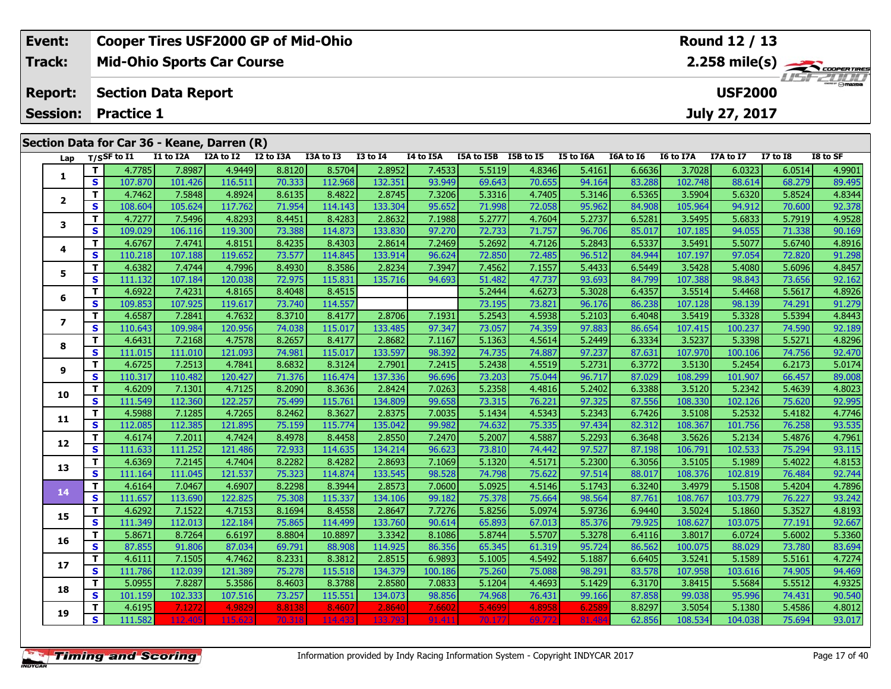| Event: | Cooper Tires USF2000 GP of Mid-Ohio | Round 12 / 13 |
|---|---|---|
| Track: | Mid-Ohio Sports Car Course | 2.258 mile(s) |
| Report: | Section Data Report | USF2000 |
| Session: | Practice 1 | July 27, 2017 |

## Section Data for Car 36 - Keane, Darren (R)

| Lap | T/S | SF to I1 | I1 to I2A | I2A to I2 | I2 to I3A | I3A to I3 | I3 to I4 | I4 to I5A | I5A to I5B | I5B to I5 | I5 to I6A | I6A to I6 | I6 to I7A | I7A to I7 | I7 to I8 | I8 to SF |
|---|---|---|---|---|---|---|---|---|---|---|---|---|---|---|---|---|
| 1 | T | 4.7785 | 7.8987 | 4.9449 | 8.8120 | 8.5704 | 2.8952 | 7.4533 | 5.5119 | 4.8346 | 5.4161 | 6.6636 | 3.7028 | 6.0323 | 6.0514 | 4.9901 |
| | S | 107.870 | 101.426 | 116.511 | 70.333 | 112.968 | 132.351 | 93.949 | 69.643 | 70.655 | 94.164 | 83.288 | 102.748 | 88.614 | 68.279 | 89.495 |
| 2 | T | 4.7462 | 7.5848 | 4.8924 | 8.6135 | 8.4822 | 2.8745 | 7.3206 | 5.3316 | 4.7405 | 5.3146 | 6.5365 | 3.5904 | 5.6320 | 5.8524 | 4.8344 |
| | S | 108.604 | 105.624 | 117.762 | 71.954 | 114.143 | 133.304 | 95.652 | 71.998 | 72.058 | 95.962 | 84.908 | 105.964 | 94.912 | 70.600 | 92.378 |
| 3 | T | 4.7277 | 7.5496 | 4.8293 | 8.4451 | 8.4283 | 2.8632 | 7.1988 | 5.2777 | 4.7604 | 5.2737 | 6.5281 | 3.5495 | 5.6833 | 5.7919 | 4.9528 |
| | S | 109.029 | 106.116 | 119.300 | 73.388 | 114.873 | 133.830 | 97.270 | 72.733 | 71.757 | 96.706 | 85.017 | 107.185 | 94.055 | 71.338 | 90.169 |
| 4 | T | 4.6767 | 7.4741 | 4.8151 | 8.4235 | 8.4303 | 2.8614 | 7.2469 | 5.2692 | 4.7126 | 5.2843 | 6.5337 | 3.5491 | 5.5077 | 5.6740 | 4.8916 |
| | S | 110.218 | 107.188 | 119.652 | 73.577 | 114.845 | 133.914 | 96.624 | 72.850 | 72.485 | 96.512 | 84.944 | 107.197 | 97.054 | 72.820 | 91.298 |
| 5 | T | 4.6382 | 7.4744 | 4.7996 | 8.4930 | 8.3586 | 2.8234 | 7.3947 | 7.4562 | 7.1557 | 5.4433 | 6.5449 | 3.5428 | 5.4080 | 5.6096 | 4.8457 |
| | S | 111.132 | 107.184 | 120.038 | 72.975 | 115.831 | 135.716 | 94.693 | 51.482 | 47.737 | 93.693 | 84.799 | 107.388 | 98.843 | 73.656 | 92.162 |
| 6 | T | 4.6922 | 7.4231 | 4.8165 | 8.4048 | 8.4515 | | | 5.2444 | 4.6273 | 5.3028 | 6.4357 | 3.5514 | 5.4468 | 5.5617 | 4.8926 |
| | S | 109.853 | 107.925 | 119.617 | 73.740 | 114.557 | | | 73.195 | 73.821 | 96.176 | 86.238 | 107.128 | 98.139 | 74.291 | 91.279 |
| 7 | T | 4.6587 | 7.2841 | 4.7632 | 8.3710 | 8.4177 | 2.8706 | 7.1931 | 5.2543 | 4.5938 | 5.2103 | 6.4048 | 3.5419 | 5.3328 | 5.5394 | 4.8443 |
| | S | 110.643 | 109.984 | 120.956 | 74.038 | 115.017 | 133.485 | 97.347 | 73.057 | 74.359 | 97.883 | 86.654 | 107.415 | 100.237 | 74.590 | 92.189 |
| 8 | T | 4.6431 | 7.2168 | 4.7578 | 8.2657 | 8.4177 | 2.8682 | 7.1167 | 5.1363 | 4.5614 | 5.2449 | 6.3334 | 3.5237 | 5.3398 | 5.5271 | 4.8296 |
| | S | 111.015 | 111.010 | 121.093 | 74.981 | 115.017 | 133.597 | 98.392 | 74.735 | 74.887 | 97.237 | 87.631 | 107.970 | 100.106 | 74.756 | 92.470 |
| 9 | T | 4.6725 | 7.2513 | 4.7841 | 8.6832 | 8.3124 | 2.7901 | 7.2415 | 5.2438 | 4.5519 | 5.2731 | 6.3772 | 3.5130 | 5.2454 | 6.2173 | 5.0174 |
| | S | 110.317 | 110.482 | 120.427 | 71.376 | 116.474 | 137.336 | 96.696 | 73.203 | 75.044 | 96.717 | 87.029 | 108.299 | 101.907 | 66.457 | 89.008 |
| 10 | T | 4.6209 | 7.1301 | 4.7125 | 8.2090 | 8.3636 | 2.8424 | 7.0263 | 5.2358 | 4.4816 | 5.2402 | 6.3388 | 3.5120 | 5.2342 | 5.4639 | 4.8023 |
| | S | 111.549 | 112.360 | 122.257 | 75.499 | 115.761 | 134.809 | 99.658 | 73.315 | 76.221 | 97.325 | 87.556 | 108.330 | 102.126 | 75.620 | 92.995 |
| 11 | T | 4.5988 | 7.1285 | 4.7265 | 8.2462 | 8.3627 | 2.8375 | 7.0035 | 5.1434 | 4.5343 | 5.2343 | 6.7426 | 3.5108 | 5.2532 | 5.4182 | 4.7746 |
| | S | 112.085 | 112.385 | 121.895 | 75.159 | 115.774 | 135.042 | 99.982 | 74.632 | 75.335 | 97.434 | 82.312 | 108.367 | 101.756 | 76.258 | 93.535 |
| 12 | T | 4.6174 | 7.2011 | 4.7424 | 8.4978 | 8.4458 | 2.8550 | 7.2470 | 5.2007 | 4.5887 | 5.2293 | 6.3648 | 3.5626 | 5.2134 | 5.4876 | 4.7961 |
| | S | 111.633 | 111.252 | 121.486 | 72.933 | 114.635 | 134.214 | 96.623 | 73.810 | 74.442 | 97.527 | 87.198 | 106.791 | 102.533 | 75.294 | 93.115 |
| 13 | T | 4.6369 | 7.2145 | 4.7404 | 8.2282 | 8.4282 | 2.8693 | 7.1069 | 5.1320 | 4.5171 | 5.2300 | 6.3056 | 3.5105 | 5.1989 | 5.4022 | 4.8153 |
| | S | 111.164 | 111.045 | 121.537 | 75.323 | 114.874 | 133.545 | 98.528 | 74.798 | 75.622 | 97.514 | 88.017 | 108.376 | 102.819 | 76.484 | 92.744 |
| 14 | T | 4.6164 | 7.0467 | 4.6907 | 8.2298 | 8.3944 | 2.8573 | 7.0600 | 5.0925 | 4.5146 | 5.1743 | 6.3240 | 3.4979 | 5.1508 | 5.4204 | 4.7896 |
| | S | 111.657 | 113.690 | 122.825 | 75.308 | 115.337 | 134.106 | 99.182 | 75.378 | 75.664 | 98.564 | 87.761 | 108.767 | 103.779 | 76.227 | 93.242 |
| 15 | T | 4.6292 | 7.1522 | 4.7153 | 8.1694 | 8.4558 | 2.8647 | 7.7276 | 5.8256 | 5.0974 | 5.9736 | 6.9440 | 3.5024 | 5.1860 | 5.3527 | 4.8193 |
| | S | 111.349 | 112.013 | 122.184 | 75.865 | 114.499 | 133.760 | 90.614 | 65.893 | 67.013 | 85.376 | 79.925 | 108.627 | 103.075 | 77.191 | 92.667 |
| 16 | T | 5.8671 | 8.7264 | 6.6197 | 8.8804 | 10.8897 | 3.3342 | 8.1086 | 5.8744 | 5.5707 | 5.3278 | 6.4116 | 3.8017 | 6.0724 | 5.6002 | 5.3360 |
| | S | 87.855 | 91.806 | 87.034 | 69.791 | 88.908 | 114.925 | 86.356 | 65.345 | 61.319 | 95.724 | 86.562 | 100.075 | 88.029 | 73.780 | 83.694 |
| 17 | T | 4.6111 | 7.1505 | 4.7462 | 8.2331 | 8.3812 | 2.8515 | 6.9893 | 5.1005 | 4.5492 | 5.1887 | 6.6405 | 3.5241 | 5.1589 | 5.5161 | 4.7274 |
| | S | 111.786 | 112.039 | 121.389 | 75.278 | 115.518 | 134.379 | 100.186 | 75.260 | 75.088 | 98.291 | 83.578 | 107.958 | 103.616 | 74.905 | 94.469 |
| 18 | T | 5.0955 | 7.8287 | 5.3586 | 8.4603 | 8.3788 | 2.8580 | 7.0833 | 5.1204 | 4.4693 | 5.1429 | 6.3170 | 3.8415 | 5.5684 | 5.5512 | 4.9325 |
| | S | 101.159 | 102.333 | 107.516 | 73.257 | 115.551 | 134.073 | 98.856 | 74.968 | 76.431 | 99.166 | 87.858 | 99.038 | 95.996 | 74.431 | 90.540 |
| 19 | T | 4.6195 | 7.1272 | 4.9829 | 8.8138 | 8.4607 | 2.8640 | 7.6602 | 5.4699 | 4.8958 | 6.2589 | 8.8297 | 3.5054 | 5.1380 | 5.4586 | 4.8012 |
| | S | 111.582 | 112.405 | 115.623 | 70.318 | 114.433 | 133.793 | 91.411 | 70.177 | 69.772 | 81.484 | 62.856 | 108.534 | 104.038 | 75.694 | 93.017 |

Information provided by Indy Racing Information System - Copyright INDYCAR 2017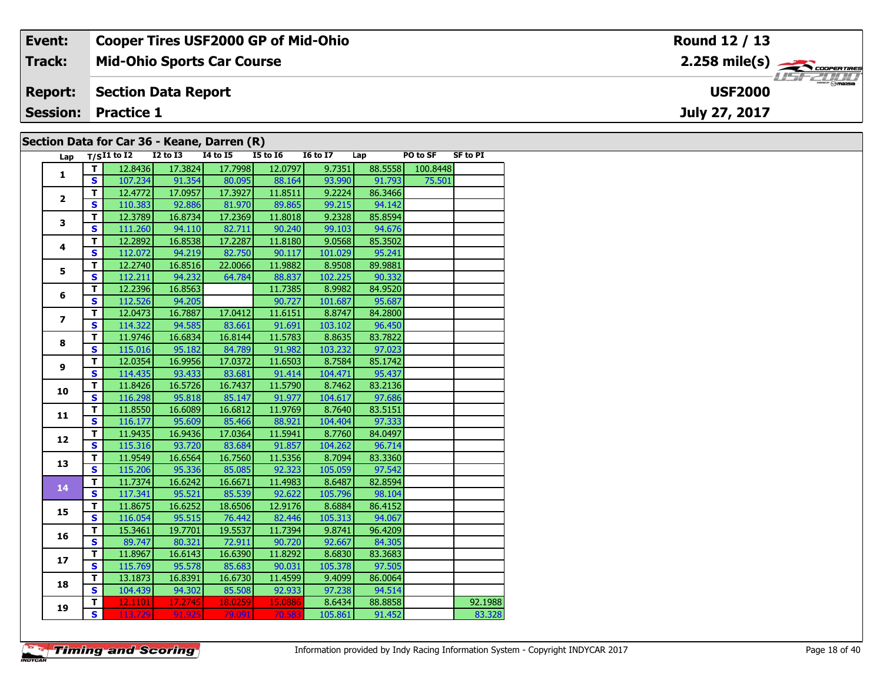| Event: | Cooper Tires USF2000 GP of Mid-Ohio | Round 12 / 13 |
|---|---|---|
| Track: | Mid-Ohio Sports Car Course | 2.258 mile(s) |
| Report: | Section Data Report | USF2000 |
| Session: | Practice 1 | July 27, 2017 |

## Section Data for Car 36 - Keane, Darren (R)

| Lap | T/S | I1 to I2 | I2 to I3 | I4 to I5 | I5 to I6 | I6 to I7 | Lap | PO to SF | SF to PI |
|---|---|---|---|---|---|---|---|---|---|
| 1 | T | 12.8436 | 17.3824 | 17.7998 | 12.0797 | 9.7351 | 88.5558 | 100.8448 | |
| | S | 107.234 | 91.354 | 80.095 | 88.164 | 93.990 | 91.793 | 75.501 | |
| 2 | T | 12.4772 | 17.0957 | 17.3927 | 11.8511 | 9.2224 | 86.3466 | | |
| | S | 110.383 | 92.886 | 81.970 | 89.865 | 99.215 | 94.142 | | |
| 3 | T | 12.3789 | 16.8734 | 17.2369 | 11.8018 | 9.2328 | 85.8594 | | |
| | S | 111.260 | 94.110 | 82.711 | 90.240 | 99.103 | 94.676 | | |
| 4 | T | 12.2892 | 16.8538 | 17.2287 | 11.8180 | 9.0568 | 85.3502 | | |
| | S | 112.072 | 94.219 | 82.750 | 90.117 | 101.029 | 95.241 | | |
| 5 | T | 12.2740 | 16.8516 | 22.0066 | 11.9882 | 8.9508 | 89.9881 | | |
| | S | 112.211 | 94.232 | 64.784 | 88.837 | 102.225 | 90.332 | | |
| 6 | T | 12.2396 | 16.8563 | | 11.7385 | 8.9982 | 84.9520 | | |
| | S | 112.526 | 94.205 | | 90.727 | 101.687 | 95.687 | | |
| 7 | T | 12.0473 | 16.7887 | 17.0412 | 11.6151 | 8.8747 | 84.2800 | | |
| | S | 114.322 | 94.585 | 83.661 | 91.691 | 103.102 | 96.450 | | |
| 8 | T | 11.9746 | 16.6834 | 16.8144 | 11.5783 | 8.8635 | 83.7822 | | |
| | S | 115.016 | 95.182 | 84.789 | 91.982 | 103.232 | 97.023 | | |
| 9 | T | 12.0354 | 16.9956 | 17.0372 | 11.6503 | 8.7584 | 85.1742 | | |
| | S | 114.435 | 93.433 | 83.681 | 91.414 | 104.471 | 95.437 | | |
| 10 | T | 11.8426 | 16.5726 | 16.7437 | 11.5790 | 8.7462 | 83.2136 | | |
| | S | 116.298 | 95.818 | 85.147 | 91.977 | 104.617 | 97.686 | | |
| 11 | T | 11.8550 | 16.6089 | 16.6812 | 11.9769 | 8.7640 | 83.5151 | | |
| | S | 116.177 | 95.609 | 85.466 | 88.921 | 104.404 | 97.333 | | |
| 12 | T | 11.9435 | 16.9436 | 17.0364 | 11.5941 | 8.7760 | 84.0497 | | |
| | S | 115.316 | 93.720 | 83.684 | 91.857 | 104.262 | 96.714 | | |
| 13 | T | 11.9549 | 16.6564 | 16.7560 | 11.5356 | 8.7094 | 83.3360 | | |
| | S | 115.206 | 95.336 | 85.085 | 92.323 | 105.059 | 97.542 | | |
| 14 | T | 11.7374 | 16.6242 | 16.6671 | 11.4983 | 8.6487 | 82.8594 | | |
| | S | 117.341 | 95.521 | 85.539 | 92.622 | 105.796 | 98.104 | | |
| 15 | T | 11.8675 | 16.6252 | 18.6506 | 12.9176 | 8.6884 | 86.4152 | | |
| | S | 116.054 | 95.515 | 76.442 | 82.446 | 105.313 | 94.067 | | |
| 16 | T | 15.3461 | 19.7701 | 19.5537 | 11.7394 | 9.8741 | 96.4209 | | |
| | S | 89.747 | 80.321 | 72.911 | 90.720 | 92.667 | 84.305 | | |
| 17 | T | 11.8967 | 16.6143 | 16.6390 | 11.8292 | 8.6830 | 83.3683 | | |
| | S | 115.769 | 95.578 | 85.683 | 90.031 | 105.378 | 97.505 | | |
| 18 | T | 13.1873 | 16.8391 | 16.6730 | 11.4599 | 9.4099 | 86.0064 | | |
| | S | 104.439 | 94.302 | 85.508 | 92.933 | 97.238 | 94.514 | | |
| 19 | T | 12.1101 | 17.2745 | 18.0259 | 15.0886 | 8.6434 | 88.8858 | | 92.1988 |
| | S | 113.729 | 91.925 | 79.091 | 70.583 | 105.861 | 91.452 | | 83.328 |

Information provided by Indy Racing Information System - Copyright INDYCAR 2017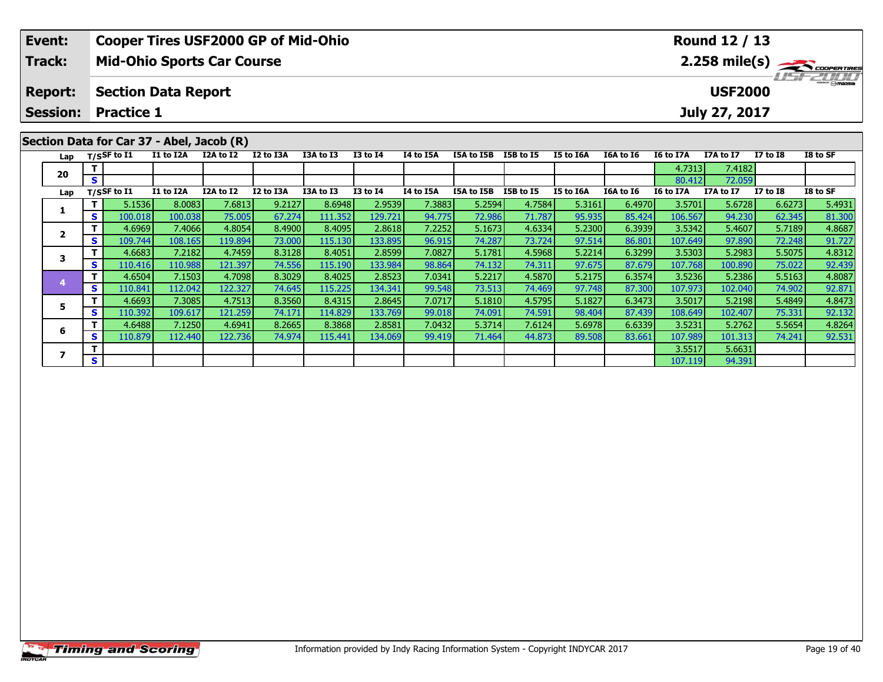| Event: | Cooper Tires USF2000 GP of Mid-Ohio | Round 12 / 13 |
|---|---|---|
| Track: | Mid-Ohio Sports Car Course | 2.258 mile(s) |
| Report: | Section Data Report | USF2000 |
| Session: | Practice 1 | July 27, 2017 |

## Section Data for Car 37 - Abel, Jacob (R)

| Lap | T/S | SF to I1 | I1 to I2A | I2A to I2 | I2 to I3A | I3A to I3 | I3 to I4 | I4 to I5A | I5A to I5B | I5B to I5 | I5 to I6A | I6A to I6 | I6 to I7A | I7A to I7 | I7 to I8 | I8 to SF |
|---|---|---|---|---|---|---|---|---|---|---|---|---|---|---|---|---|
| 20 | T | | | | | | | | | | | | 4.7313 | 7.4182 | | |
| | S | | | | | | | | | | | | 80.412 | 72.059 | | |
| 1 | T | 5.1536 | 8.0083 | 7.6813 | 9.2127 | 8.6948 | 2.9539 | 7.3883 | 5.2594 | 4.7584 | 5.3161 | 6.4970 | 3.5701 | 5.6728 | 6.6273 | 5.4931 |
| | S | 100.018 | 100.038 | 75.005 | 67.274 | 111.352 | 129.721 | 94.775 | 72.986 | 71.787 | 95.935 | 85.424 | 106.567 | 94.230 | 62.345 | 81.300 |
| 2 | T | 4.6969 | 7.4066 | 4.8054 | 8.4900 | 8.4095 | 2.8618 | 7.2252 | 5.1673 | 4.6334 | 5.2300 | 6.3939 | 3.5342 | 5.4607 | 5.7189 | 4.8687 |
| | S | 109.744 | 108.165 | 119.894 | 73.000 | 115.130 | 133.895 | 96.915 | 74.287 | 73.724 | 97.514 | 86.801 | 107.649 | 97.890 | 72.248 | 91.727 |
| 3 | T | 4.6683 | 7.2182 | 4.7459 | 8.3128 | 8.4051 | 2.8599 | 7.0827 | 5.1781 | 4.5968 | 5.2214 | 6.3299 | 3.5303 | 5.2983 | 5.5075 | 4.8312 |
| | S | 110.416 | 110.988 | 121.397 | 74.556 | 115.190 | 133.984 | 98.864 | 74.132 | 74.311 | 97.675 | 87.679 | 107.768 | 100.890 | 75.022 | 92.439 |
| 4 | T | 4.6504 | 7.1503 | 4.7098 | 8.3029 | 8.4025 | 2.8523 | 7.0341 | 5.2217 | 4.5870 | 5.2175 | 6.3574 | 3.5236 | 5.2386 | 5.5163 | 4.8087 |
| | S | 110.841 | 112.042 | 122.327 | 74.645 | 115.225 | 134.341 | 99.548 | 73.513 | 74.469 | 97.748 | 87.300 | 107.973 | 102.040 | 74.902 | 92.871 |
| 5 | T | 4.6693 | 7.3085 | 4.7513 | 8.3560 | 8.4315 | 2.8645 | 7.0717 | 5.1810 | 4.5795 | 5.1827 | 6.3473 | 3.5017 | 5.2198 | 5.4849 | 4.8473 |
| | S | 110.392 | 109.617 | 121.259 | 74.171 | 114.829 | 133.769 | 99.018 | 74.091 | 74.591 | 98.404 | 87.439 | 108.649 | 102.407 | 75.331 | 92.132 |
| 6 | T | 4.6488 | 7.1250 | 4.6941 | 8.2665 | 8.3868 | 2.8581 | 7.0432 | 5.3714 | 7.6124 | 5.6978 | 6.6339 | 3.5231 | 5.2762 | 5.5654 | 4.8264 |
| | S | 110.879 | 112.440 | 122.736 | 74.974 | 115.441 | 134.069 | 99.419 | 71.464 | 44.873 | 89.508 | 83.661 | 107.989 | 101.313 | 74.241 | 92.531 |
| 7 | T | | | | | | | | | | | | 3.5517 | 5.6631 | | |
| | S | | | | | | | | | | | | 107.119 | 94.391 | | |

Information provided by Indy Racing Information System - Copyright INDYCAR 2017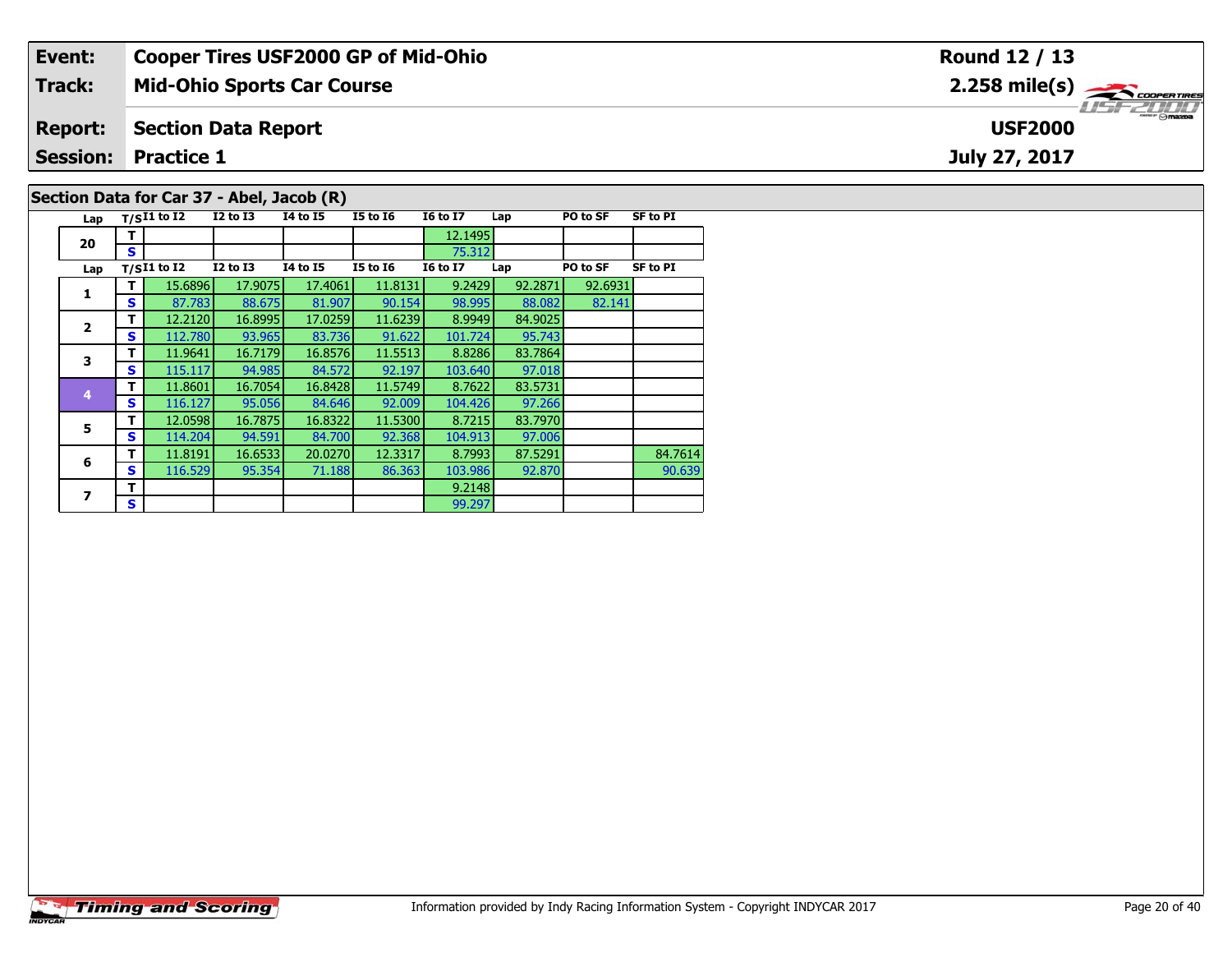| Event: | Cooper Tires USF2000 GP of Mid-Ohio | Round 12 / 13 |
|---|---|---|
| Track: | Mid-Ohio Sports Car Course | 2.258 mile(s) |
| Report: | Section Data Report | USF2000 |
| Session: | Practice 1 | July 27, 2017 |

## Section Data for Car 37 - Abel, Jacob (R)

| Lap | T/S | I1 to I2 | I2 to I3 | I4 to I5 | I5 to I6 | I6 to I7 | Lap | PO to SF | SF to PI |
|---|---|---|---|---|---|---|---|---|---|
| 20 | T | | | | | 12.1495 | | | |
| | S | | | | | 75.312 | | | |

| Lap | T/S | I1 to I2 | I2 to I3 | I4 to I5 | I5 to I6 | I6 to I7 | Lap | PO to SF | SF to PI |
|---|---|---|---|---|---|---|---|---|---|
| 1 | T | 15.6896 | 17.9075 | 17.4061 | 11.8131 | 9.2429 | 92.2871 | 92.6931 | |
| | S | 87.783 | 88.675 | 81.907 | 90.154 | 98.995 | 88.082 | 82.141 | |
| 2 | T | 12.2120 | 16.8995 | 17.0259 | 11.6239 | 8.9949 | 84.9025 | | |
| | S | 112.780 | 93.965 | 83.736 | 91.622 | 101.724 | 95.743 | | |
| 3 | T | 11.9641 | 16.7179 | 16.8576 | 11.5513 | 8.8286 | 83.7864 | | |
| | S | 115.117 | 94.985 | 84.572 | 92.197 | 103.640 | 97.018 | | |
| 4 | T | 11.8601 | 16.7054 | 16.8428 | 11.5749 | 8.7622 | 83.5731 | | |
| | S | 116.127 | 95.056 | 84.646 | 92.009 | 104.426 | 97.266 | | |
| 5 | T | 12.0598 | 16.7875 | 16.8322 | 11.5300 | 8.7215 | 83.7970 | | |
| | S | 114.204 | 94.591 | 84.700 | 92.368 | 104.913 | 97.006 | | |
| 6 | T | 11.8191 | 16.6533 | 20.0270 | 12.3317 | 8.7993 | 87.5291 | | 84.7614 |
| | S | 116.529 | 95.354 | 71.188 | 86.363 | 103.986 | 92.870 | | 90.639 |
| 7 | T | | | | | 9.2148 | | | |
| | S | | | | | 99.297 | | | |

Information provided by Indy Racing Information System - Copyright INDYCAR 2017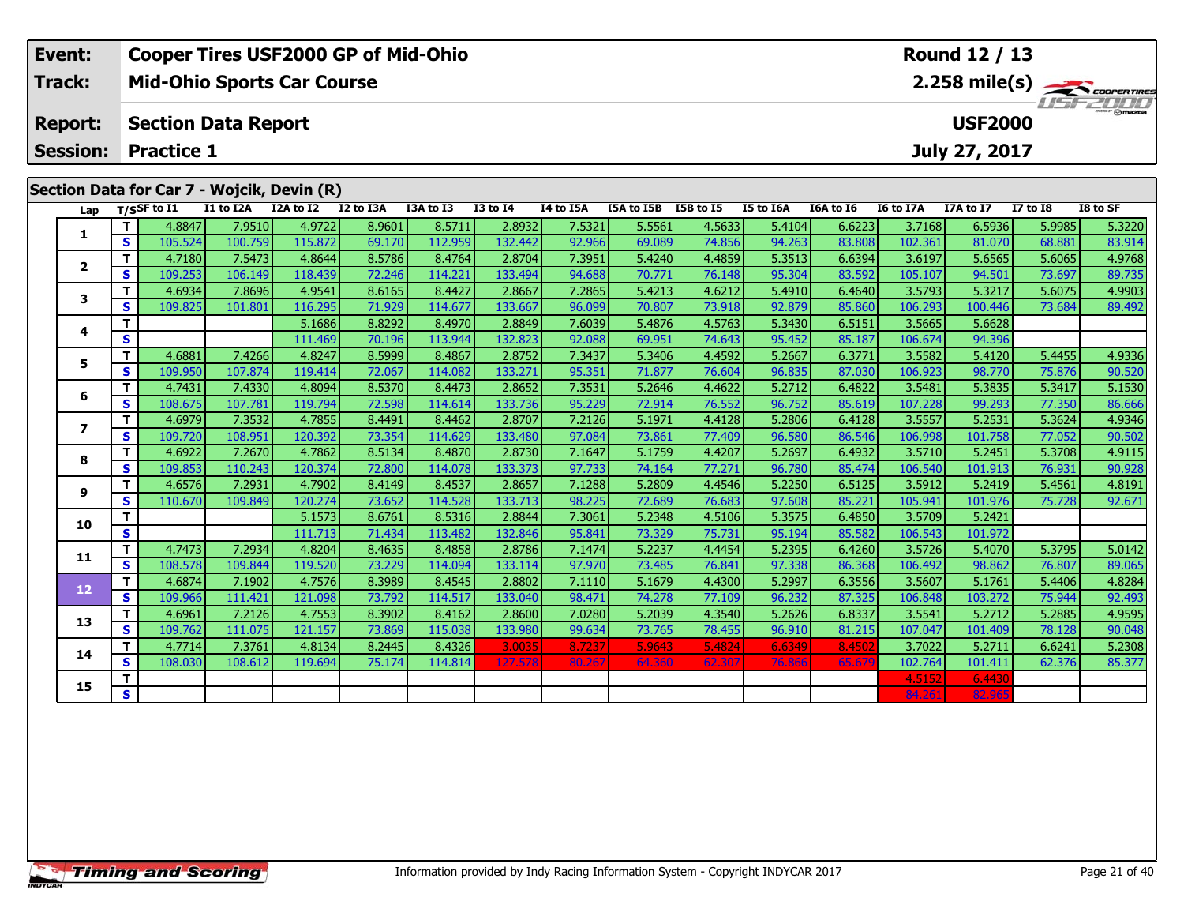| Event: | Cooper Tires USF2000 GP of Mid-Ohio | Round 12 / 13 |
|---|---|---|
| Track: | Mid-Ohio Sports Car Course | 2.258 mile(s) |
| Report: | Section Data Report | USF2000 |
| Session: | Practice 1 | July 27, 2017 |

## Section Data for Car 7 - Wojcik, Devin (R)

| Lap | T/S | SF to I1 | I1 to I2A | I2A to I2 | I2 to I3A | I3A to I3 | I3 to I4 | I4 to I5A | I5A to I5B | I5B to I5 | I5 to I6A | I6A to I6 | I6 to I7A | I7A to I7 | I7 to I8 | I8 to SF |
|---|---|---|---|---|---|---|---|---|---|---|---|---|---|---|---|---|
| 1 | T | 4.8847 | 7.9510 | 4.9722 | 8.9601 | 8.5711 | 2.8932 | 7.5321 | 5.5561 | 4.5633 | 5.4104 | 6.6223 | 3.7168 | 6.5936 | 5.9985 | 5.3220 |
| | S | 105.524 | 100.759 | 115.872 | 69.170 | 112.959 | 132.442 | 92.966 | 69.089 | 74.856 | 94.263 | 83.808 | 102.361 | 81.070 | 68.881 | 83.914 |
| 2 | T | 4.7180 | 7.5473 | 4.8644 | 8.5786 | 8.4764 | 2.8704 | 7.3951 | 5.4240 | 4.4859 | 5.3513 | 6.6394 | 3.6197 | 5.6565 | 5.6065 | 4.9768 |
| | S | 109.253 | 106.149 | 118.439 | 72.246 | 114.221 | 133.494 | 94.688 | 70.771 | 76.148 | 95.304 | 83.592 | 105.107 | 94.501 | 73.697 | 89.735 |
| 3 | T | 4.6934 | 7.8696 | 4.9541 | 8.6165 | 8.4427 | 2.8667 | 7.2865 | 5.4213 | 4.6212 | 5.4910 | 6.4640 | 3.5793 | 5.3217 | 5.6075 | 4.9903 |
| | S | 109.825 | 101.801 | 116.295 | 71.929 | 114.677 | 133.667 | 96.099 | 70.807 | 73.918 | 92.879 | 85.860 | 106.293 | 100.446 | 73.684 | 89.492 |
| 4 | T | | | 5.1686 | 8.8292 | 8.4970 | 2.8849 | 7.6039 | 5.4876 | 4.5763 | 5.3430 | 6.5151 | 3.5665 | 5.6628 | | |
| | S | | | 111.469 | 70.196 | 113.944 | 132.823 | 92.088 | 69.951 | 74.643 | 95.452 | 85.187 | 106.674 | 94.396 | | |
| 5 | T | 4.6881 | 7.4266 | 4.8247 | 8.5999 | 8.4867 | 2.8752 | 7.3437 | 5.3406 | 4.4592 | 5.2667 | 6.3771 | 3.5582 | 5.4120 | 5.4455 | 4.9336 |
| | S | 109.950 | 107.874 | 119.414 | 72.067 | 114.082 | 133.271 | 95.351 | 71.877 | 76.604 | 96.835 | 87.030 | 106.923 | 98.770 | 75.876 | 90.520 |
| 6 | T | 4.7431 | 7.4330 | 4.8094 | 8.5370 | 8.4473 | 2.8652 | 7.3531 | 5.2646 | 4.4622 | 5.2712 | 6.4822 | 3.5481 | 5.3835 | 5.3417 | 5.1530 |
| | S | 108.675 | 107.781 | 119.794 | 72.598 | 114.614 | 133.736 | 95.229 | 72.914 | 76.552 | 96.752 | 85.619 | 107.228 | 99.293 | 77.350 | 86.666 |
| 7 | T | 4.6979 | 7.3532 | 4.7855 | 8.4491 | 8.4462 | 2.8707 | 7.2126 | 5.1971 | 4.4128 | 5.2806 | 6.4128 | 3.5557 | 5.2531 | 5.3624 | 4.9346 |
| | S | 109.720 | 108.951 | 120.392 | 73.354 | 114.629 | 133.480 | 97.084 | 73.861 | 77.409 | 96.580 | 86.546 | 106.998 | 101.758 | 77.052 | 90.502 |
| 8 | T | 4.6922 | 7.2670 | 4.7862 | 8.5134 | 8.4870 | 2.8730 | 7.1647 | 5.1759 | 4.4207 | 5.2697 | 6.4932 | 3.5710 | 5.2451 | 5.3708 | 4.9115 |
| | S | 109.853 | 110.243 | 120.374 | 72.800 | 114.078 | 133.373 | 97.733 | 74.164 | 77.271 | 96.780 | 85.474 | 106.540 | 101.913 | 76.931 | 90.928 |
| 9 | T | 4.6576 | 7.2931 | 4.7902 | 8.4149 | 8.4537 | 2.8657 | 7.1288 | 5.2809 | 4.4546 | 5.2250 | 6.5125 | 3.5912 | 5.2419 | 5.4561 | 4.8191 |
| | S | 110.670 | 109.849 | 120.274 | 73.652 | 114.528 | 133.713 | 98.225 | 72.689 | 76.683 | 97.608 | 85.221 | 105.941 | 101.976 | 75.728 | 92.671 |
| 10 | T | | | 5.1573 | 8.6761 | 8.5316 | 2.8844 | 7.3061 | 5.2348 | 4.5106 | 5.3575 | 6.4850 | 3.5709 | 5.2421 | | |
| | S | | | 111.713 | 71.434 | 113.482 | 132.846 | 95.841 | 73.329 | 75.731 | 95.194 | 85.582 | 106.543 | 101.972 | | |
| 11 | T | 4.7473 | 7.2934 | 4.8204 | 8.4635 | 8.4858 | 2.8786 | 7.1474 | 5.2237 | 4.4454 | 5.2395 | 6.4260 | 3.5726 | 5.4070 | 5.3795 | 5.0142 |
| | S | 108.578 | 109.844 | 119.520 | 73.229 | 114.094 | 133.114 | 97.970 | 73.485 | 76.841 | 97.338 | 86.368 | 106.492 | 98.862 | 76.807 | 89.065 |
| 12 | T | 4.6874 | 7.1902 | 4.7576 | 8.3989 | 8.4545 | 2.8802 | 7.1110 | 5.1679 | 4.4300 | 5.2997 | 6.3556 | 3.5607 | 5.1761 | 5.4406 | 4.8284 |
| | S | 109.966 | 111.421 | 121.098 | 73.792 | 114.517 | 133.040 | 98.471 | 74.278 | 77.109 | 96.232 | 87.325 | 106.848 | 103.272 | 75.944 | 92.493 |
| 13 | T | 4.6961 | 7.2126 | 4.7553 | 8.3902 | 8.4162 | 2.8600 | 7.0280 | 5.2039 | 4.3540 | 5.2626 | 6.8337 | 3.5541 | 5.2712 | 5.2885 | 4.9595 |
| | S | 109.762 | 111.075 | 121.157 | 73.869 | 115.038 | 133.980 | 99.634 | 73.765 | 78.455 | 96.910 | 81.215 | 107.047 | 101.409 | 78.128 | 90.048 |
| 14 | T | 4.7714 | 7.3761 | 4.8134 | 8.2445 | 8.4326 | 3.0035 | 8.7237 | 5.9643 | 5.4824 | 6.6349 | 8.4502 | 3.7022 | 5.2711 | 6.6241 | 5.2308 |
| | S | 108.030 | 108.612 | 119.694 | 75.174 | 114.814 | 127.578 | 80.267 | 64.360 | 62.307 | 76.866 | 65.679 | 102.764 | 101.411 | 62.376 | 85.377 |
| 15 | T | | | | | | | | | | | | 4.5152 | 6.4430 | | |
| | S | | | | | | | | | | | | 84.261 | 82.965 | | |

Information provided by Indy Racing Information System - Copyright INDYCAR 2017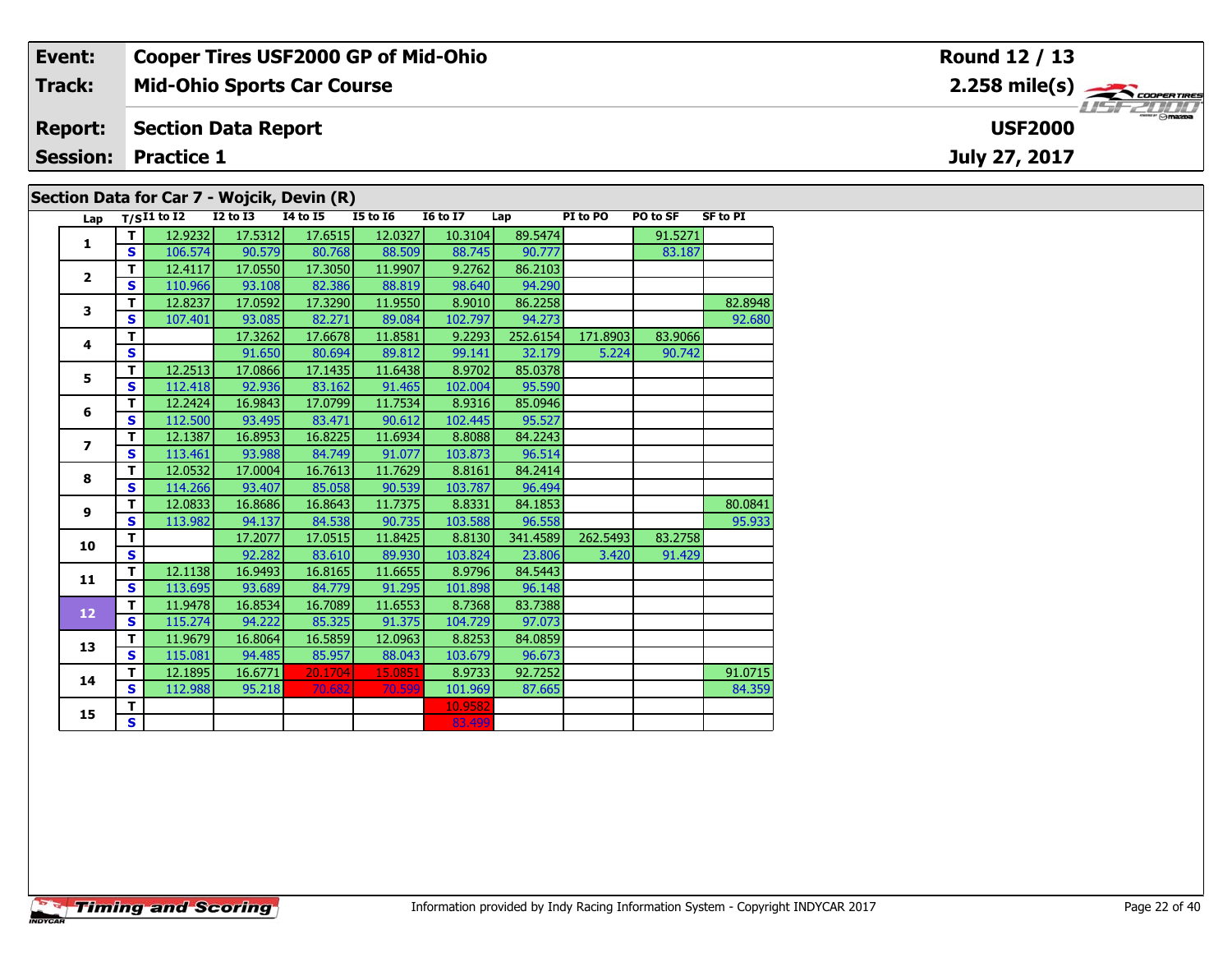| Event: | Cooper Tires USF2000 GP of Mid-Ohio | Round 12 / 13 |
|---|---|---|
| Track: | Mid-Ohio Sports Car Course | 2.258 mile(s) |
| Report: | Section Data Report | USF2000 |
| Session: | Practice 1 | July 27, 2017 |

## Section Data for Car 7 - Wojcik, Devin (R)

| Lap | T/S | I1 to I2 | I2 to I3 | I4 to I5 | I5 to I6 | I6 to I7 | Lap | PI to PO | PO to SF | SF to PI |
|---|---|---|---|---|---|---|---|---|---|---|
| 1 | T | 12.9232 | 17.5312 | 17.6515 | 12.0327 | 10.3104 | 89.5474 | | 91.5271 | |
| | S | 106.574 | 90.579 | 80.768 | 88.509 | 88.745 | 90.777 | | 83.187 | |
| 2 | T | 12.4117 | 17.0550 | 17.3050 | 11.9907 | 9.2762 | 86.2103 | | | |
| | S | 110.966 | 93.108 | 82.386 | 88.819 | 98.640 | 94.290 | | | |
| 3 | T | 12.8237 | 17.0592 | 17.3290 | 11.9550 | 8.9010 | 86.2258 | | | 82.8948 |
| | S | 107.401 | 93.085 | 82.271 | 89.084 | 102.797 | 94.273 | | | 92.680 |
| 4 | T | | 17.3262 | 17.6678 | 11.8581 | 9.2293 | 252.6154 | 171.8903 | 83.9066 | |
| | S | | 91.650 | 80.694 | 89.812 | 99.141 | 32.179 | 5.224 | 90.742 | |
| 5 | T | 12.2513 | 17.0866 | 17.1435 | 11.6438 | 8.9702 | 85.0378 | | | |
| | S | 112.418 | 92.936 | 83.162 | 91.465 | 102.004 | 95.590 | | | |
| 6 | T | 12.2424 | 16.9843 | 17.0799 | 11.7534 | 8.9316 | 85.0946 | | | |
| | S | 112.500 | 93.495 | 83.471 | 90.612 | 102.445 | 95.527 | | | |
| 7 | T | 12.1387 | 16.8953 | 16.8225 | 11.6934 | 8.8088 | 84.2243 | | | |
| | S | 113.461 | 93.988 | 84.749 | 91.077 | 103.873 | 96.514 | | | |
| 8 | T | 12.0532 | 17.0004 | 16.7613 | 11.7629 | 8.8161 | 84.2414 | | | |
| | S | 114.266 | 93.407 | 85.058 | 90.539 | 103.787 | 96.494 | | | |
| 9 | T | 12.0833 | 16.8686 | 16.8643 | 11.7375 | 8.8331 | 84.1853 | | | 80.0841 |
| | S | 113.982 | 94.137 | 84.538 | 90.735 | 103.588 | 96.558 | | | 95.933 |
| 10 | T | | 17.2077 | 17.0515 | 11.8425 | 8.8130 | 341.4589 | 262.5493 | 83.2758 | |
| | S | | 92.282 | 83.610 | 89.930 | 103.824 | 23.806 | 3.420 | 91.429 | |
| 11 | T | 12.1138 | 16.9493 | 16.8165 | 11.6655 | 8.9796 | 84.5443 | | | |
| | S | 113.695 | 93.689 | 84.779 | 91.295 | 101.898 | 96.148 | | | |
| 12 | T | 11.9478 | 16.8534 | 16.7089 | 11.6553 | 8.7368 | 83.7388 | | | |
| | S | 115.274 | 94.222 | 85.325 | 91.375 | 104.729 | 97.073 | | | |
| 13 | T | 11.9679 | 16.8064 | 16.5859 | 12.0963 | 8.8253 | 84.0859 | | | |
| | S | 115.081 | 94.485 | 85.957 | 88.043 | 103.679 | 96.673 | | | |
| 14 | T | 12.1895 | 16.6771 | 20.1704 | 15.0851 | 8.9733 | 92.7252 | | | 91.0715 |
| | S | 112.988 | 95.218 | 70.682 | 70.599 | 101.969 | 87.665 | | | 84.359 |
| 15 | T | | | | | 10.9582 | | | | |
| | S | | | | | 83.499 | | | | |

Information provided by Indy Racing Information System - Copyright INDYCAR 2017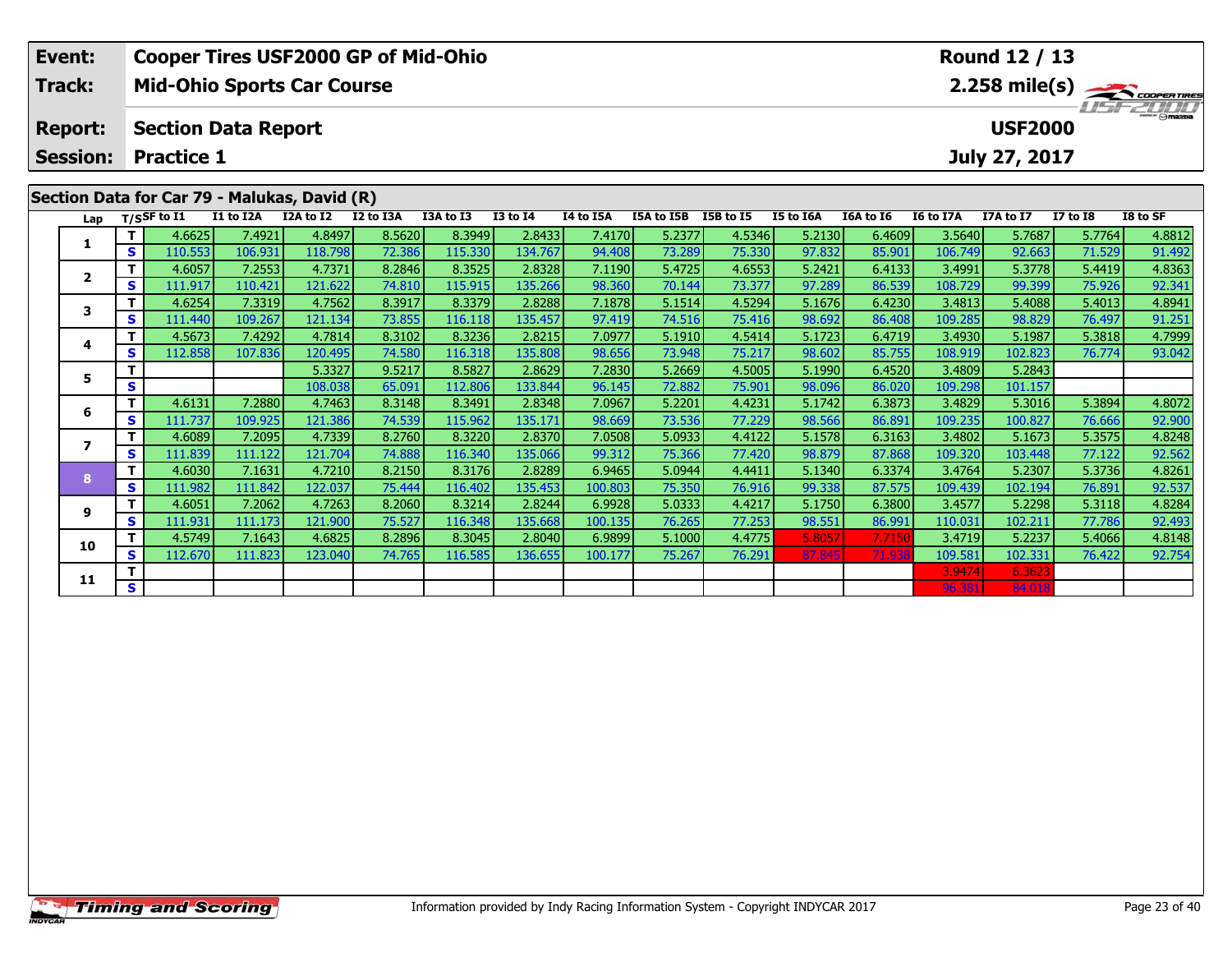| Event: | Cooper Tires USF2000 GP of Mid-Ohio | Round 12 / 13 |
|---|---|---|
| Track: | Mid-Ohio Sports Car Course | 2.258 mile(s) |
| Report: | Section Data Report | USF2000 |
| Session: | Practice 1 | July 27, 2017 |

## Section Data for Car 79 - Malukas, David (R)

| Lap | T/S | SF to I1 | I1 to I2A | I2A to I2 | I2 to I3A | I3A to I3 | I3 to I4 | I4 to I5A | I5A to I5B | I5B to I5 | I5 to I6A | I6A to I6 | I6 to I7A | I7A to I7 | I7 to I8 | I8 to SF |
|---|---|---|---|---|---|---|---|---|---|---|---|---|---|---|---|---|
| 1 | T | 4.6625 | 7.4921 | 4.8497 | 8.5620 | 8.3949 | 2.8433 | 7.4170 | 5.2377 | 4.5346 | 5.2130 | 6.4609 | 3.5640 | 5.7687 | 5.7764 | 4.8812 |
| | S | 110.553 | 106.931 | 118.798 | 72.386 | 115.330 | 134.767 | 94.408 | 73.289 | 75.330 | 97.832 | 85.901 | 106.749 | 92.663 | 71.529 | 91.492 |
| 2 | T | 4.6057 | 7.2553 | 4.7371 | 8.2846 | 8.3525 | 2.8328 | 7.1190 | 5.4725 | 4.6553 | 5.2421 | 6.4133 | 3.4991 | 5.3778 | 5.4419 | 4.8363 |
| | S | 111.917 | 110.421 | 121.622 | 74.810 | 115.915 | 135.266 | 98.360 | 70.144 | 73.377 | 97.289 | 86.539 | 108.729 | 99.399 | 75.926 | 92.341 |
| 3 | T | 4.6254 | 7.3319 | 4.7562 | 8.3917 | 8.3379 | 2.8288 | 7.1878 | 5.1514 | 4.5294 | 5.1676 | 6.4230 | 3.4813 | 5.4088 | 5.4013 | 4.8941 |
| | S | 111.440 | 109.267 | 121.134 | 73.855 | 116.118 | 135.457 | 97.419 | 74.516 | 75.416 | 98.692 | 86.408 | 109.285 | 98.829 | 76.497 | 91.251 |
| 4 | T | 4.5673 | 7.4292 | 4.7814 | 8.3102 | 8.3236 | 2.8215 | 7.0977 | 5.1910 | 4.5414 | 5.1723 | 6.4719 | 3.4930 | 5.1987 | 5.3818 | 4.7999 |
| | S | 112.858 | 107.836 | 120.495 | 74.580 | 116.318 | 135.808 | 98.656 | 73.948 | 75.217 | 98.602 | 85.755 | 108.919 | 102.823 | 76.774 | 93.042 |
| 5 | T | | | 5.3327 | 9.5217 | 8.5827 | 2.8629 | 7.2830 | 5.2669 | 4.5005 | 5.1990 | 6.4520 | 3.4809 | 5.2843 | | |
| | S | | | 108.038 | 65.091 | 112.806 | 133.844 | 96.145 | 72.882 | 75.901 | 98.096 | 86.020 | 109.298 | 101.157 | | |
| 6 | T | 4.6131 | 7.2880 | 4.7463 | 8.3148 | 8.3491 | 2.8348 | 7.0967 | 5.2201 | 4.4231 | 5.1742 | 6.3873 | 3.4829 | 5.3016 | 5.3894 | 4.8072 |
| | S | 111.737 | 109.925 | 121.386 | 74.539 | 115.962 | 135.171 | 98.669 | 73.536 | 77.229 | 98.566 | 86.891 | 109.235 | 100.827 | 76.666 | 92.900 |
| 7 | T | 4.6089 | 7.2095 | 4.7339 | 8.2760 | 8.3220 | 2.8370 | 7.0508 | 5.0933 | 4.4122 | 5.1578 | 6.3163 | 3.4802 | 5.1673 | 5.3575 | 4.8248 |
| | S | 111.839 | 111.122 | 121.704 | 74.888 | 116.340 | 135.066 | 99.312 | 75.366 | 77.420 | 98.879 | 87.868 | 109.320 | 103.448 | 77.122 | 92.562 |
| 8 | T | 4.6030 | 7.1631 | 4.7210 | 8.2150 | 8.3176 | 2.8289 | 6.9465 | 5.0944 | 4.4411 | 5.1340 | 6.3374 | 3.4764 | 5.2307 | 5.3736 | 4.8261 |
| | S | 111.982 | 111.842 | 122.037 | 75.444 | 116.402 | 135.453 | 100.803 | 75.350 | 76.916 | 99.338 | 87.575 | 109.439 | 102.194 | 76.891 | 92.537 |
| 9 | T | 4.6051 | 7.2062 | 4.7263 | 8.2060 | 8.3214 | 2.8244 | 6.9928 | 5.0333 | 4.4217 | 5.1750 | 6.3800 | 3.4577 | 5.2298 | 5.3118 | 4.8284 |
| | S | 111.931 | 111.173 | 121.900 | 75.527 | 116.348 | 135.668 | 100.135 | 76.265 | 77.253 | 98.551 | 86.991 | 110.031 | 102.211 | 77.786 | 92.493 |
| 10 | T | 4.5749 | 7.1643 | 4.6825 | 8.2896 | 8.3045 | 2.8040 | 6.9899 | 5.1000 | 4.4775 | 5.8057 | 7.7150 | 3.4719 | 5.2237 | 5.4066 | 4.8148 |
| | S | 112.670 | 111.823 | 123.040 | 74.765 | 116.585 | 136.655 | 100.177 | 75.267 | 76.291 | 87.845 | 71.938 | 109.581 | 102.331 | 76.422 | 92.754 |
| 11 | T | | | | | | | | | | | | 3.9474 | 6.3623 | | |
| | S | | | | | | | | | | | | 96.381 | 84.018 | | |

Information provided by Indy Racing Information System - Copyright INDYCAR 2017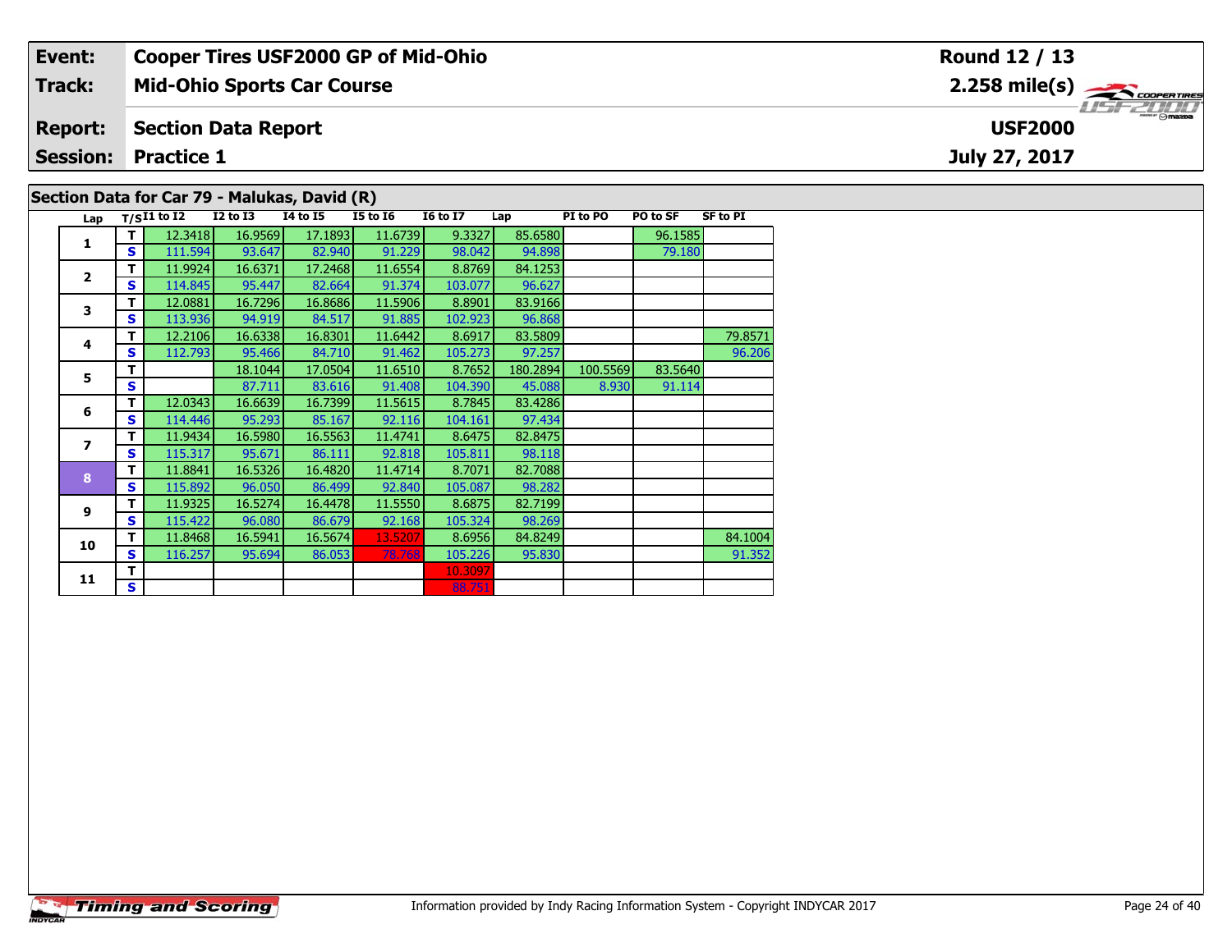| Event: | Cooper Tires USF2000 GP of Mid-Ohio | Round 12 / 13 |
|---|---|---|
| Track: | Mid-Ohio Sports Car Course | 2.258 mile(s) |
| Report: | Section Data Report | USF2000 |
| Session: | Practice 1 | July 27, 2017 |

## Section Data for Car 79 - Malukas, David (R)

| Lap | T/S | I1 to I2 | I2 to I3 | I4 to I5 | I5 to I6 | I6 to I7 | Lap | PI to PO | PO to SF | SF to PI |
|---|---|---|---|---|---|---|---|---|---|---|
| 1 | T | 12.3418 | 16.9569 | 17.1893 | 11.6739 | 9.3327 | 85.6580 | | 96.1585 | |
| | S | 111.594 | 93.647 | 82.940 | 91.229 | 98.042 | 94.898 | | 79.180 | |
| 2 | T | 11.9924 | 16.6371 | 17.2468 | 11.6554 | 8.8769 | 84.1253 | | | |
| | S | 114.845 | 95.447 | 82.664 | 91.374 | 103.077 | 96.627 | | | |
| 3 | T | 12.0881 | 16.7296 | 16.8686 | 11.5906 | 8.8901 | 83.9166 | | | |
| | S | 113.936 | 94.919 | 84.517 | 91.885 | 102.923 | 96.868 | | | |
| 4 | T | 12.2106 | 16.6338 | 16.8301 | 11.6442 | 8.6917 | 83.5809 | | | 79.8571 |
| | S | 112.793 | 95.466 | 84.710 | 91.462 | 105.273 | 97.257 | | | 96.206 |
| 5 | T | | 18.1044 | 17.0504 | 11.6510 | 8.7652 | 180.2894 | 100.5569 | 83.5640 | |
| | S | | 87.711 | 83.616 | 91.408 | 104.390 | 45.088 | 8.930 | 91.114 | |
| 6 | T | 12.0343 | 16.6639 | 16.7399 | 11.5615 | 8.7845 | 83.4286 | | | |
| | S | 114.446 | 95.293 | 85.167 | 92.116 | 104.161 | 97.434 | | | |
| 7 | T | 11.9434 | 16.5980 | 16.5563 | 11.4741 | 8.6475 | 82.8475 | | | |
| | S | 115.317 | 95.671 | 86.111 | 92.818 | 105.811 | 98.118 | | | |
| 8 | T | 11.8841 | 16.5326 | 16.4820 | 11.4714 | 8.7071 | 82.7088 | | | |
| | S | 115.892 | 96.050 | 86.499 | 92.840 | 105.087 | 98.282 | | | |
| 9 | T | 11.9325 | 16.5274 | 16.4478 | 11.5550 | 8.6875 | 82.7199 | | | |
| | S | 115.422 | 96.080 | 86.679 | 92.168 | 105.324 | 98.269 | | | |
| 10 | T | 11.8468 | 16.5941 | 16.5674 | 13.5207 | 8.6956 | 84.8249 | | | 84.1004 |
| | S | 116.257 | 95.694 | 86.053 | 78.768 | 105.226 | 95.830 | | | 91.352 |
| 11 | T | | | | | 10.3097 | | | | |
| | S | | | | | 88.751 | | | | |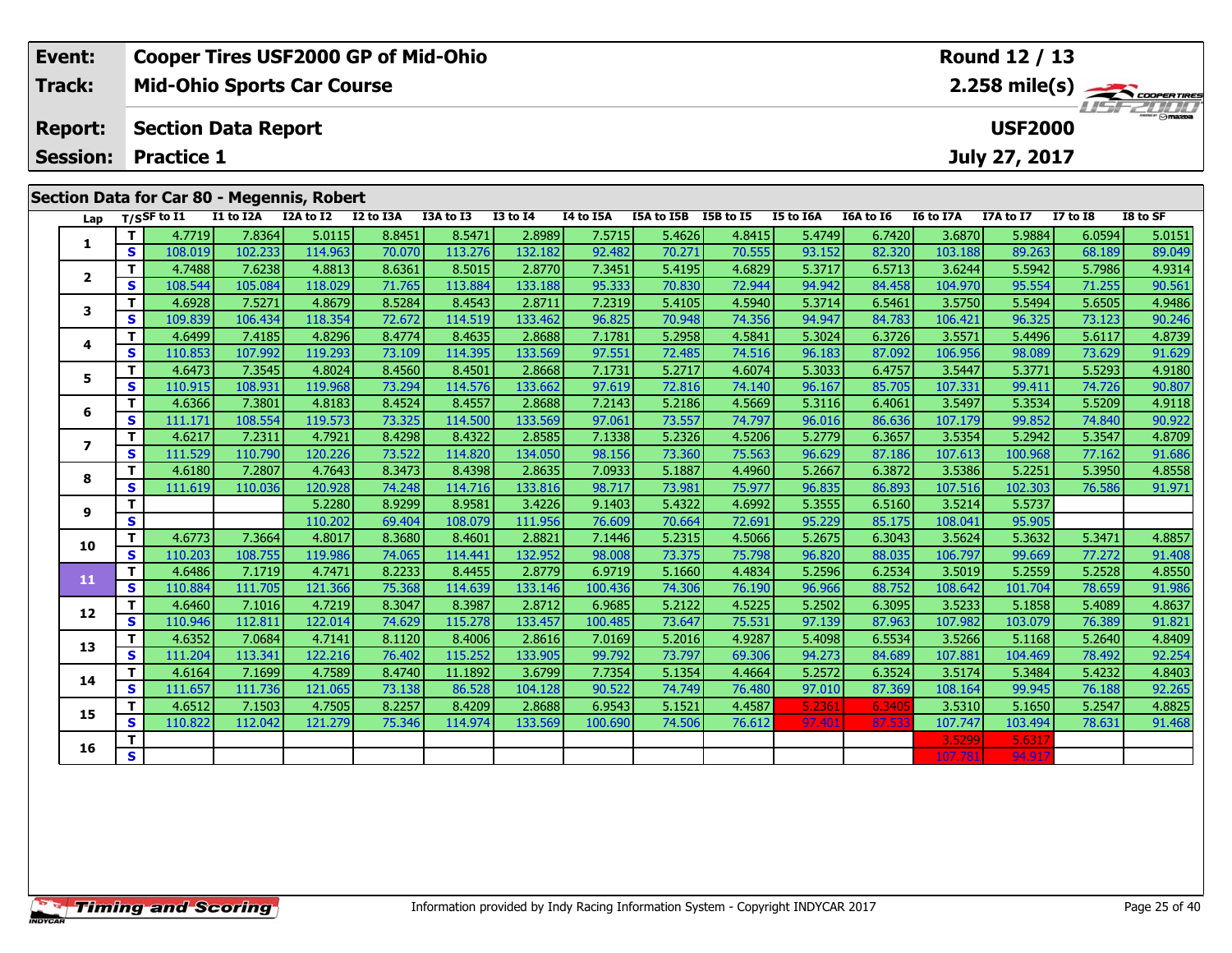| Event: | Cooper Tires USF2000 GP of Mid-Ohio | Round 12 / 13 |
|---|---|---|
| Track: | Mid-Ohio Sports Car Course | 2.258 mile(s) |
| Report: | Section Data Report | USF2000 |
| Session: | Practice 1 | July 27, 2017 |

## Section Data for Car 80 - Megennis, Robert

| Lap | T/S | SF to I1 | I1 to I2A | I2A to I2 | I2 to I3A | I3A to I3 | I3 to I4 | I4 to I5A | I5A to I5B | I5B to I5 | I5 to I6A | I6A to I6 | I6 to I7A | I7A to I7 | I7 to I8 | I8 to SF |
|---|---|---|---|---|---|---|---|---|---|---|---|---|---|---|---|---|
| 1 | T | 4.7719 | 7.8364 | 5.0115 | 8.8451 | 8.5471 | 2.8989 | 7.5715 | 5.4626 | 4.8415 | 5.4749 | 6.7420 | 3.6870 | 5.9884 | 6.0594 | 5.0151 |
| | S | 108.019 | 102.233 | 114.963 | 70.070 | 113.276 | 132.182 | 92.482 | 70.271 | 70.555 | 93.152 | 82.320 | 103.188 | 89.263 | 68.189 | 89.049 |
| 2 | T | 4.7488 | 7.6238 | 4.8813 | 8.6361 | 8.5015 | 2.8770 | 7.3451 | 5.4195 | 4.6829 | 5.3717 | 6.5713 | 3.6244 | 5.5942 | 5.7986 | 4.9314 |
| | S | 108.544 | 105.084 | 118.029 | 71.765 | 113.884 | 133.188 | 95.333 | 70.830 | 72.944 | 94.942 | 84.458 | 104.970 | 95.554 | 71.255 | 90.561 |
| 3 | T | 4.6928 | 7.5271 | 4.8679 | 8.5284 | 8.4543 | 2.8711 | 7.2319 | 5.4105 | 4.5940 | 5.3714 | 6.5461 | 3.5750 | 5.5494 | 5.6505 | 4.9486 |
| | S | 109.839 | 106.434 | 118.354 | 72.672 | 114.519 | 133.462 | 96.825 | 70.948 | 74.356 | 94.947 | 84.783 | 106.421 | 96.325 | 73.123 | 90.246 |
| 4 | T | 4.6499 | 7.4185 | 4.8296 | 8.4774 | 8.4635 | 2.8688 | 7.1781 | 5.2958 | 4.5841 | 5.3024 | 6.3726 | 3.5571 | 5.4496 | 5.6117 | 4.8739 |
| | S | 110.853 | 107.992 | 119.293 | 73.109 | 114.395 | 133.569 | 97.551 | 72.485 | 74.516 | 96.183 | 87.092 | 106.956 | 98.089 | 73.629 | 91.629 |
| 5 | T | 4.6473 | 7.3545 | 4.8024 | 8.4560 | 8.4501 | 2.8668 | 7.1731 | 5.2717 | 4.6074 | 5.3033 | 6.4757 | 3.5447 | 5.3771 | 5.5293 | 4.9180 |
| | S | 110.915 | 108.931 | 119.968 | 73.294 | 114.576 | 133.662 | 97.619 | 72.816 | 74.140 | 96.167 | 85.705 | 107.331 | 99.411 | 74.726 | 90.807 |
| 6 | T | 4.6366 | 7.3801 | 4.8183 | 8.4524 | 8.4557 | 2.8688 | 7.2143 | 5.2186 | 4.5669 | 5.3116 | 6.4061 | 3.5497 | 5.3534 | 5.5209 | 4.9118 |
| | S | 111.171 | 108.554 | 119.573 | 73.325 | 114.500 | 133.569 | 97.061 | 73.557 | 74.797 | 96.016 | 86.636 | 107.179 | 99.852 | 74.840 | 90.922 |
| 7 | T | 4.6217 | 7.2311 | 4.7921 | 8.4298 | 8.4322 | 2.8585 | 7.1338 | 5.2326 | 4.5206 | 5.2779 | 6.3657 | 3.5354 | 5.2942 | 5.3547 | 4.8709 |
| | S | 111.529 | 110.790 | 120.226 | 73.522 | 114.820 | 134.050 | 98.156 | 73.360 | 75.563 | 96.629 | 87.186 | 107.613 | 100.968 | 77.162 | 91.686 |
| 8 | T | 4.6180 | 7.2807 | 4.7643 | 8.3473 | 8.4398 | 2.8635 | 7.0933 | 5.1887 | 4.4960 | 5.2667 | 6.3872 | 3.5386 | 5.2251 | 5.3950 | 4.8558 |
| | S | 111.619 | 110.036 | 120.928 | 74.248 | 114.716 | 133.816 | 98.717 | 73.981 | 75.977 | 96.835 | 86.893 | 107.516 | 102.303 | 76.586 | 91.971 |
| 9 | T | | | 5.2280 | 8.9299 | 8.9581 | 3.4226 | 9.1403 | 5.4322 | 4.6992 | 5.3555 | 6.5160 | 3.5214 | 5.5737 | | |
| | S | | | 110.202 | 69.404 | 108.079 | 111.956 | 76.609 | 70.664 | 72.691 | 95.229 | 85.175 | 108.041 | 95.905 | | |
| 10 | T | 4.6773 | 7.3664 | 4.8017 | 8.3680 | 8.4601 | 2.8821 | 7.1446 | 5.2315 | 4.5066 | 5.2675 | 6.3043 | 3.5624 | 5.3632 | 5.3471 | 4.8857 |
| | S | 110.203 | 108.755 | 119.986 | 74.065 | 114.441 | 132.952 | 98.008 | 73.375 | 75.798 | 96.820 | 88.035 | 106.797 | 99.669 | 77.272 | 91.408 |
| 11 | T | 4.6486 | 7.1719 | 4.7471 | 8.2233 | 8.4455 | 2.8779 | 6.9719 | 5.1660 | 4.4834 | 5.2596 | 6.2534 | 3.5019 | 5.2559 | 5.2528 | 4.8550 |
| | S | 110.884 | 111.705 | 121.366 | 75.368 | 114.639 | 133.146 | 100.436 | 74.306 | 76.190 | 96.966 | 88.752 | 108.642 | 101.704 | 78.659 | 91.986 |
| 12 | T | 4.6460 | 7.1016 | 4.7219 | 8.3047 | 8.3987 | 2.8712 | 6.9685 | 5.2122 | 4.5225 | 5.2502 | 6.3095 | 3.5233 | 5.1858 | 5.4089 | 4.8637 |
| | S | 110.946 | 112.811 | 122.014 | 74.629 | 115.278 | 133.457 | 100.485 | 73.647 | 75.531 | 97.139 | 87.963 | 107.982 | 103.079 | 76.389 | 91.821 |
| 13 | T | 4.6352 | 7.0684 | 4.7141 | 8.1120 | 8.4006 | 2.8616 | 7.0169 | 5.2016 | 4.9287 | 5.4098 | 6.5534 | 3.5266 | 5.1168 | 5.2640 | 4.8409 |
| | S | 111.204 | 113.341 | 122.216 | 76.402 | 115.252 | 133.905 | 99.792 | 73.797 | 69.306 | 94.273 | 84.689 | 107.881 | 104.469 | 78.492 | 92.254 |
| 14 | T | 4.6164 | 7.1699 | 4.7589 | 8.4740 | 11.1892 | 3.6799 | 7.7354 | 5.1354 | 4.4664 | 5.2572 | 6.3524 | 3.5174 | 5.3484 | 5.4232 | 4.8403 |
| | S | 111.657 | 111.736 | 121.065 | 73.138 | 86.528 | 104.128 | 90.522 | 74.749 | 76.480 | 97.010 | 87.369 | 108.164 | 99.945 | 76.188 | 92.265 |
| 15 | T | 4.6512 | 7.1503 | 4.7505 | 8.2257 | 8.4209 | 2.8688 | 6.9543 | 5.1521 | 4.4587 | 5.2361 | 6.3405 | 3.5310 | 5.1650 | 5.2547 | 4.8825 |
| | S | 110.822 | 112.042 | 121.279 | 75.346 | 114.974 | 133.569 | 100.690 | 74.506 | 76.612 | 97.401 | 87.533 | 107.747 | 103.494 | 78.631 | 91.468 |
| 16 | T | | | | | | | | | | | | 3.5299 | 5.6317 | | |
| | S | | | | | | | | | | | | 107.781 | 94.917 | | |

Information provided by Indy Racing Information System - Copyright INDYCAR 2017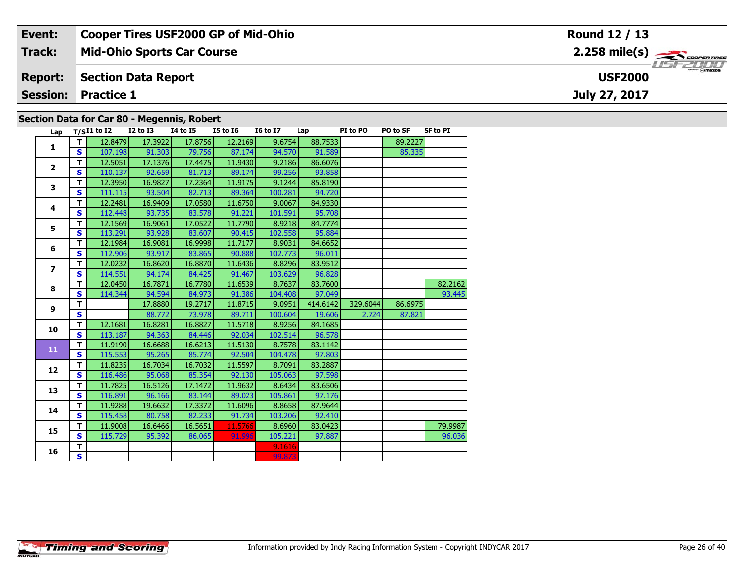| Event: | Cooper Tires USF2000 GP of Mid-Ohio | Round 12 / 13 |
|---|---|---|
| Track: | Mid-Ohio Sports Car Course | 2.258 mile(s) |
| Report: | Section Data Report | USF2000 |
| Session: | Practice 1 | July 27, 2017 |

## Section Data for Car 80 - Megennis, Robert

| Lap | T/S | I1 to I2 | I2 to I3 | I4 to I5 | I5 to I6 | I6 to I7 | Lap | PI to PO | PO to SF | SF to PI |
|---|---|---|---|---|---|---|---|---|---|---|
| 1 | T | 12.8479 | 17.3922 | 17.8756 | 12.2169 | 9.6754 | 88.7533 | | 89.2227 | |
| | S | 107.198 | 91.303 | 79.756 | 87.174 | 94.570 | 91.589 | | 85.335 | |
| 2 | T | 12.5051 | 17.1376 | 17.4475 | 11.9430 | 9.2186 | 86.6076 | | | |
| | S | 110.137 | 92.659 | 81.713 | 89.174 | 99.256 | 93.858 | | | |
| 3 | T | 12.3950 | 16.9827 | 17.2364 | 11.9175 | 9.1244 | 85.8190 | | | |
| | S | 111.115 | 93.504 | 82.713 | 89.364 | 100.281 | 94.720 | | | |
| 4 | T | 12.2481 | 16.9409 | 17.0580 | 11.6750 | 9.0067 | 84.9330 | | | |
| | S | 112.448 | 93.735 | 83.578 | 91.221 | 101.591 | 95.708 | | | |
| 5 | T | 12.1569 | 16.9061 | 17.0522 | 11.7790 | 8.9218 | 84.7774 | | | |
| | S | 113.291 | 93.928 | 83.607 | 90.415 | 102.558 | 95.884 | | | |
| 6 | T | 12.1984 | 16.9081 | 16.9998 | 11.7177 | 8.9031 | 84.6652 | | | |
| | S | 112.906 | 93.917 | 83.865 | 90.888 | 102.773 | 96.011 | | | |
| 7 | T | 12.0232 | 16.8620 | 16.8870 | 11.6436 | 8.8296 | 83.9512 | | | |
| | S | 114.551 | 94.174 | 84.425 | 91.467 | 103.629 | 96.828 | | | |
| 8 | T | 12.0450 | 16.7871 | 16.7780 | 11.6539 | 8.7637 | 83.7600 | | | 82.2162 |
| | S | 114.344 | 94.594 | 84.973 | 91.386 | 104.408 | 97.049 | | | 93.445 |
| 9 | T | | 17.8880 | 19.2717 | 11.8715 | 9.0951 | 414.6142 | 329.6044 | 86.6975 | |
| | S | | 88.772 | 73.978 | 89.711 | 100.604 | 19.606 | 2.724 | 87.821 | |
| 10 | T | 12.1681 | 16.8281 | 16.8827 | 11.5718 | 8.9256 | 84.1685 | | | |
| | S | 113.187 | 94.363 | 84.446 | 92.034 | 102.514 | 96.578 | | | |
| 11 | T | 11.9190 | 16.6688 | 16.6213 | 11.5130 | 8.7578 | 83.1142 | | | |
| | S | 115.553 | 95.265 | 85.774 | 92.504 | 104.478 | 97.803 | | | |
| 12 | T | 11.8235 | 16.7034 | 16.7032 | 11.5597 | 8.7091 | 83.2887 | | | |
| | S | 116.486 | 95.068 | 85.354 | 92.130 | 105.063 | 97.598 | | | |
| 13 | T | 11.7825 | 16.5126 | 17.1472 | 11.9632 | 8.6434 | 83.6506 | | | |
| | S | 116.891 | 96.166 | 83.144 | 89.023 | 105.861 | 97.176 | | | |
| 14 | T | 11.9288 | 19.6632 | 17.3372 | 11.6096 | 8.8658 | 87.9644 | | | |
| | S | 115.458 | 80.758 | 82.233 | 91.734 | 103.206 | 92.410 | | | |
| 15 | T | 11.9008 | 16.6466 | 16.5651 | 11.5766 | 8.6960 | 83.0423 | | | 79.9987 |
| | S | 115.729 | 95.392 | 86.065 | 91.996 | 105.221 | 97.887 | | | 96.036 |
| 16 | T | | | | | 9.1616 | | | | |
| | S | | | | | 99.873 | | | | |

Information provided by Indy Racing Information System - Copyright INDYCAR 2017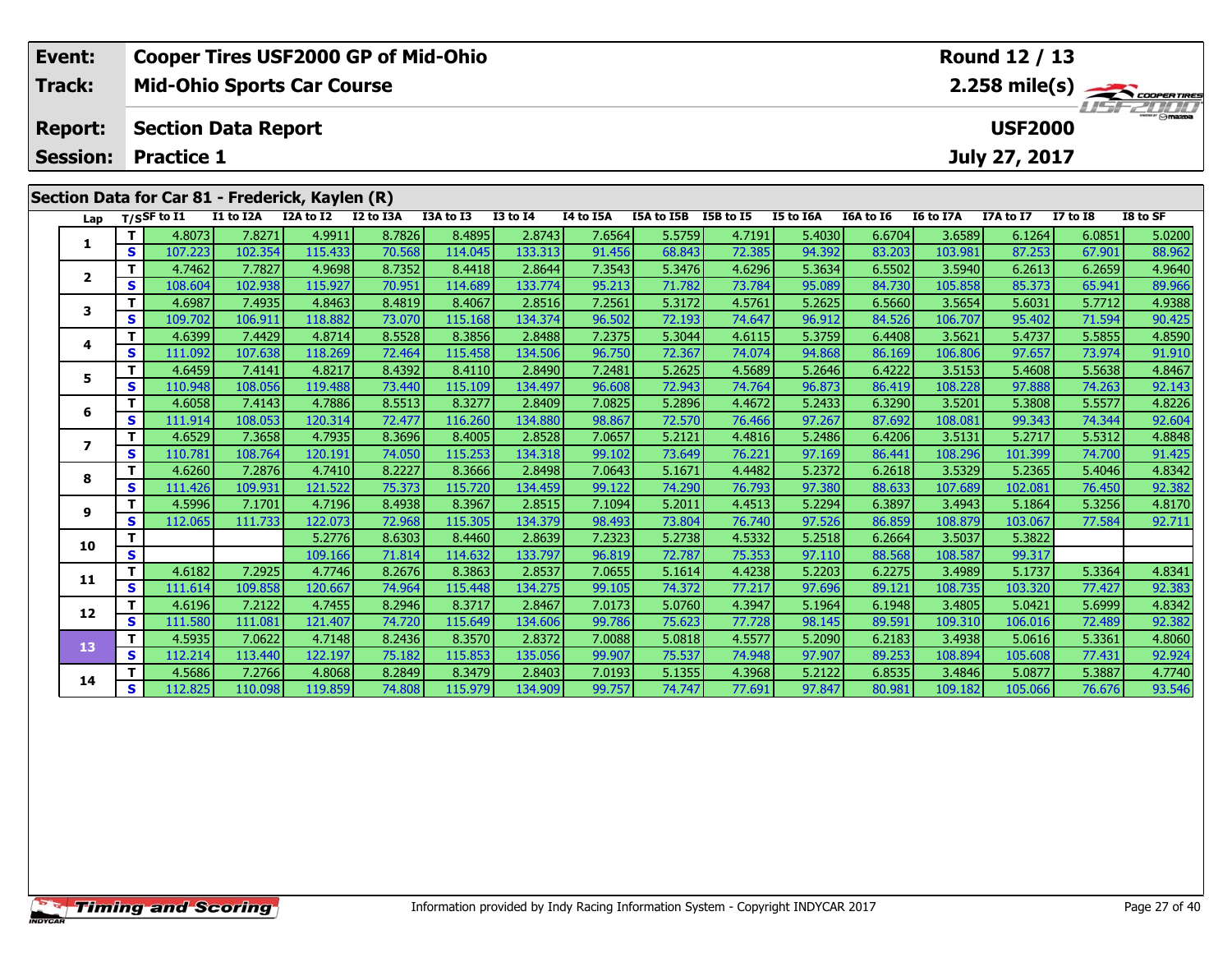| Event: | Cooper Tires USF2000 GP of Mid-Ohio | Round 12 / 13 |
|---|---|---|
| Track: | Mid-Ohio Sports Car Course | 2.258 mile(s) |
| Report: | Section Data Report | USF2000 |
| Session: | Practice 1 | July 27, 2017 |

## Section Data for Car 81 - Frederick, Kaylen (R)

| Lap | T/S | SF to I1 | I1 to I2A | I2A to I2 | I2 to I3A | I3A to I3 | I3 to I4 | I4 to I5A | I5A to I5B | I5B to I5 | I5 to I6A | I6A to I6 | I6 to I7A | I7A to I7 | I7 to I8 | I8 to SF |
|---|---|---|---|---|---|---|---|---|---|---|---|---|---|---|---|---|
| 1 | T | 4.8073 | 7.8271 | 4.9911 | 8.7826 | 8.4895 | 2.8743 | 7.6564 | 5.5759 | 4.7191 | 5.4030 | 6.6704 | 3.6589 | 6.1264 | 6.0851 | 5.0200 |
|  | S | 107.223 | 102.354 | 115.433 | 70.568 | 114.045 | 133.313 | 91.456 | 68.843 | 72.385 | 94.392 | 83.203 | 103.981 | 87.253 | 67.901 | 88.962 |
| 2 | T | 4.7462 | 7.7827 | 4.9698 | 8.7352 | 8.4418 | 2.8644 | 7.3543 | 5.3476 | 4.6296 | 5.3634 | 6.5502 | 3.5940 | 6.2613 | 6.2659 | 4.9640 |
|  | S | 108.604 | 102.938 | 115.927 | 70.951 | 114.689 | 133.774 | 95.213 | 71.782 | 73.784 | 95.089 | 84.730 | 105.858 | 85.373 | 65.941 | 89.966 |
| 3 | T | 4.6987 | 7.4935 | 4.8463 | 8.4819 | 8.4067 | 2.8516 | 7.2561 | 5.3172 | 4.5761 | 5.2625 | 6.5660 | 3.5654 | 5.6031 | 5.7712 | 4.9388 |
|  | S | 109.702 | 106.911 | 118.882 | 73.070 | 115.168 | 134.374 | 96.502 | 72.193 | 74.647 | 96.912 | 84.526 | 106.707 | 95.402 | 71.594 | 90.425 |
| 4 | T | 4.6399 | 7.4429 | 4.8714 | 8.5528 | 8.3856 | 2.8488 | 7.2375 | 5.3044 | 4.6115 | 5.3759 | 6.4408 | 3.5621 | 5.4737 | 5.5855 | 4.8590 |
|  | S | 111.092 | 107.638 | 118.269 | 72.464 | 115.458 | 134.506 | 96.750 | 72.367 | 74.074 | 94.868 | 86.169 | 106.806 | 97.657 | 73.974 | 91.910 |
| 5 | T | 4.6459 | 7.4141 | 4.8217 | 8.4392 | 8.4110 | 2.8490 | 7.2481 | 5.2625 | 4.5689 | 5.2646 | 6.4222 | 3.5153 | 5.4608 | 5.5638 | 4.8467 |
|  | S | 110.948 | 108.056 | 119.488 | 73.440 | 115.109 | 134.497 | 96.608 | 72.943 | 74.764 | 96.873 | 86.419 | 108.228 | 97.888 | 74.263 | 92.143 |
| 6 | T | 4.6058 | 7.4143 | 4.7886 | 8.5513 | 8.3277 | 2.8409 | 7.0825 | 5.2896 | 4.4672 | 5.2433 | 6.3290 | 3.5201 | 5.3808 | 5.5577 | 4.8226 |
|  | S | 111.914 | 108.053 | 120.314 | 72.477 | 116.260 | 134.880 | 98.867 | 72.570 | 76.466 | 97.267 | 87.692 | 108.081 | 99.343 | 74.344 | 92.604 |
| 7 | T | 4.6529 | 7.3658 | 4.7935 | 8.3696 | 8.4005 | 2.8528 | 7.0657 | 5.2121 | 4.4816 | 5.2486 | 6.4206 | 3.5131 | 5.2717 | 5.5312 | 4.8848 |
|  | S | 110.781 | 108.764 | 120.191 | 74.050 | 115.253 | 134.318 | 99.102 | 73.649 | 76.221 | 97.169 | 86.441 | 108.296 | 101.399 | 74.700 | 91.425 |
| 8 | T | 4.6260 | 7.2876 | 4.7410 | 8.2227 | 8.3666 | 2.8498 | 7.0643 | 5.1671 | 4.4482 | 5.2372 | 6.2618 | 3.5329 | 5.2365 | 5.4046 | 4.8342 |
|  | S | 111.426 | 109.931 | 121.522 | 75.373 | 115.720 | 134.459 | 99.122 | 74.290 | 76.793 | 97.380 | 88.633 | 107.689 | 102.081 | 76.450 | 92.382 |
| 9 | T | 4.5996 | 7.1701 | 4.7196 | 8.4938 | 8.3967 | 2.8515 | 7.1094 | 5.2011 | 4.4513 | 5.2294 | 6.3897 | 3.4943 | 5.1864 | 5.3256 | 4.8170 |
|  | S | 112.065 | 111.733 | 122.073 | 72.968 | 115.305 | 134.379 | 98.493 | 73.804 | 76.740 | 97.526 | 86.859 | 108.879 | 103.067 | 77.584 | 92.711 |
| 10 | T |  |  | 5.2776 | 8.6303 | 8.4460 | 2.8639 | 7.2323 | 5.2738 | 4.5332 | 5.2518 | 6.2664 | 3.5037 | 5.3822 |  |  |
|  | S |  |  | 109.166 | 71.814 | 114.632 | 133.797 | 96.819 | 72.787 | 75.353 | 97.110 | 88.568 | 108.587 | 99.317 |  |  |
| 11 | T | 4.6182 | 7.2925 | 4.7746 | 8.2676 | 8.3863 | 2.8537 | 7.0655 | 5.1614 | 4.4238 | 5.2203 | 6.2275 | 3.4989 | 5.1737 | 5.3364 | 4.8341 |
|  | S | 111.614 | 109.858 | 120.667 | 74.964 | 115.448 | 134.275 | 99.105 | 74.372 | 77.217 | 97.696 | 89.121 | 108.735 | 103.320 | 77.427 | 92.383 |
| 12 | T | 4.6196 | 7.2122 | 4.7455 | 8.2946 | 8.3717 | 2.8467 | 7.0173 | 5.0760 | 4.3947 | 5.1964 | 6.1948 | 3.4805 | 5.0421 | 5.6999 | 4.8342 |
|  | S | 111.580 | 111.081 | 121.407 | 74.720 | 115.649 | 134.606 | 99.786 | 75.623 | 77.728 | 98.145 | 89.591 | 109.310 | 106.016 | 72.489 | 92.382 |
| 13 | T | 4.5935 | 7.0622 | 4.7148 | 8.2436 | 8.3570 | 2.8372 | 7.0088 | 5.0818 | 4.5577 | 5.2090 | 6.2183 | 3.4938 | 5.0616 | 5.3361 | 4.8060 |
|  | S | 112.214 | 113.440 | 122.197 | 75.182 | 115.853 | 135.056 | 99.907 | 75.537 | 74.948 | 97.907 | 89.253 | 108.894 | 105.608 | 77.431 | 92.924 |
| 14 | T | 4.5686 | 7.2766 | 4.8068 | 8.2849 | 8.3479 | 2.8403 | 7.0193 | 5.1355 | 4.3968 | 5.2122 | 6.8535 | 3.4846 | 5.0877 | 5.3887 | 4.7740 |
|  | S | 112.825 | 110.098 | 119.859 | 74.808 | 115.979 | 134.909 | 99.757 | 74.747 | 77.691 | 97.847 | 80.981 | 109.182 | 105.066 | 76.676 | 93.546 |

Information provided by Indy Racing Information System - Copyright INDYCAR 2017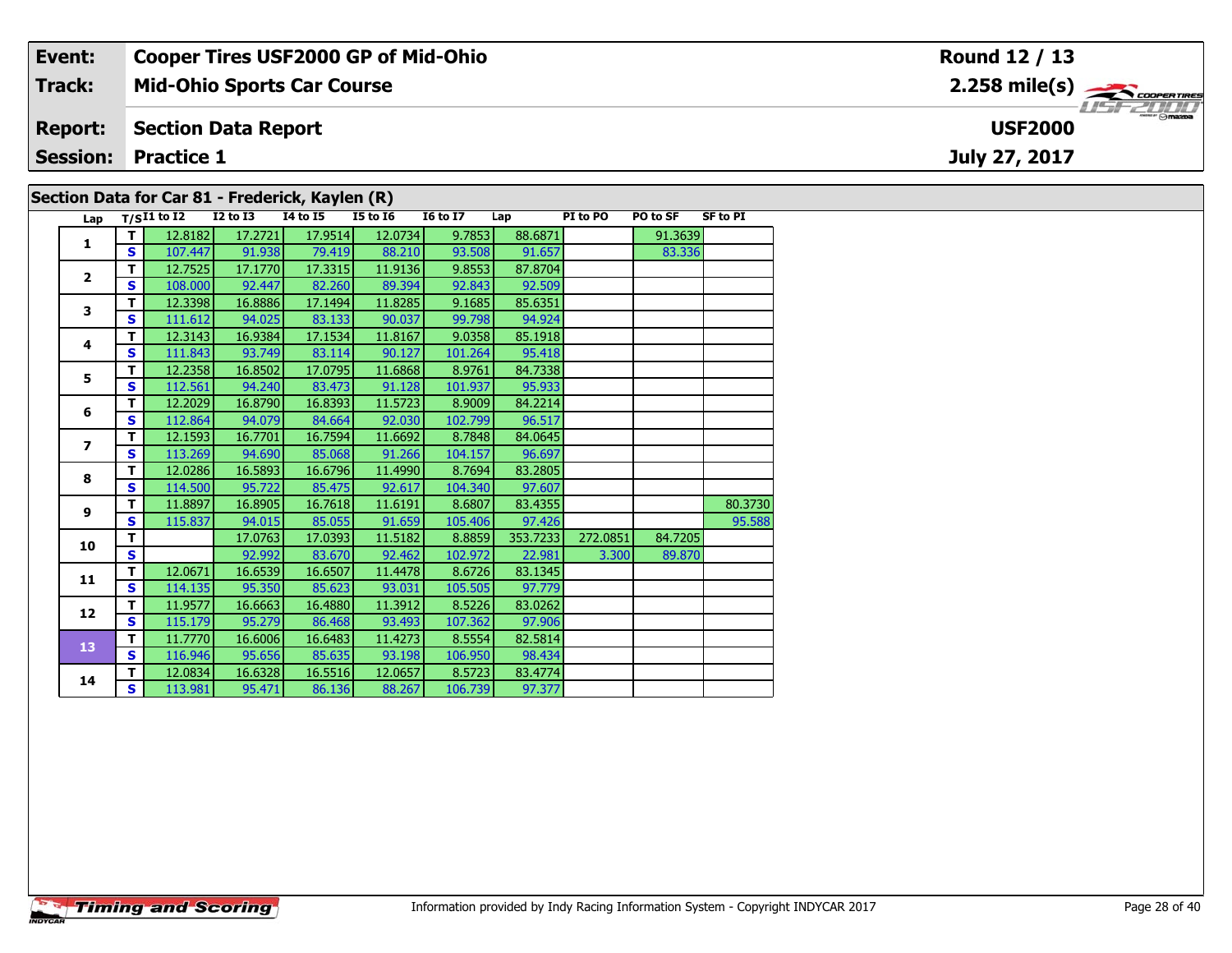| Event: | Cooper Tires USF2000 GP of Mid-Ohio | Round 12 / 13 |
|---|---|---|
| Track: | Mid-Ohio Sports Car Course | 2.258 mile(s) |
| Report: | Section Data Report | USF2000 |
| Session: | Practice 1 | July 27, 2017 |

## Section Data for Car 81 - Frederick, Kaylen (R)

| Lap | T/S | I1 to I2 | I2 to I3 | I4 to I5 | I5 to I6 | I6 to I7 | Lap | PI to PO | PO to SF | SF to PI |
|---|---|---|---|---|---|---|---|---|---|---|
| 1 | T | 12.8182 | 17.2721 | 17.9514 | 12.0734 | 9.7853 | 88.6871 | | 91.3639 | |
| | S | 107.447 | 91.938 | 79.419 | 88.210 | 93.508 | 91.657 | | 83.336 | |
| 2 | T | 12.7525 | 17.1770 | 17.3315 | 11.9136 | 9.8553 | 87.8704 | | | |
| | S | 108.000 | 92.447 | 82.260 | 89.394 | 92.843 | 92.509 | | | |
| 3 | T | 12.3398 | 16.8886 | 17.1494 | 11.8285 | 9.1685 | 85.6351 | | | |
| | S | 111.612 | 94.025 | 83.133 | 90.037 | 99.798 | 94.924 | | | |
| 4 | T | 12.3143 | 16.9384 | 17.1534 | 11.8167 | 9.0358 | 85.1918 | | | |
| | S | 111.843 | 93.749 | 83.114 | 90.127 | 101.264 | 95.418 | | | |
| 5 | T | 12.2358 | 16.8502 | 17.0795 | 11.6868 | 8.9761 | 84.7338 | | | |
| | S | 112.561 | 94.240 | 83.473 | 91.128 | 101.937 | 95.933 | | | |
| 6 | T | 12.2029 | 16.8790 | 16.8393 | 11.5723 | 8.9009 | 84.2214 | | | |
| | S | 112.864 | 94.079 | 84.664 | 92.030 | 102.799 | 96.517 | | | |
| 7 | T | 12.1593 | 16.7701 | 16.7594 | 11.6692 | 8.7848 | 84.0645 | | | |
| | S | 113.269 | 94.690 | 85.068 | 91.266 | 104.157 | 96.697 | | | |
| 8 | T | 12.0286 | 16.5893 | 16.6796 | 11.4990 | 8.7694 | 83.2805 | | | |
| | S | 114.500 | 95.722 | 85.475 | 92.617 | 104.340 | 97.607 | | | |
| 9 | T | 11.8897 | 16.8905 | 16.7618 | 11.6191 | 8.6807 | 83.4355 | | | 80.3730 |
| | S | 115.837 | 94.015 | 85.055 | 91.659 | 105.406 | 97.426 | | | 95.588 |
| 10 | T | | 17.0763 | 17.0393 | 11.5182 | 8.8859 | 353.7233 | 272.0851 | 84.7205 | |
| | S | | 92.992 | 83.670 | 92.462 | 102.972 | 22.981 | 3.300 | 89.870 | |
| 11 | T | 12.0671 | 16.6539 | 16.6507 | 11.4478 | 8.6726 | 83.1345 | | | |
| | S | 114.135 | 95.350 | 85.623 | 93.031 | 105.505 | 97.779 | | | |
| 12 | T | 11.9577 | 16.6663 | 16.4880 | 11.3912 | 8.5226 | 83.0262 | | | |
| | S | 115.179 | 95.279 | 86.468 | 93.493 | 107.362 | 97.906 | | | |
| 13 | T | 11.7770 | 16.6006 | 16.6483 | 11.4273 | 8.5554 | 82.5814 | | | |
| | S | 116.946 | 95.656 | 85.635 | 93.198 | 106.950 | 98.434 | | | |
| 14 | T | 12.0834 | 16.6328 | 16.5516 | 12.0657 | 8.5723 | 83.4774 | | | |
| | S | 113.981 | 95.471 | 86.136 | 88.267 | 106.739 | 97.377 | | | |

Information provided by Indy Racing Information System - Copyright INDYCAR 2017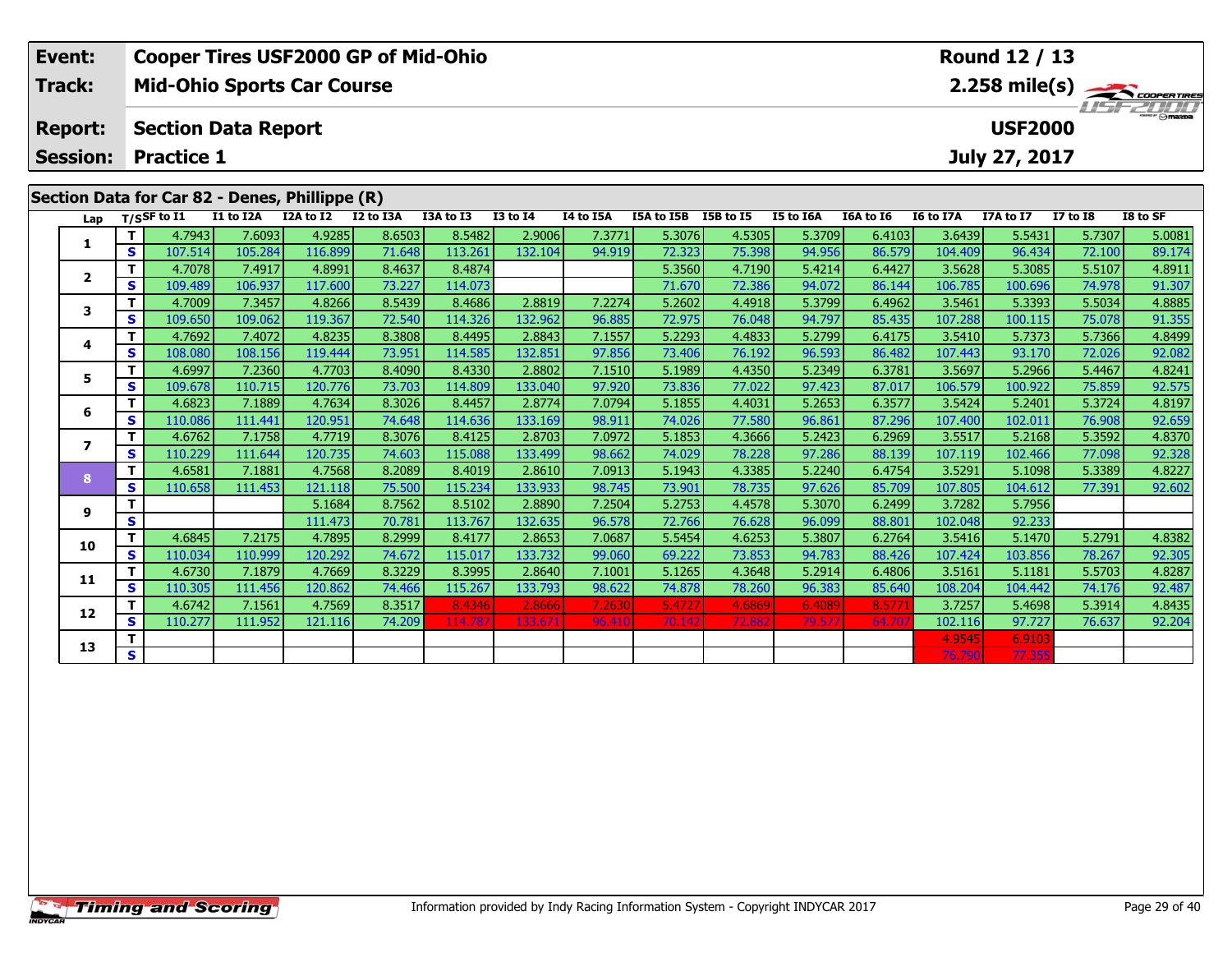| Event: | Cooper Tires USF2000 GP of Mid-Ohio | Round 12 / 13 |
|---|---|---|
| Track: | Mid-Ohio Sports Car Course | 2.258 mile(s) |
| Report: | Section Data Report | USF2000 |
| Session: | Practice 1 | July 27, 2017 |

## Section Data for Car 82 - Denes, Phillippe (R)

| Lap | T/S | SF to I1 | I1 to I2A | I2A to I2 | I2 to I3A | I3A to I3 | I3 to I4 | I4 to I5A | I5A to I5B | I5B to I5 | I5 to I6A | I6A to I6 | I6 to I7A | I7A to I7 | I7 to I8 | I8 to SF |
|---|---|---|---|---|---|---|---|---|---|---|---|---|---|---|---|---|
| 1 | T | 4.7943 | 7.6093 | 4.9285 | 8.6503 | 8.5482 | 2.9006 | 7.3771 | 5.3076 | 4.5305 | 5.3709 | 6.4103 | 3.6439 | 5.5431 | 5.7307 | 5.0081 |
| | S | 107.514 | 105.284 | 116.899 | 71.648 | 113.261 | 132.104 | 94.919 | 72.323 | 75.398 | 94.956 | 86.579 | 104.409 | 96.434 | 72.100 | 89.174 |
| 2 | T | 4.7078 | 7.4917 | 4.8991 | 8.4637 | 8.4874 | | | 5.3560 | 4.7190 | 5.4214 | 6.4427 | 3.5628 | 5.3085 | 5.5107 | 4.8911 |
| | S | 109.489 | 106.937 | 117.600 | 73.227 | 114.073 | | | 71.670 | 72.386 | 94.072 | 86.144 | 106.785 | 100.696 | 74.978 | 91.307 |
| 3 | T | 4.7009 | 7.3457 | 4.8266 | 8.5439 | 8.4686 | 2.8819 | 7.2274 | 5.2602 | 4.4918 | 5.3799 | 6.4962 | 3.5461 | 5.3393 | 5.5034 | 4.8885 |
| | S | 109.650 | 109.062 | 119.367 | 72.540 | 114.326 | 132.962 | 96.885 | 72.975 | 76.048 | 94.797 | 85.435 | 107.288 | 100.115 | 75.078 | 91.355 |
| 4 | T | 4.7692 | 7.4072 | 4.8235 | 8.3808 | 8.4495 | 2.8843 | 7.1557 | 5.2293 | 4.4833 | 5.2799 | 6.4175 | 3.5410 | 5.7373 | 5.7366 | 4.8499 |
| | S | 108.080 | 108.156 | 119.444 | 73.951 | 114.585 | 132.851 | 97.856 | 73.406 | 76.192 | 96.593 | 86.482 | 107.443 | 93.170 | 72.026 | 92.082 |
| 5 | T | 4.6997 | 7.2360 | 4.7703 | 8.4090 | 8.4330 | 2.8802 | 7.1510 | 5.1989 | 4.4350 | 5.2349 | 6.3781 | 3.5697 | 5.2966 | 5.4467 | 4.8241 |
| | S | 109.678 | 110.715 | 120.776 | 73.703 | 114.809 | 133.040 | 97.920 | 73.836 | 77.022 | 97.423 | 87.017 | 106.579 | 100.922 | 75.859 | 92.575 |
| 6 | T | 4.6823 | 7.1889 | 4.7634 | 8.3026 | 8.4457 | 2.8774 | 7.0794 | 5.1855 | 4.4031 | 5.2653 | 6.3577 | 3.5424 | 5.2401 | 5.3724 | 4.8197 |
| | S | 110.086 | 111.441 | 120.951 | 74.648 | 114.636 | 133.169 | 98.911 | 74.026 | 77.580 | 96.861 | 87.296 | 107.400 | 102.011 | 76.908 | 92.659 |
| 7 | T | 4.6762 | 7.1758 | 4.7719 | 8.3076 | 8.4125 | 2.8703 | 7.0972 | 5.1853 | 4.3666 | 5.2423 | 6.2969 | 3.5517 | 5.2168 | 5.3592 | 4.8370 |
| | S | 110.229 | 111.644 | 120.735 | 74.603 | 115.088 | 133.499 | 98.662 | 74.029 | 78.228 | 97.286 | 88.139 | 107.119 | 102.466 | 77.098 | 92.328 |
| 8 | T | 4.6581 | 7.1881 | 4.7568 | 8.2089 | 8.4019 | 2.8610 | 7.0913 | 5.1943 | 4.3385 | 5.2240 | 6.4754 | 3.5291 | 5.1098 | 5.3389 | 4.8227 |
| | S | 110.658 | 111.453 | 121.118 | 75.500 | 115.234 | 133.933 | 98.745 | 73.901 | 78.735 | 97.626 | 85.709 | 107.805 | 104.612 | 77.391 | 92.602 |
| 9 | T | | | 5.1684 | 8.7562 | 8.5102 | 2.8890 | 7.2504 | 5.2753 | 4.4578 | 5.3070 | 6.2499 | 3.7282 | 5.7956 | | |
| | S | | | 111.473 | 70.781 | 113.767 | 132.635 | 96.578 | 72.766 | 76.628 | 96.099 | 88.801 | 102.048 | 92.233 | | |
| 10 | T | 4.6845 | 7.2175 | 4.7895 | 8.2999 | 8.4177 | 2.8653 | 7.0687 | 5.5454 | 4.6253 | 5.3807 | 6.2764 | 3.5416 | 5.1470 | 5.2791 | 4.8382 |
| | S | 110.034 | 110.999 | 120.292 | 74.672 | 115.017 | 133.732 | 99.060 | 69.222 | 73.853 | 94.783 | 88.426 | 107.424 | 103.856 | 78.267 | 92.305 |
| 11 | T | 4.6730 | 7.1879 | 4.7669 | 8.3229 | 8.3995 | 2.8640 | 7.1001 | 5.1265 | 4.3648 | 5.2914 | 6.4806 | 3.5161 | 5.1181 | 5.5703 | 4.8287 |
| | S | 110.305 | 111.456 | 120.862 | 74.466 | 115.267 | 133.793 | 98.622 | 74.878 | 78.260 | 96.383 | 85.640 | 108.204 | 104.442 | 74.176 | 92.487 |
| 12 | T | 4.6742 | 7.1561 | 4.7569 | 8.3517 | 8.4346 | 2.8666 | 7.2630 | 5.4727 | 4.6869 | 6.4089 | 8.5771 | 3.7257 | 5.4698 | 5.3914 | 4.8435 |
| | S | 110.277 | 111.952 | 121.116 | 74.209 | 114.787 | 133.671 | 96.410 | 70.142 | 72.882 | 79.577 | 64.707 | 102.116 | 97.727 | 76.637 | 92.204 |
| 13 | T | | | | | | | | | | | | 4.9545 | 6.9103 | | |
| | S | | | | | | | | | | | | 76.790 | 77.355 | | |

Information provided by Indy Racing Information System - Copyright INDYCAR 2017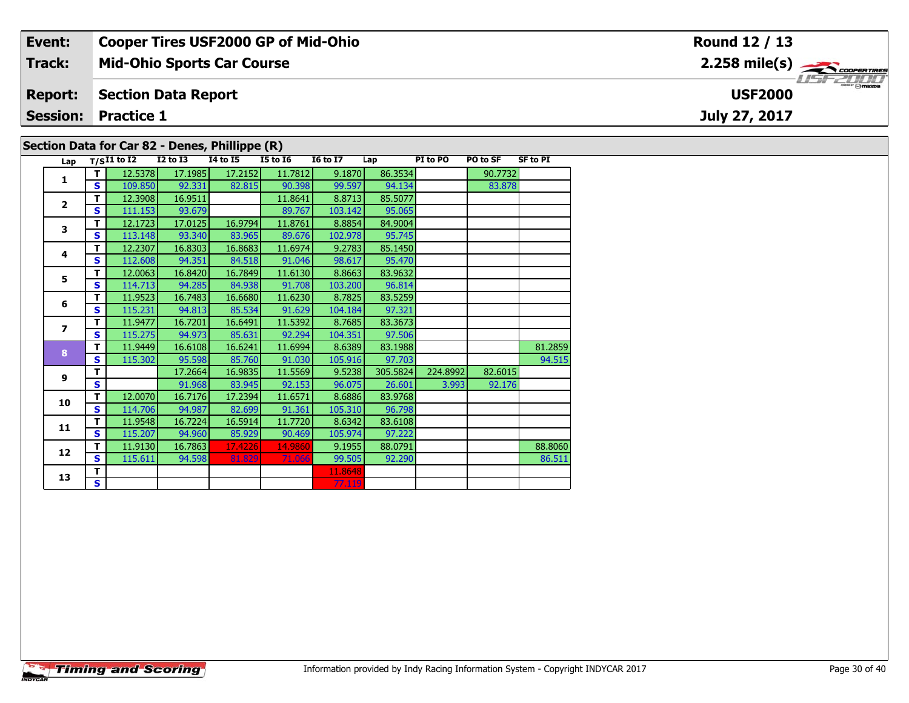| Event: | Cooper Tires USF2000 GP of Mid-Ohio | Round 12 / 13 |
|---|---|---|
| Track: | Mid-Ohio Sports Car Course | 2.258 mile(s) |
| Report: | Section Data Report | USF2000 |
| Session: | Practice 1 | July 27, 2017 |

## Section Data for Car 82 - Denes, Phillippe (R)

| Lap | T/S | I1 to I2 | I2 to I3 | I4 to I5 | I5 to I6 | I6 to I7 | Lap | PI to PO | PO to SF | SF to PI |
|---|---|---|---|---|---|---|---|---|---|---|
| 1 | T | 12.5378 | 17.1985 | 17.2152 | 11.7812 | 9.1870 | 86.3534 | | 90.7732 | |
| | S | 109.850 | 92.331 | 82.815 | 90.398 | 99.597 | 94.134 | | 83.878 | |
| 2 | T | 12.3908 | 16.9511 | | 11.8641 | 8.8713 | 85.5077 | | | |
| | S | 111.153 | 93.679 | | 89.767 | 103.142 | 95.065 | | | |
| 3 | T | 12.1723 | 17.0125 | 16.9794 | 11.8761 | 8.8854 | 84.9004 | | | |
| | S | 113.148 | 93.340 | 83.965 | 89.676 | 102.978 | 95.745 | | | |
| 4 | T | 12.2307 | 16.8303 | 16.8683 | 11.6974 | 9.2783 | 85.1450 | | | |
| | S | 112.608 | 94.351 | 84.518 | 91.046 | 98.617 | 95.470 | | | |
| 5 | T | 12.0063 | 16.8420 | 16.7849 | 11.6130 | 8.8663 | 83.9632 | | | |
| | S | 114.713 | 94.285 | 84.938 | 91.708 | 103.200 | 96.814 | | | |
| 6 | T | 11.9523 | 16.7483 | 16.6680 | 11.6230 | 8.7825 | 83.5259 | | | |
| | S | 115.231 | 94.813 | 85.534 | 91.629 | 104.184 | 97.321 | | | |
| 7 | T | 11.9477 | 16.7201 | 16.6491 | 11.5392 | 8.7685 | 83.3673 | | | |
| | S | 115.275 | 94.973 | 85.631 | 92.294 | 104.351 | 97.506 | | | |
| 8 | T | 11.9449 | 16.6108 | 16.6241 | 11.6994 | 8.6389 | 83.1988 | | | 81.2859 |
| | S | 115.302 | 95.598 | 85.760 | 91.030 | 105.916 | 97.703 | | | 94.515 |
| 9 | T | | 17.2664 | 16.9835 | 11.5569 | 9.5238 | 305.5824 | 224.8992 | 82.6015 | |
| | S | | 91.968 | 83.945 | 92.153 | 96.075 | 26.601 | 3.993 | 92.176 | |
| 10 | T | 12.0070 | 16.7176 | 17.2394 | 11.6571 | 8.6886 | 83.9768 | | | |
| | S | 114.706 | 94.987 | 82.699 | 91.361 | 105.310 | 96.798 | | | |
| 11 | T | 11.9548 | 16.7224 | 16.5914 | 11.7720 | 8.6342 | 83.6108 | | | |
| | S | 115.207 | 94.960 | 85.929 | 90.469 | 105.974 | 97.222 | | | |
| 12 | T | 11.9130 | 16.7863 | 17.4226 | 14.9860 | 9.1955 | 88.0791 | | | 88.8060 |
| | S | 115.611 | 94.598 | 81.829 | 71.066 | 99.505 | 92.290 | | | 86.511 |
| 13 | T | | | | | 11.8648 | | | | |
| | S | | | | | 77.119 | | | | |

Information provided by Indy Racing Information System - Copyright INDYCAR 2017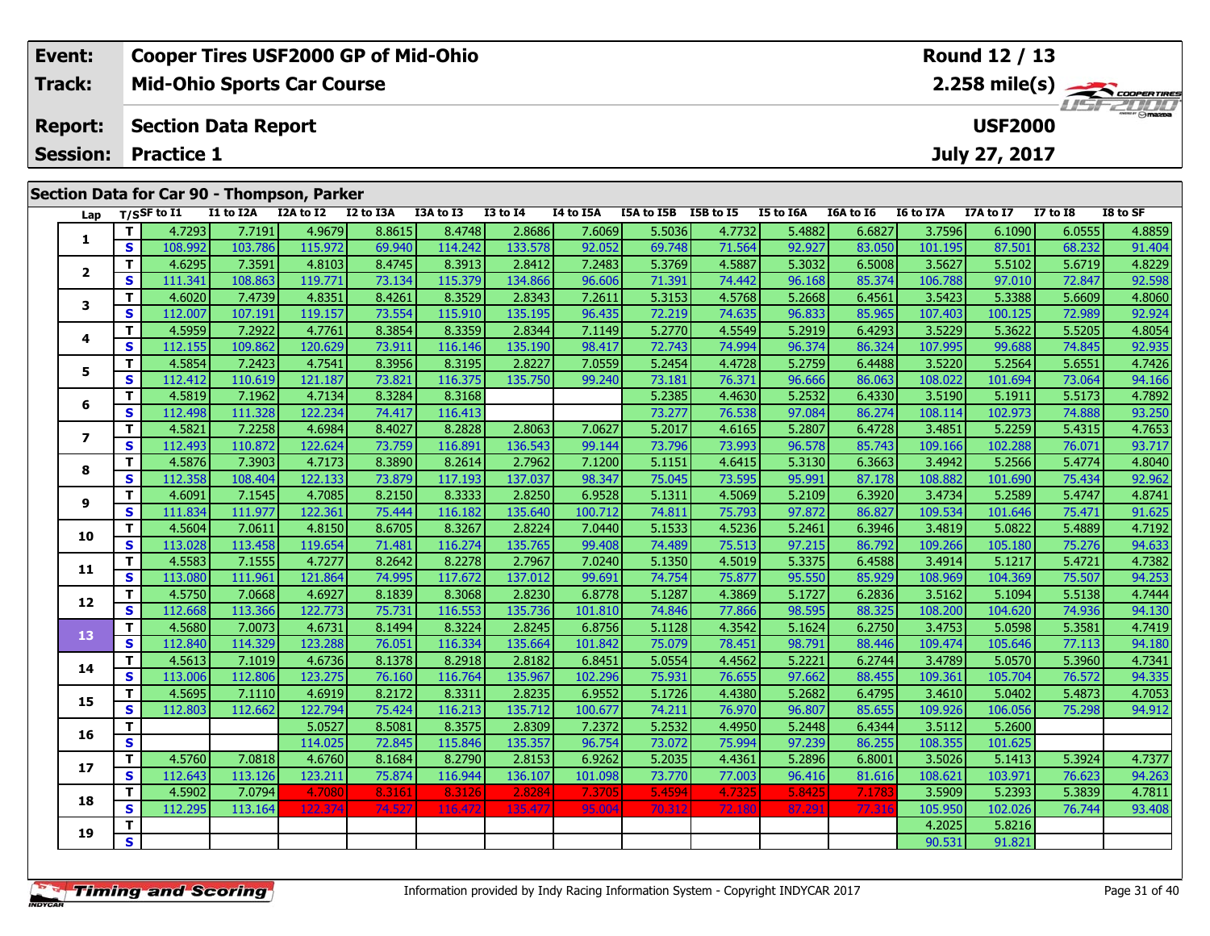| Event: | Cooper Tires USF2000 GP of Mid-Ohio | Round 12 / 13 |
|---|---|---|
| Track: | Mid-Ohio Sports Car Course | 2.258 mile(s) |
| Report: | Section Data Report | USF2000 |
| Session: | Practice 1 | July 27, 2017 |

## Section Data for Car 90 - Thompson, Parker

| Lap | T/S | SF to I1 | I1 to I2A | I2A to I2 | I2 to I3A | I3A to I3 | I3 to I4 | I4 to I5A | I5A to I5B | I5B to I5 | I5 to I6A | I6A to I6 | I6 to I7A | I7A to I7 | I7 to I8 | I8 to SF |
|---|---|---|---|---|---|---|---|---|---|---|---|---|---|---|---|---|
| 1 | T | 4.7293 | 7.7191 | 4.9679 | 8.8615 | 8.4748 | 2.8686 | 7.6069 | 5.5036 | 4.7732 | 5.4882 | 6.6827 | 3.7596 | 6.1090 | 6.0555 | 4.8859 |
| | S | 108.992 | 103.786 | 115.972 | 69.940 | 114.242 | 133.578 | 92.052 | 69.748 | 71.564 | 92.927 | 83.050 | 101.195 | 87.501 | 68.232 | 91.404 |
| 2 | T | 4.6295 | 7.3591 | 4.8103 | 8.4745 | 8.3913 | 2.8412 | 7.2483 | 5.3769 | 4.5887 | 5.3032 | 6.5008 | 3.5627 | 5.5102 | 5.6719 | 4.8229 |
| | S | 111.341 | 108.863 | 119.771 | 73.134 | 115.379 | 134.866 | 96.606 | 71.391 | 74.442 | 96.168 | 85.374 | 106.788 | 97.010 | 72.847 | 92.598 |
| 3 | T | 4.6020 | 7.4739 | 4.8351 | 8.4261 | 8.3529 | 2.8343 | 7.2611 | 5.3153 | 4.5768 | 5.2668 | 6.4561 | 3.5423 | 5.3388 | 5.6609 | 4.8060 |
| | S | 112.007 | 107.191 | 119.157 | 73.554 | 115.910 | 135.195 | 96.435 | 72.219 | 74.635 | 96.833 | 85.965 | 107.403 | 100.125 | 72.989 | 92.924 |
| 4 | T | 4.5959 | 7.2922 | 4.7761 | 8.3854 | 8.3359 | 2.8344 | 7.1149 | 5.2770 | 4.5549 | 5.2919 | 6.4293 | 3.5229 | 5.3622 | 5.5205 | 4.8054 |
| | S | 112.155 | 109.862 | 120.629 | 73.911 | 116.146 | 135.190 | 98.417 | 72.743 | 74.994 | 96.374 | 86.324 | 107.995 | 99.688 | 74.845 | 92.935 |
| 5 | T | 4.5854 | 7.2423 | 4.7541 | 8.3956 | 8.3195 | 2.8227 | 7.0559 | 5.2454 | 4.4728 | 5.2759 | 6.4488 | 3.5220 | 5.2564 | 5.6551 | 4.7426 |
| | S | 112.412 | 110.619 | 121.187 | 73.821 | 116.375 | 135.750 | 99.240 | 73.181 | 76.371 | 96.666 | 86.063 | 108.022 | 101.694 | 73.064 | 94.166 |
| 6 | T | 4.5819 | 7.1962 | 4.7134 | 8.3284 | 8.3168 | | | 5.2385 | 4.4630 | 5.2532 | 6.4330 | 3.5190 | 5.1911 | 5.5173 | 4.7892 |
| | S | 112.498 | 111.328 | 122.234 | 74.417 | 116.413 | | | 73.277 | 76.538 | 97.084 | 86.274 | 108.114 | 102.973 | 74.888 | 93.250 |
| 7 | T | 4.5821 | 7.2258 | 4.6984 | 8.4027 | 8.2828 | 2.8063 | 7.0627 | 5.2017 | 4.6165 | 5.2807 | 6.4728 | 3.4851 | 5.2259 | 5.4315 | 4.7653 |
| | S | 112.493 | 110.872 | 122.624 | 73.759 | 116.891 | 136.543 | 99.144 | 73.796 | 73.993 | 96.578 | 85.743 | 109.166 | 102.288 | 76.071 | 93.717 |
| 8 | T | 4.5876 | 7.3903 | 4.7173 | 8.3890 | 8.2614 | 2.7962 | 7.1200 | 5.1151 | 4.6415 | 5.3130 | 6.3663 | 3.4942 | 5.2566 | 5.4774 | 4.8040 |
| | S | 112.358 | 108.404 | 122.133 | 73.879 | 117.193 | 137.037 | 98.347 | 75.045 | 73.595 | 95.991 | 87.178 | 108.882 | 101.690 | 75.434 | 92.962 |
| 9 | T | 4.6091 | 7.1545 | 4.7085 | 8.2150 | 8.3333 | 2.8250 | 6.9528 | 5.1311 | 4.5069 | 5.2109 | 6.3920 | 3.4734 | 5.2589 | 5.4747 | 4.8741 |
| | S | 111.834 | 111.977 | 122.361 | 75.444 | 116.182 | 135.640 | 100.712 | 74.811 | 75.793 | 97.872 | 86.827 | 109.534 | 101.646 | 75.471 | 91.625 |
| 10 | T | 4.5604 | 7.0611 | 4.8150 | 8.6705 | 8.3267 | 2.8224 | 7.0440 | 5.1533 | 4.5236 | 5.2461 | 6.3946 | 3.4819 | 5.0822 | 5.4889 | 4.7192 |
| | S | 113.028 | 113.458 | 119.654 | 71.481 | 116.274 | 135.765 | 99.408 | 74.489 | 75.513 | 97.215 | 86.792 | 109.266 | 105.180 | 75.276 | 94.633 |
| 11 | T | 4.5583 | 7.1555 | 4.7277 | 8.2642 | 8.2278 | 2.7967 | 7.0240 | 5.1350 | 4.5019 | 5.3375 | 6.4588 | 3.4914 | 5.1217 | 5.4721 | 4.7382 |
| | S | 113.080 | 111.961 | 121.864 | 74.995 | 117.672 | 137.012 | 99.691 | 74.754 | 75.877 | 95.550 | 85.929 | 108.969 | 104.369 | 75.507 | 94.253 |
| 12 | T | 4.5750 | 7.0668 | 4.6927 | 8.1839 | 8.3068 | 2.8230 | 6.8778 | 5.1287 | 4.3869 | 5.1727 | 6.2836 | 3.5162 | 5.1094 | 5.5138 | 4.7444 |
| | S | 112.668 | 113.366 | 122.773 | 75.731 | 116.553 | 135.736 | 101.810 | 74.846 | 77.866 | 98.595 | 88.325 | 108.200 | 104.620 | 74.936 | 94.130 |
| 13 | T | 4.5680 | 7.0073 | 4.6731 | 8.1494 | 8.3224 | 2.8245 | 6.8756 | 5.1128 | 4.3542 | 5.1624 | 6.2750 | 3.4753 | 5.0598 | 5.3581 | 4.7419 |
| | S | 112.840 | 114.329 | 123.288 | 76.051 | 116.334 | 135.664 | 101.842 | 75.079 | 78.451 | 98.791 | 88.446 | 109.474 | 105.646 | 77.113 | 94.180 |
| 14 | T | 4.5613 | 7.1019 | 4.6736 | 8.1378 | 8.2918 | 2.8182 | 6.8451 | 5.0554 | 4.4562 | 5.2221 | 6.2744 | 3.4789 | 5.0570 | 5.3960 | 4.7341 |
| | S | 113.006 | 112.806 | 123.275 | 76.160 | 116.764 | 135.967 | 102.296 | 75.931 | 76.655 | 97.662 | 88.455 | 109.361 | 105.704 | 76.572 | 94.335 |
| 15 | T | 4.5695 | 7.1110 | 4.6919 | 8.2172 | 8.3311 | 2.8235 | 6.9552 | 5.1726 | 4.4380 | 5.2682 | 6.4795 | 3.4610 | 5.0402 | 5.4873 | 4.7053 |
| | S | 112.803 | 112.662 | 122.794 | 75.424 | 116.213 | 135.712 | 100.677 | 74.211 | 76.970 | 96.807 | 85.655 | 109.926 | 106.056 | 75.298 | 94.912 |
| 16 | T | | | 5.0527 | 8.5081 | 8.3575 | 2.8309 | 7.2372 | 5.2532 | 4.4950 | 5.2448 | 6.4344 | 3.5112 | 5.2600 | | |
| | S | | | 114.025 | 72.845 | 115.846 | 135.357 | 96.754 | 73.072 | 75.994 | 97.239 | 86.255 | 108.355 | 101.625 | | |
| 17 | T | 4.5760 | 7.0818 | 4.6760 | 8.1684 | 8.2790 | 2.8153 | 6.9262 | 5.2035 | 4.4361 | 5.2896 | 6.8001 | 3.5026 | 5.1413 | 5.3924 | 4.7377 |
| | S | 112.643 | 113.126 | 123.211 | 75.874 | 116.944 | 136.107 | 101.098 | 73.770 | 77.003 | 96.416 | 81.616 | 108.621 | 103.971 | 76.623 | 94.263 |
| 18 | T | 4.5902 | 7.0794 | 4.7080 | 8.3161 | 8.3126 | 2.8284 | 7.3705 | 5.4594 | 4.7325 | 5.8425 | 7.1783 | 3.5909 | 5.2393 | 5.3839 | 4.7811 |
| | S | 112.295 | 113.164 | 122.374 | 74.527 | 116.472 | 135.477 | 95.004 | 70.312 | 72.180 | 87.291 | 77.316 | 105.950 | 102.026 | 76.744 | 93.408 |
| 19 | T | | | | | | | | | | | | 4.2025 | 5.8216 | | |
| | S | | | | | | | | | | | | 90.531 | 91.821 | | |

Information provided by Indy Racing Information System - Copyright INDYCAR 2017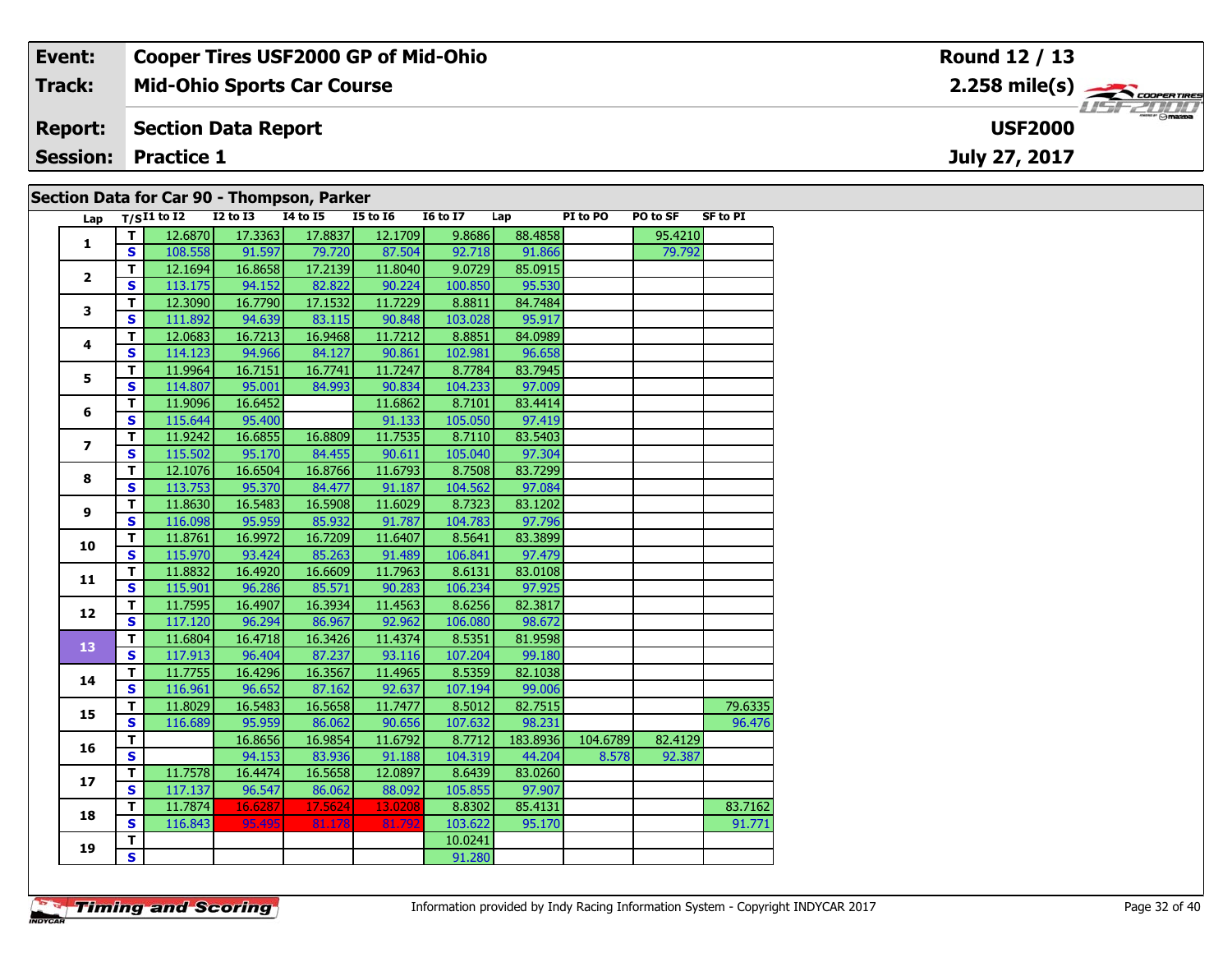| | |
|---|---|
| **Event:** | **Cooper Tires USF2000 GP of Mid-Ohio** |
| **Track:** | **Mid-Ohio Sports Car Course** |
| **Report:** | **Section Data Report** |
| **Session:** | **Practice 1** |

**Round 12 / 13**

**2.258 mile(s)**

**USF2000**

**July 27, 2017**

## Section Data for Car 90 - Thompson, Parker

| Lap | T/S | I1 to I2 | I2 to I3 | I4 to I5 | I5 to I6 | I6 to I7 | Lap | PI to PO | PO to SF | SF to PI |
|---|---|---|---|---|---|---|---|---|---|---|
| 1 | T | 12.6870 | 17.3363 | 17.8837 | 12.1709 | 9.8686 | 88.4858 | | 95.4210 | |
| | S | 108.558 | 91.597 | 79.720 | 87.504 | 92.718 | 91.866 | | 79.792 | |
| 2 | T | 12.1694 | 16.8658 | 17.2139 | 11.8040 | 9.0729 | 85.0915 | | | |
| | S | 113.175 | 94.152 | 82.822 | 90.224 | 100.850 | 95.530 | | | |
| 3 | T | 12.3090 | 16.7790 | 17.1532 | 11.7229 | 8.8811 | 84.7484 | | | |
| | S | 111.892 | 94.639 | 83.115 | 90.848 | 103.028 | 95.917 | | | |
| 4 | T | 12.0683 | 16.7213 | 16.9468 | 11.7212 | 8.8851 | 84.0989 | | | |
| | S | 114.123 | 94.966 | 84.127 | 90.861 | 102.981 | 96.658 | | | |
| 5 | T | 11.9964 | 16.7151 | 16.7741 | 11.7247 | 8.7784 | 83.7945 | | | |
| | S | 114.807 | 95.001 | 84.993 | 90.834 | 104.233 | 97.009 | | | |
| 6 | T | 11.9096 | 16.6452 | | 11.6862 | 8.7101 | 83.4414 | | | |
| | S | 115.644 | 95.400 | | 91.133 | 105.050 | 97.419 | | | |
| 7 | T | 11.9242 | 16.6855 | 16.8809 | 11.7535 | 8.7110 | 83.5403 | | | |
| | S | 115.502 | 95.170 | 84.455 | 90.611 | 105.040 | 97.304 | | | |
| 8 | T | 12.1076 | 16.6504 | 16.8766 | 11.6793 | 8.7508 | 83.7299 | | | |
| | S | 113.753 | 95.370 | 84.477 | 91.187 | 104.562 | 97.084 | | | |
| 9 | T | 11.8630 | 16.5483 | 16.5908 | 11.6029 | 8.7323 | 83.1202 | | | |
| | S | 116.098 | 95.959 | 85.932 | 91.787 | 104.783 | 97.796 | | | |
| 10 | T | 11.8761 | 16.9972 | 16.7209 | 11.6407 | 8.5641 | 83.3899 | | | |
| | S | 115.970 | 93.424 | 85.263 | 91.489 | 106.841 | 97.479 | | | |
| 11 | T | 11.8832 | 16.4920 | 16.6609 | 11.7963 | 8.6131 | 83.0108 | | | |
| | S | 115.901 | 96.286 | 85.571 | 90.283 | 106.234 | 97.925 | | | |
| 12 | T | 11.7595 | 16.4907 | 16.3934 | 11.4563 | 8.6256 | 82.3817 | | | |
| | S | 117.120 | 96.294 | 86.967 | 92.962 | 106.080 | 98.672 | | | |
| 13 | T | 11.6804 | 16.4718 | 16.3426 | 11.4374 | 8.5351 | 81.9598 | | | |
| | S | 117.913 | 96.404 | 87.237 | 93.116 | 107.204 | 99.180 | | | |
| 14 | T | 11.7755 | 16.4296 | 16.3567 | 11.4965 | 8.5359 | 82.1038 | | | |
| | S | 116.961 | 96.652 | 87.162 | 92.637 | 107.194 | 99.006 | | | |
| 15 | T | 11.8029 | 16.5483 | 16.5658 | 11.7477 | 8.5012 | 82.7515 | | | 79.6335 |
| | S | 116.689 | 95.959 | 86.062 | 90.656 | 107.632 | 98.231 | | | 96.476 |
| 16 | T | | 16.8656 | 16.9854 | 11.6792 | 8.7712 | 183.8936 | 104.6789 | 82.4129 | |
| | S | | 94.153 | 83.936 | 91.188 | 104.319 | 44.204 | 8.578 | 92.387 | |
| 17 | T | 11.7578 | 16.4474 | 16.5658 | 12.0897 | 8.6439 | 83.0260 | | | |
| | S | 117.137 | 96.547 | 86.062 | 88.092 | 105.855 | 97.907 | | | |
| 18 | T | 11.7874 | 16.6287 | 17.5624 | 13.0208 | 8.8302 | 85.4131 | | | 83.7162 |
| | S | 116.843 | 95.495 | 81.178 | 81.792 | 103.622 | 95.170 | | | 91.771 |
| 19 | T | | | | | 10.0241 | | | | |
| | S | | | | | 91.280 | | | | |

Information provided by Indy Racing Information System - Copyright INDYCAR 2017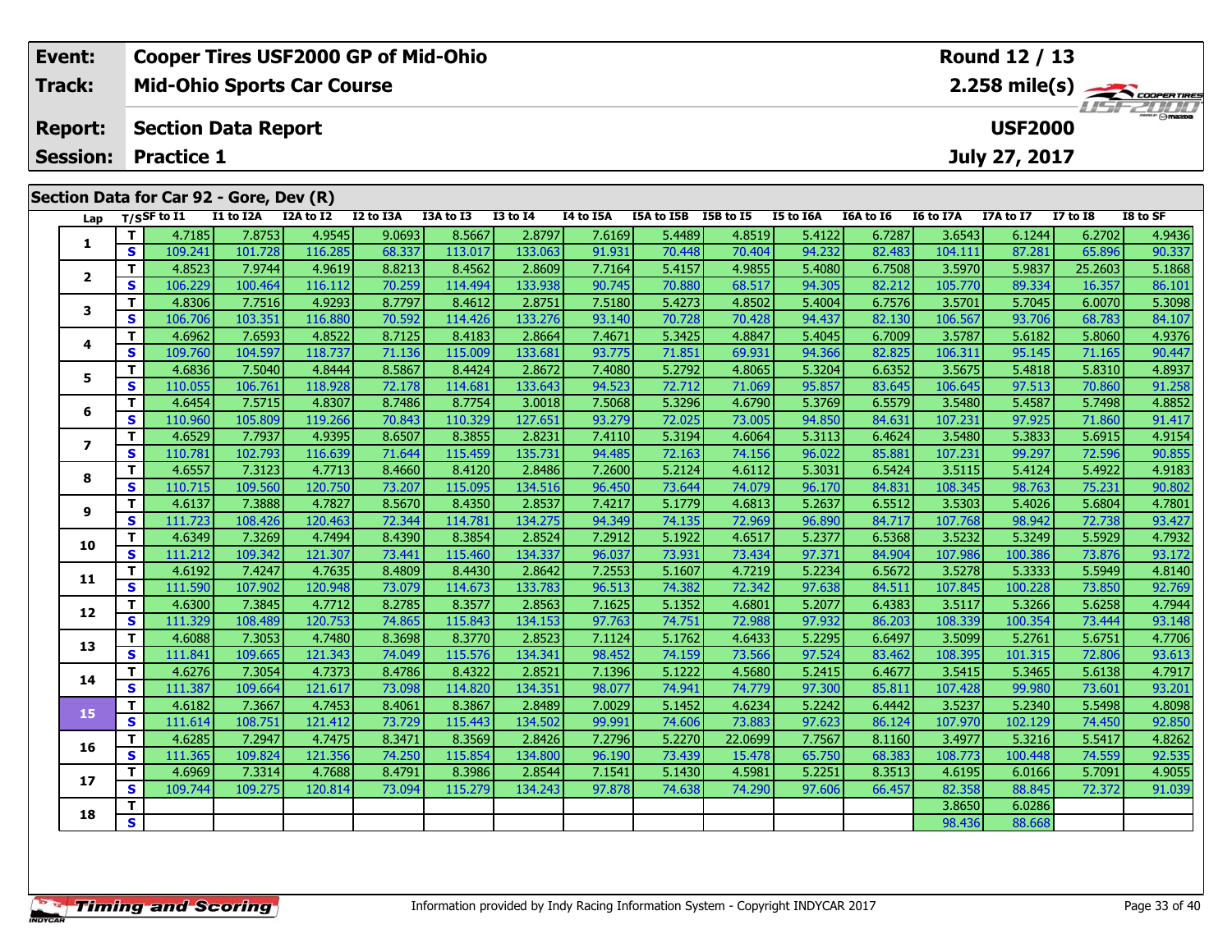| Event: | Cooper Tires USF2000 GP of Mid-Ohio | Round 12 / 13 |
|---|---|---|
| Track: | Mid-Ohio Sports Car Course | 2.258 mile(s) |
| Report: | Section Data Report | USF2000 |
| Session: | Practice 1 | July 27, 2017 |

## Section Data for Car 92 - Gore, Dev (R)

| Lap | T/S | SF to I1 | I1 to I2A | I2A to I2 | I2 to I3A | I3A to I3 | I3 to I4 | I4 to I5A | I5A to I5B | I5B to I5 | I5 to I6A | I6A to I6 | I6 to I7A | I7A to I7 | I7 to I8 | I8 to SF |
|---|---|---|---|---|---|---|---|---|---|---|---|---|---|---|---|---|
| 1 | T | 4.7185 | 7.8753 | 4.9545 | 9.0693 | 8.5667 | 2.8797 | 7.6169 | 5.4489 | 4.8519 | 5.4122 | 6.7287 | 3.6543 | 6.1244 | 6.2702 | 4.9436 |
| | S | 109.241 | 101.728 | 116.285 | 68.337 | 113.017 | 133.063 | 91.931 | 70.448 | 70.404 | 94.232 | 82.483 | 104.111 | 87.281 | 65.896 | 90.337 |
| 2 | T | 4.8523 | 7.9744 | 4.9619 | 8.8213 | 8.4562 | 2.8609 | 7.7164 | 5.4157 | 4.9855 | 5.4080 | 6.7508 | 3.5970 | 5.9837 | 25.2603 | 5.1868 |
| | S | 106.229 | 100.464 | 116.112 | 70.259 | 114.494 | 133.938 | 90.745 | 70.880 | 68.517 | 94.305 | 82.212 | 105.770 | 89.334 | 16.357 | 86.101 |
| 3 | T | 4.8306 | 7.7516 | 4.9293 | 8.7797 | 8.4612 | 2.8751 | 7.5180 | 5.4273 | 4.8502 | 5.4004 | 6.7576 | 3.5701 | 5.7045 | 6.0070 | 5.3098 |
| | S | 106.706 | 103.351 | 116.880 | 70.592 | 114.426 | 133.276 | 93.140 | 70.728 | 70.428 | 94.437 | 82.130 | 106.567 | 93.706 | 68.783 | 84.107 |
| 4 | T | 4.6962 | 7.6593 | 4.8522 | 8.7125 | 8.4183 | 2.8664 | 7.4671 | 5.3425 | 4.8847 | 5.4045 | 6.7009 | 3.5787 | 5.6182 | 5.8060 | 4.9376 |
| | S | 109.760 | 104.597 | 118.737 | 71.136 | 115.009 | 133.681 | 93.775 | 71.851 | 69.931 | 94.366 | 82.825 | 106.311 | 95.145 | 71.165 | 90.447 |
| 5 | T | 4.6836 | 7.5040 | 4.8444 | 8.5867 | 8.4424 | 2.8672 | 7.4080 | 5.2792 | 4.8065 | 5.3204 | 6.6352 | 3.5675 | 5.4818 | 5.8310 | 4.8937 |
| | S | 110.055 | 106.761 | 118.928 | 72.178 | 114.681 | 133.643 | 94.523 | 72.712 | 71.069 | 95.857 | 83.645 | 106.645 | 97.513 | 70.860 | 91.258 |
| 6 | T | 4.6454 | 7.5715 | 4.8307 | 8.7486 | 8.7754 | 3.0018 | 7.5068 | 5.3296 | 4.6790 | 5.3769 | 6.5579 | 3.5480 | 5.4587 | 5.7498 | 4.8852 |
| | S | 110.960 | 105.809 | 119.266 | 70.843 | 110.329 | 127.651 | 93.279 | 72.025 | 73.005 | 94.850 | 84.631 | 107.231 | 97.925 | 71.860 | 91.417 |
| 7 | T | 4.6529 | 7.7937 | 4.9395 | 8.6507 | 8.3855 | 2.8231 | 7.4110 | 5.3194 | 4.6064 | 5.3113 | 6.4624 | 3.5480 | 5.3833 | 5.6915 | 4.9154 |
| | S | 110.781 | 102.793 | 116.639 | 71.644 | 115.459 | 135.731 | 94.485 | 72.163 | 74.156 | 96.022 | 85.881 | 107.231 | 99.297 | 72.596 | 90.855 |
| 8 | T | 4.6557 | 7.3123 | 4.7713 | 8.4660 | 8.4120 | 2.8486 | 7.2600 | 5.2124 | 4.6112 | 5.3031 | 6.5424 | 3.5115 | 5.4124 | 5.4922 | 4.9183 |
| | S | 110.715 | 109.560 | 120.750 | 73.207 | 115.095 | 134.516 | 96.450 | 73.644 | 74.079 | 96.170 | 84.831 | 108.345 | 98.763 | 75.231 | 90.802 |
| 9 | T | 4.6137 | 7.3888 | 4.7827 | 8.5670 | 8.4350 | 2.8537 | 7.4217 | 5.1779 | 4.6813 | 5.2637 | 6.5512 | 3.5303 | 5.4026 | 5.6804 | 4.7801 |
| | S | 111.723 | 108.426 | 120.463 | 72.344 | 114.781 | 134.275 | 94.349 | 74.135 | 72.969 | 96.890 | 84.717 | 107.768 | 98.942 | 72.738 | 93.427 |
| 10 | T | 4.6349 | 7.3269 | 4.7494 | 8.4390 | 8.3854 | 2.8524 | 7.2912 | 5.1922 | 4.6517 | 5.2377 | 6.5368 | 3.5232 | 5.3249 | 5.5929 | 4.7932 |
| | S | 111.212 | 109.342 | 121.307 | 73.441 | 115.460 | 134.337 | 96.037 | 73.931 | 73.434 | 97.371 | 84.904 | 107.986 | 100.386 | 73.876 | 93.172 |
| 11 | T | 4.6192 | 7.4247 | 4.7635 | 8.4809 | 8.4430 | 2.8642 | 7.2553 | 5.1607 | 4.7219 | 5.2234 | 6.5672 | 3.5278 | 5.3333 | 5.5949 | 4.8140 |
| | S | 111.590 | 107.902 | 120.948 | 73.079 | 114.673 | 133.783 | 96.513 | 74.382 | 72.342 | 97.638 | 84.511 | 107.845 | 100.228 | 73.850 | 92.769 |
| 12 | T | 4.6300 | 7.3845 | 4.7712 | 8.2785 | 8.3577 | 2.8563 | 7.1625 | 5.1352 | 4.6801 | 5.2077 | 6.4383 | 3.5117 | 5.3266 | 5.6258 | 4.7944 |
| | S | 111.329 | 108.489 | 120.753 | 74.865 | 115.843 | 134.153 | 97.763 | 74.751 | 72.988 | 97.932 | 86.203 | 108.339 | 100.354 | 73.444 | 93.148 |
| 13 | T | 4.6088 | 7.3053 | 4.7480 | 8.3698 | 8.3770 | 2.8523 | 7.1124 | 5.1762 | 4.6433 | 5.2295 | 6.6497 | 3.5099 | 5.2761 | 5.6751 | 4.7706 |
| | S | 111.841 | 109.665 | 121.343 | 74.049 | 115.576 | 134.341 | 98.452 | 74.159 | 73.566 | 97.524 | 83.462 | 108.395 | 101.315 | 72.806 | 93.613 |
| 14 | T | 4.6276 | 7.3054 | 4.7373 | 8.4786 | 8.4322 | 2.8521 | 7.1396 | 5.1222 | 4.5680 | 5.2415 | 6.4677 | 3.5415 | 5.3465 | 5.6138 | 4.7917 |
| | S | 111.387 | 109.664 | 121.617 | 73.098 | 114.820 | 134.351 | 98.077 | 74.941 | 74.779 | 97.300 | 85.811 | 107.428 | 99.980 | 73.601 | 93.201 |
| 15 | T | 4.6182 | 7.3667 | 4.7453 | 8.4061 | 8.3867 | 2.8489 | 7.0029 | 5.1452 | 4.6234 | 5.2242 | 6.4442 | 3.5237 | 5.2340 | 5.5498 | 4.8098 |
| | S | 111.614 | 108.751 | 121.412 | 73.729 | 115.443 | 134.502 | 99.991 | 74.606 | 73.883 | 97.623 | 86.124 | 107.970 | 102.129 | 74.450 | 92.850 |
| 16 | T | 4.6285 | 7.2947 | 4.7475 | 8.3471 | 8.3569 | 2.8426 | 7.2796 | 5.2270 | 22.0699 | 7.7567 | 8.1160 | 3.4977 | 5.3216 | 5.5417 | 4.8262 |
| | S | 111.365 | 109.824 | 121.356 | 74.250 | 115.854 | 134.800 | 96.190 | 73.439 | 15.478 | 65.750 | 68.383 | 108.773 | 100.448 | 74.559 | 92.535 |
| 17 | T | 4.6969 | 7.3314 | 4.7688 | 8.4791 | 8.3986 | 2.8544 | 7.1541 | 5.1430 | 4.5981 | 5.2251 | 8.3513 | 4.6195 | 6.0166 | 5.7091 | 4.9055 |
| | S | 109.744 | 109.275 | 120.814 | 73.094 | 115.279 | 134.243 | 97.878 | 74.638 | 74.290 | 97.606 | 66.457 | 82.358 | 88.845 | 72.372 | 91.039 |
| 18 | T | | | | | | | | | | | | 3.8650 | 6.0286 | | |
| | S | | | | | | | | | | | | 98.436 | 88.668 | | |

Information provided by Indy Racing Information System - Copyright INDYCAR 2017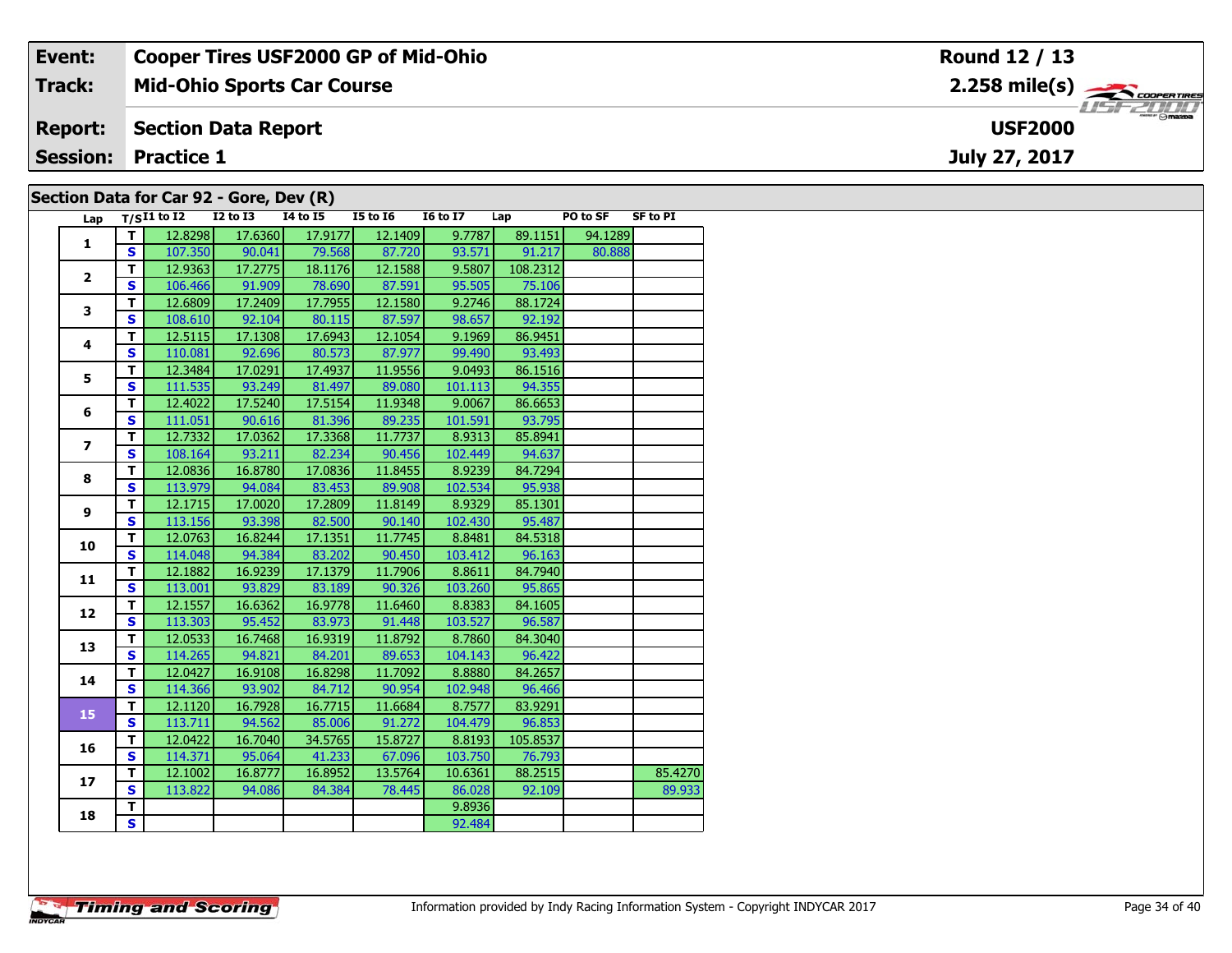| Event: | Cooper Tires USF2000 GP of Mid-Ohio | Round 12 / 13 |
|---|---|---|
| Track: | Mid-Ohio Sports Car Course | 2.258 mile(s) |
| Report: | Section Data Report | USF2000 |
| Session: | Practice 1 | July 27, 2017 |

## Section Data for Car 92 - Gore, Dev (R)

| Lap | T/S | I1 to I2 | I2 to I3 | I4 to I5 | I5 to I6 | I6 to I7 | Lap | PO to SF | SF to PI |
|---|---|---|---|---|---|---|---|---|---|
| 1 | T | 12.8298 | 17.6360 | 17.9177 | 12.1409 | 9.7787 | 89.1151 | 94.1289 | |
| | S | 107.350 | 90.041 | 79.568 | 87.720 | 93.571 | 91.217 | 80.888 | |
| 2 | T | 12.9363 | 17.2775 | 18.1176 | 12.1588 | 9.5807 | 108.2312 | | |
| | S | 106.466 | 91.909 | 78.690 | 87.591 | 95.505 | 75.106 | | |
| 3 | T | 12.6809 | 17.2409 | 17.7955 | 12.1580 | 9.2746 | 88.1724 | | |
| | S | 108.610 | 92.104 | 80.115 | 87.597 | 98.657 | 92.192 | | |
| 4 | T | 12.5115 | 17.1308 | 17.6943 | 12.1054 | 9.1969 | 86.9451 | | |
| | S | 110.081 | 92.696 | 80.573 | 87.977 | 99.490 | 93.493 | | |
| 5 | T | 12.3484 | 17.0291 | 17.4937 | 11.9556 | 9.0493 | 86.1516 | | |
| | S | 111.535 | 93.249 | 81.497 | 89.080 | 101.113 | 94.355 | | |
| 6 | T | 12.4022 | 17.5240 | 17.5154 | 11.9348 | 9.0067 | 86.6653 | | |
| | S | 111.051 | 90.616 | 81.396 | 89.235 | 101.591 | 93.795 | | |
| 7 | T | 12.7332 | 17.0362 | 17.3368 | 11.7737 | 8.9313 | 85.8941 | | |
| | S | 108.164 | 93.211 | 82.234 | 90.456 | 102.449 | 94.637 | | |
| 8 | T | 12.0836 | 16.8780 | 17.0836 | 11.8455 | 8.9239 | 84.7294 | | |
| | S | 113.979 | 94.084 | 83.453 | 89.908 | 102.534 | 95.938 | | |
| 9 | T | 12.1715 | 17.0020 | 17.2809 | 11.8149 | 8.9329 | 85.1301 | | |
| | S | 113.156 | 93.398 | 82.500 | 90.140 | 102.430 | 95.487 | | |
| 10 | T | 12.0763 | 16.8244 | 17.1351 | 11.7745 | 8.8481 | 84.5318 | | |
| | S | 114.048 | 94.384 | 83.202 | 90.450 | 103.412 | 96.163 | | |
| 11 | T | 12.1882 | 16.9239 | 17.1379 | 11.7906 | 8.8611 | 84.7940 | | |
| | S | 113.001 | 93.829 | 83.189 | 90.326 | 103.260 | 95.865 | | |
| 12 | T | 12.1557 | 16.6362 | 16.9778 | 11.6460 | 8.8383 | 84.1605 | | |
| | S | 113.303 | 95.452 | 83.973 | 91.448 | 103.527 | 96.587 | | |
| 13 | T | 12.0533 | 16.7468 | 16.9319 | 11.8792 | 8.7860 | 84.3040 | | |
| | S | 114.265 | 94.821 | 84.201 | 89.653 | 104.143 | 96.422 | | |
| 14 | T | 12.0427 | 16.9108 | 16.8298 | 11.7092 | 8.8880 | 84.2657 | | |
| | S | 114.366 | 93.902 | 84.712 | 90.954 | 102.948 | 96.466 | | |
| 15 | T | 12.1120 | 16.7928 | 16.7715 | 11.6684 | 8.7577 | 83.9291 | | |
| | S | 113.711 | 94.562 | 85.006 | 91.272 | 104.479 | 96.853 | | |
| 16 | T | 12.0422 | 16.7040 | 34.5765 | 15.8727 | 8.8193 | 105.8537 | | |
| | S | 114.371 | 95.064 | 41.233 | 67.096 | 103.750 | 76.793 | | |
| 17 | T | 12.1002 | 16.8777 | 16.8952 | 13.5764 | 10.6361 | 88.2515 | | 85.4270 |
| | S | 113.822 | 94.086 | 84.384 | 78.445 | 86.028 | 92.109 | | 89.933 |
| 18 | T | | | | | 9.8936 | | | |
| | S | | | | | 92.484 | | | |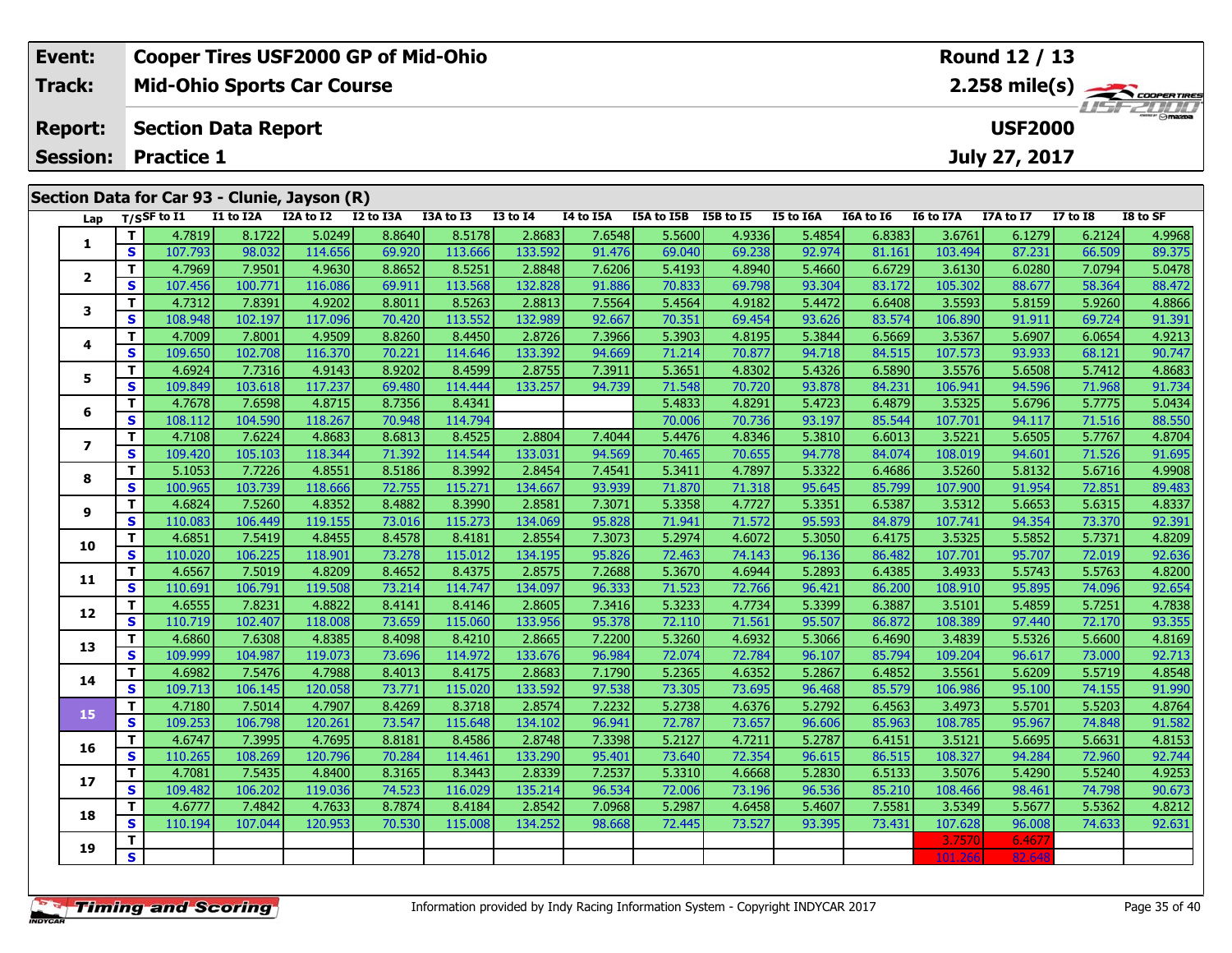| Event: | Cooper Tires USF2000 GP of Mid-Ohio | Round 12 / 13 |
|---|---|---|
| Track: | Mid-Ohio Sports Car Course | 2.258 mile(s) |
| Report: | Section Data Report | USF2000 |
| Session: | Practice 1 | July 27, 2017 |

## Section Data for Car 93 - Clunie, Jayson (R)

| Lap | T/S | SF to I1 | I1 to I2A | I2A to I2 | I2 to I3A | I3A to I3 | I3 to I4 | I4 to I5A | I5A to I5B | I5B to I5 | I5 to I6A | I6A to I6 | I6 to I7A | I7A to I7 | I7 to I8 | I8 to SF |
|---|---|---|---|---|---|---|---|---|---|---|---|---|---|---|---|---|
| 1 | T | 4.7819 | 8.1722 | 5.0249 | 8.8640 | 8.5178 | 2.8683 | 7.6548 | 5.5600 | 4.9336 | 5.4854 | 6.8383 | 3.6761 | 6.1279 | 6.2124 | 4.9968 |
| | S | 107.793 | 98.032 | 114.656 | 69.920 | 113.666 | 133.592 | 91.476 | 69.040 | 69.238 | 92.974 | 81.161 | 103.494 | 87.231 | 66.509 | 89.375 |
| 2 | T | 4.7969 | 7.9501 | 4.9630 | 8.8652 | 8.5251 | 2.8848 | 7.6206 | 5.4193 | 4.8940 | 5.4660 | 6.6729 | 3.6130 | 6.0280 | 7.0794 | 5.0478 |
| | S | 107.456 | 100.771 | 116.086 | 69.911 | 113.568 | 132.828 | 91.886 | 70.833 | 69.798 | 93.304 | 83.172 | 105.302 | 88.677 | 58.364 | 88.472 |
| 3 | T | 4.7312 | 7.8391 | 4.9202 | 8.8011 | 8.5263 | 2.8813 | 7.5564 | 5.4564 | 4.9182 | 5.4472 | 6.6408 | 3.5593 | 5.8159 | 5.9260 | 4.8866 |
| | S | 108.948 | 102.197 | 117.096 | 70.420 | 113.552 | 132.989 | 92.667 | 70.351 | 69.454 | 93.626 | 83.574 | 106.890 | 91.911 | 69.724 | 91.391 |
| 4 | T | 4.7009 | 7.8001 | 4.9509 | 8.8260 | 8.4450 | 2.8726 | 7.3966 | 5.3903 | 4.8195 | 5.3844 | 6.5669 | 3.5367 | 5.6907 | 6.0654 | 4.9213 |
| | S | 109.650 | 102.708 | 116.370 | 70.221 | 114.646 | 133.392 | 94.669 | 71.214 | 70.877 | 94.718 | 84.515 | 107.573 | 93.933 | 68.121 | 90.747 |
| 5 | T | 4.6924 | 7.7316 | 4.9143 | 8.9202 | 8.4599 | 2.8755 | 7.3911 | 5.3651 | 4.8302 | 5.4326 | 6.5890 | 3.5576 | 5.6508 | 5.7412 | 4.8683 |
| | S | 109.849 | 103.618 | 117.237 | 69.480 | 114.444 | 133.257 | 94.739 | 71.548 | 70.720 | 93.878 | 84.231 | 106.941 | 94.596 | 71.968 | 91.734 |
| 6 | T | 4.7678 | 7.6598 | 4.8715 | 8.7356 | 8.4341 | | | 5.4833 | 4.8291 | 5.4723 | 6.4879 | 3.5325 | 5.6796 | 5.7775 | 5.0434 |
| | S | 108.112 | 104.590 | 118.267 | 70.948 | 114.794 | | | 70.006 | 70.736 | 93.197 | 85.544 | 107.701 | 94.117 | 71.516 | 88.550 |
| 7 | T | 4.7108 | 7.6224 | 4.8683 | 8.6813 | 8.4525 | 2.8804 | 7.4044 | 5.4476 | 4.8346 | 5.3810 | 6.6013 | 3.5221 | 5.6505 | 5.7767 | 4.8704 |
| | S | 109.420 | 105.103 | 118.344 | 71.392 | 114.544 | 133.031 | 94.569 | 70.465 | 70.655 | 94.778 | 84.074 | 108.019 | 94.601 | 71.526 | 91.695 |
| 8 | T | 5.1053 | 7.7226 | 4.8551 | 8.5186 | 8.3992 | 2.8454 | 7.4541 | 5.3411 | 4.7897 | 5.3322 | 6.4686 | 3.5260 | 5.8132 | 5.6716 | 4.9908 |
| | S | 100.965 | 103.739 | 118.666 | 72.755 | 115.271 | 134.667 | 93.939 | 71.870 | 71.318 | 95.645 | 85.799 | 107.900 | 91.954 | 72.851 | 89.483 |
| 9 | T | 4.6824 | 7.5260 | 4.8352 | 8.4882 | 8.3990 | 2.8581 | 7.3071 | 5.3358 | 4.7727 | 5.3351 | 6.5387 | 3.5312 | 5.6653 | 5.6315 | 4.8337 |
| | S | 110.083 | 106.449 | 119.155 | 73.016 | 115.273 | 134.069 | 95.828 | 71.941 | 71.572 | 95.593 | 84.879 | 107.741 | 94.354 | 73.370 | 92.391 |
| 10 | T | 4.6851 | 7.5419 | 4.8455 | 8.4578 | 8.4181 | 2.8554 | 7.3073 | 5.2974 | 4.6072 | 5.3050 | 6.4175 | 3.5325 | 5.5852 | 5.7371 | 4.8209 |
| | S | 110.020 | 106.225 | 118.901 | 73.278 | 115.012 | 134.195 | 95.826 | 72.463 | 74.143 | 96.136 | 86.482 | 107.701 | 95.707 | 72.019 | 92.636 |
| 11 | T | 4.6567 | 7.5019 | 4.8209 | 8.4652 | 8.4375 | 2.8575 | 7.2688 | 5.3670 | 4.6944 | 5.2893 | 6.4385 | 3.4933 | 5.5743 | 5.5763 | 4.8200 |
| | S | 110.691 | 106.791 | 119.508 | 73.214 | 114.747 | 134.097 | 96.333 | 71.523 | 72.766 | 96.421 | 86.200 | 108.910 | 95.895 | 74.096 | 92.654 |
| 12 | T | 4.6555 | 7.8231 | 4.8822 | 8.4141 | 8.4146 | 2.8605 | 7.3416 | 5.3233 | 4.7734 | 5.3399 | 6.3887 | 3.5101 | 5.4859 | 5.7251 | 4.7838 |
| | S | 110.719 | 102.407 | 118.008 | 73.659 | 115.060 | 133.956 | 95.378 | 72.110 | 71.561 | 95.507 | 86.872 | 108.389 | 97.440 | 72.170 | 93.355 |
| 13 | T | 4.6860 | 7.6308 | 4.8385 | 8.4098 | 8.4210 | 2.8665 | 7.2200 | 5.3260 | 4.6932 | 5.3066 | 6.4690 | 3.4839 | 5.5326 | 5.6600 | 4.8169 |
| | S | 109.999 | 104.987 | 119.073 | 73.696 | 114.972 | 133.676 | 96.984 | 72.074 | 72.784 | 96.107 | 85.794 | 109.204 | 96.617 | 73.000 | 92.713 |
| 14 | T | 4.6982 | 7.5476 | 4.7988 | 8.4013 | 8.4175 | 2.8683 | 7.1790 | 5.2365 | 4.6352 | 5.2867 | 6.4852 | 3.5561 | 5.6209 | 5.5719 | 4.8548 |
| | S | 109.713 | 106.145 | 120.058 | 73.771 | 115.020 | 133.592 | 97.538 | 73.305 | 73.695 | 96.468 | 85.579 | 106.986 | 95.100 | 74.155 | 91.990 |
| 15 | T | 4.7180 | 7.5014 | 4.7907 | 8.4269 | 8.3718 | 2.8574 | 7.2232 | 5.2738 | 4.6376 | 5.2792 | 6.4563 | 3.4973 | 5.5701 | 5.5203 | 4.8764 |
| | S | 109.253 | 106.798 | 120.261 | 73.547 | 115.648 | 134.102 | 96.941 | 72.787 | 73.657 | 96.606 | 85.963 | 108.785 | 95.967 | 74.848 | 91.582 |
| 16 | T | 4.6747 | 7.3995 | 4.7695 | 8.8181 | 8.4586 | 2.8748 | 7.3398 | 5.2127 | 4.7211 | 5.2787 | 6.4151 | 3.5121 | 5.6695 | 5.6631 | 4.8153 |
| | S | 110.265 | 108.269 | 120.796 | 70.284 | 114.461 | 133.290 | 95.401 | 73.640 | 72.354 | 96.615 | 86.515 | 108.327 | 94.284 | 72.960 | 92.744 |
| 17 | T | 4.7081 | 7.5435 | 4.8400 | 8.3165 | 8.3443 | 2.8339 | 7.2537 | 5.3310 | 4.6668 | 5.2830 | 6.5133 | 3.5076 | 5.4290 | 5.5240 | 4.9253 |
| | S | 109.482 | 106.202 | 119.036 | 74.523 | 116.029 | 135.214 | 96.534 | 72.006 | 73.196 | 96.536 | 85.210 | 108.466 | 98.461 | 74.798 | 90.673 |
| 18 | T | 4.6777 | 7.4842 | 4.7633 | 8.7874 | 8.4184 | 2.8542 | 7.0968 | 5.2987 | 4.6458 | 5.4607 | 7.5581 | 3.5349 | 5.5677 | 5.5362 | 4.8212 |
| | S | 110.194 | 107.044 | 120.953 | 70.530 | 115.008 | 134.252 | 98.668 | 72.445 | 73.527 | 93.395 | 73.431 | 107.628 | 96.008 | 74.633 | 92.631 |
| 19 | T | | | | | | | | | | | | 3.7570 | 6.4677 | | |
| | S | | | | | | | | | | | | 101.266 | 82.648 | | |

Information provided by Indy Racing Information System - Copyright INDYCAR 2017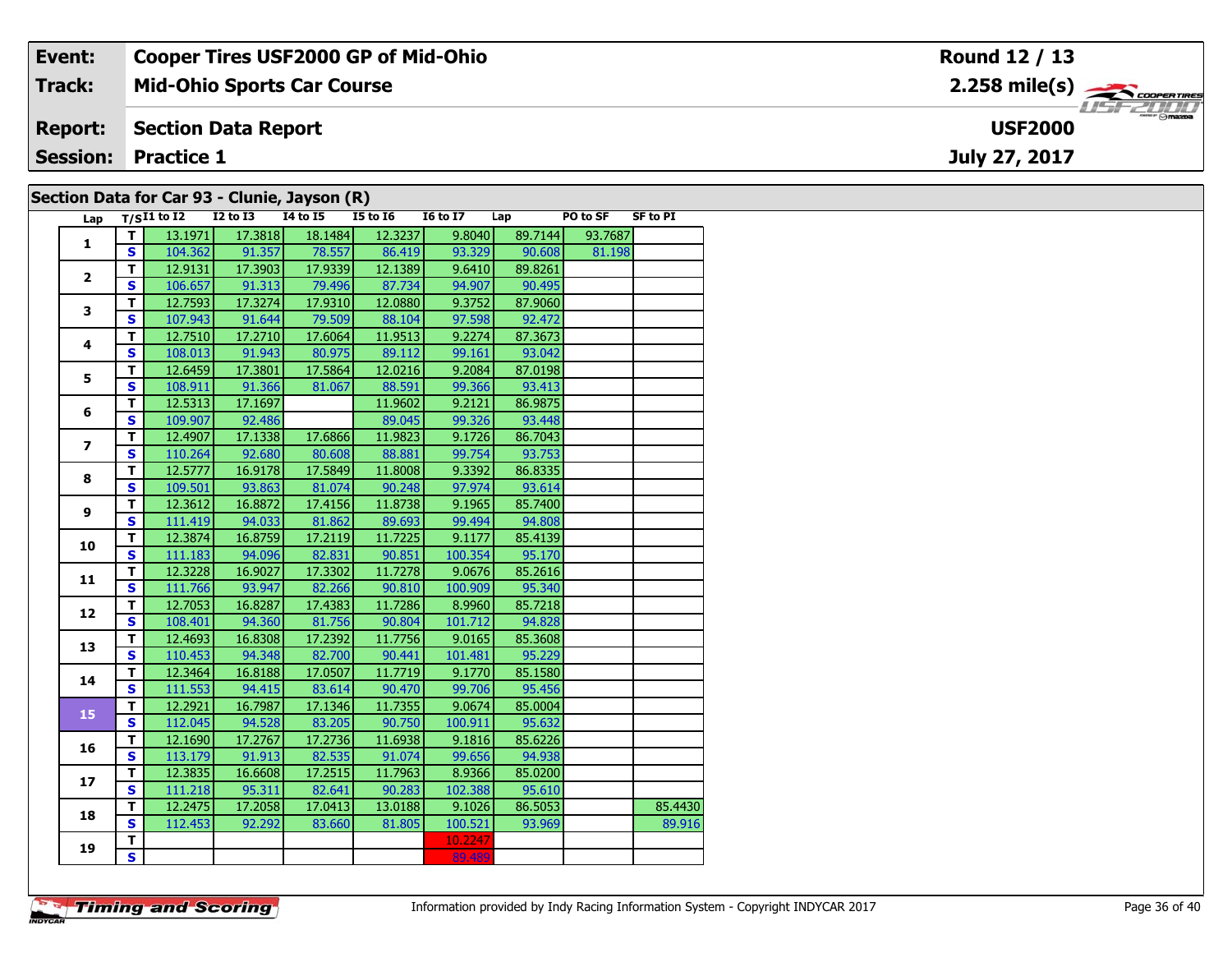| Event: | Cooper Tires USF2000 GP of Mid-Ohio | Round 12 / 13 |
|---|---|---|
| Track: | Mid-Ohio Sports Car Course | 2.258 mile(s) |
| Report: | Section Data Report | USF2000 |
| Session: | Practice 1 | July 27, 2017 |

## Section Data for Car 93 - Clunie, Jayson (R)

| Lap | T/S | I1 to I2 | I2 to I3 | I4 to I5 | I5 to I6 | I6 to I7 | Lap | PO to SF | SF to PI |
|---|---|---|---|---|---|---|---|---|---|
| 1 | T | 13.1971 | 17.3818 | 18.1484 | 12.3237 | 9.8040 | 89.7144 | 93.7687 | |
| | S | 104.362 | 91.357 | 78.557 | 86.419 | 93.329 | 90.608 | 81.198 | |
| 2 | T | 12.9131 | 17.3903 | 17.9339 | 12.1389 | 9.6410 | 89.8261 | | |
| | S | 106.657 | 91.313 | 79.496 | 87.734 | 94.907 | 90.495 | | |
| 3 | T | 12.7593 | 17.3274 | 17.9310 | 12.0880 | 9.3752 | 87.9060 | | |
| | S | 107.943 | 91.644 | 79.509 | 88.104 | 97.598 | 92.472 | | |
| 4 | T | 12.7510 | 17.2710 | 17.6064 | 11.9513 | 9.2274 | 87.3673 | | |
| | S | 108.013 | 91.943 | 80.975 | 89.112 | 99.161 | 93.042 | | |
| 5 | T | 12.6459 | 17.3801 | 17.5864 | 12.0216 | 9.2084 | 87.0198 | | |
| | S | 108.911 | 91.366 | 81.067 | 88.591 | 99.366 | 93.413 | | |
| 6 | T | 12.5313 | 17.1697 | | 11.9602 | 9.2121 | 86.9875 | | |
| | S | 109.907 | 92.486 | | 89.045 | 99.326 | 93.448 | | |
| 7 | T | 12.4907 | 17.1338 | 17.6866 | 11.9823 | 9.1726 | 86.7043 | | |
| | S | 110.264 | 92.680 | 80.608 | 88.881 | 99.754 | 93.753 | | |
| 8 | T | 12.5777 | 16.9178 | 17.5849 | 11.8008 | 9.3392 | 86.8335 | | |
| | S | 109.501 | 93.863 | 81.074 | 90.248 | 97.974 | 93.614 | | |
| 9 | T | 12.3612 | 16.8872 | 17.4156 | 11.8738 | 9.1965 | 85.7400 | | |
| | S | 111.419 | 94.033 | 81.862 | 89.693 | 99.494 | 94.808 | | |
| 10 | T | 12.3874 | 16.8759 | 17.2119 | 11.7225 | 9.1177 | 85.4139 | | |
| | S | 111.183 | 94.096 | 82.831 | 90.851 | 100.354 | 95.170 | | |
| 11 | T | 12.3228 | 16.9027 | 17.3302 | 11.7278 | 9.0676 | 85.2616 | | |
| | S | 111.766 | 93.947 | 82.266 | 90.810 | 100.909 | 95.340 | | |
| 12 | T | 12.7053 | 16.8287 | 17.4383 | 11.7286 | 8.9960 | 85.7218 | | |
| | S | 108.401 | 94.360 | 81.756 | 90.804 | 101.712 | 94.828 | | |
| 13 | T | 12.4693 | 16.8308 | 17.2392 | 11.7756 | 9.0165 | 85.3608 | | |
| | S | 110.453 | 94.348 | 82.700 | 90.441 | 101.481 | 95.229 | | |
| 14 | T | 12.3464 | 16.8188 | 17.0507 | 11.7719 | 9.1770 | 85.1580 | | |
| | S | 111.553 | 94.415 | 83.614 | 90.470 | 99.706 | 95.456 | | |
| 15 | T | 12.2921 | 16.7987 | 17.1346 | 11.7355 | 9.0674 | 85.0004 | | |
| | S | 112.045 | 94.528 | 83.205 | 90.750 | 100.911 | 95.632 | | |
| 16 | T | 12.1690 | 17.2767 | 17.2736 | 11.6938 | 9.1816 | 85.6226 | | |
| | S | 113.179 | 91.913 | 82.535 | 91.074 | 99.656 | 94.938 | | |
| 17 | T | 12.3835 | 16.6608 | 17.2515 | 11.7963 | 8.9366 | 85.0200 | | |
| | S | 111.218 | 95.311 | 82.641 | 90.283 | 102.388 | 95.610 | | |
| 18 | T | 12.2475 | 17.2058 | 17.0413 | 13.0188 | 9.1026 | 86.5053 | | 85.4430 |
| | S | 112.453 | 92.292 | 83.660 | 81.805 | 100.521 | 93.969 | | 89.916 |
| 19 | T | | | | | 10.2247 | | | |
| | S | | | | | 89.489 | | | |

Information provided by Indy Racing Information System - Copyright INDYCAR 2017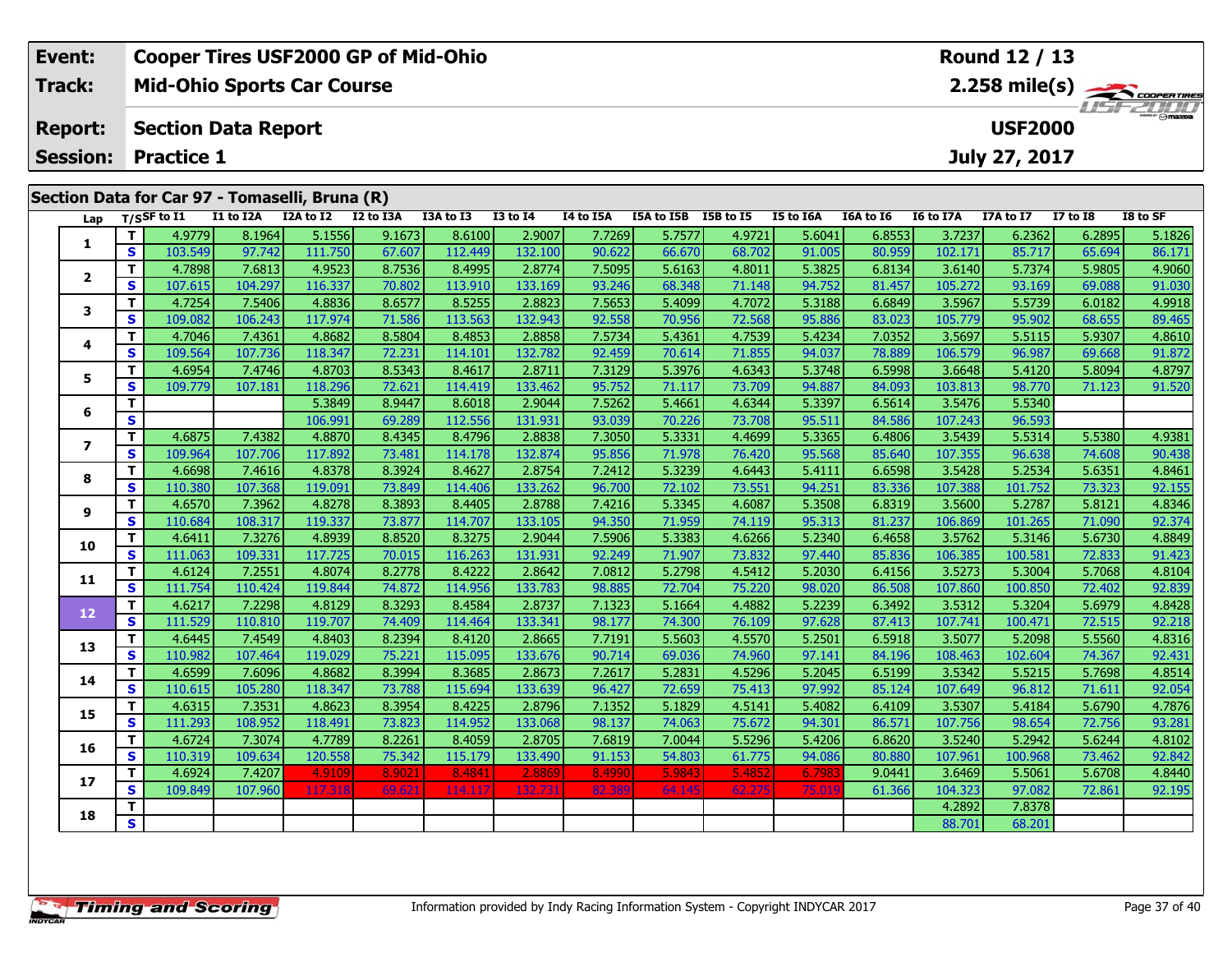| Event: | Cooper Tires USF2000 GP of Mid-Ohio | Round 12 / 13 |
|---|---|---|
| Track: | Mid-Ohio Sports Car Course | 2.258 mile(s) |
| Report: | Section Data Report | USF2000 |
| Session: | Practice 1 | July 27, 2017 |

## Section Data for Car 97 - Tomaselli, Bruna (R)

| Lap | T/S | SF to I1 | I1 to I2A | I2A to I2 | I2 to I3A | I3A to I3 | I3 to I4 | I4 to I5A | I5A to I5B | I5B to I5 | I5 to I6A | I6A to I6 | I6 to I7A | I7A to I7 | I7 to I8 | I8 to SF |
|---|---|---|---|---|---|---|---|---|---|---|---|---|---|---|---|---|
| 1 | T | 4.9779 | 8.1964 | 5.1556 | 9.1673 | 8.6100 | 2.9007 | 7.7269 | 5.7577 | 4.9721 | 5.6041 | 6.8553 | 3.7237 | 6.2362 | 6.2895 | 5.1826 |
| | S | 103.549 | 97.742 | 111.750 | 67.607 | 112.449 | 132.100 | 90.622 | 66.670 | 68.702 | 91.005 | 80.959 | 102.171 | 85.717 | 65.694 | 86.171 |
| 2 | T | 4.7898 | 7.6813 | 4.9523 | 8.7536 | 8.4995 | 2.8774 | 7.5095 | 5.6163 | 4.8011 | 5.3825 | 6.8134 | 3.6140 | 5.7374 | 5.9805 | 4.9060 |
| | S | 107.615 | 104.297 | 116.337 | 70.802 | 113.910 | 133.169 | 93.246 | 68.348 | 71.148 | 94.752 | 81.457 | 105.272 | 93.169 | 69.088 | 91.030 |
| 3 | T | 4.7254 | 7.5406 | 4.8836 | 8.6577 | 8.5255 | 2.8823 | 7.5653 | 5.4099 | 4.7072 | 5.3188 | 6.6849 | 3.5967 | 5.5739 | 6.0182 | 4.9918 |
| | S | 109.082 | 106.243 | 117.974 | 71.586 | 113.563 | 132.943 | 92.558 | 70.956 | 72.568 | 95.886 | 83.023 | 105.779 | 95.902 | 68.655 | 89.465 |
| 4 | T | 4.7046 | 7.4361 | 4.8682 | 8.5804 | 8.4853 | 2.8858 | 7.5734 | 5.4361 | 4.7539 | 5.4234 | 7.0352 | 3.5697 | 5.5115 | 5.9307 | 4.8610 |
| | S | 109.564 | 107.736 | 118.347 | 72.231 | 114.101 | 132.782 | 92.459 | 70.614 | 71.855 | 94.037 | 78.889 | 106.579 | 96.987 | 69.668 | 91.872 |
| 5 | T | 4.6954 | 7.4746 | 4.8703 | 8.5343 | 8.4617 | 2.8711 | 7.3129 | 5.3976 | 4.6343 | 5.3748 | 6.5998 | 3.6648 | 5.4120 | 5.8094 | 4.8797 |
| | S | 109.779 | 107.181 | 118.296 | 72.621 | 114.419 | 133.462 | 95.752 | 71.117 | 73.709 | 94.887 | 84.093 | 103.813 | 98.770 | 71.123 | 91.520 |
| 6 | T | | | 5.3849 | 8.9447 | 8.6018 | 2.9044 | 7.5262 | 5.4661 | 4.6344 | 5.3397 | 6.5614 | 3.5476 | 5.5340 | | |
| | S | | | 106.991 | 69.289 | 112.556 | 131.931 | 93.039 | 70.226 | 73.708 | 95.511 | 84.586 | 107.243 | 96.593 | | |
| 7 | T | 4.6875 | 7.4382 | 4.8870 | 8.4345 | 8.4796 | 2.8838 | 7.3050 | 5.3331 | 4.4699 | 5.3365 | 6.4806 | 3.5439 | 5.5314 | 5.5380 | 4.9381 |
| | S | 109.964 | 107.706 | 117.892 | 73.481 | 114.178 | 132.874 | 95.856 | 71.978 | 76.420 | 95.568 | 85.640 | 107.355 | 96.638 | 74.608 | 90.438 |
| 8 | T | 4.6698 | 7.4616 | 4.8378 | 8.3924 | 8.4627 | 2.8754 | 7.2412 | 5.3239 | 4.6443 | 5.4111 | 6.6598 | 3.5428 | 5.2534 | 5.6351 | 4.8461 |
| | S | 110.380 | 107.368 | 119.091 | 73.849 | 114.406 | 133.262 | 96.700 | 72.102 | 73.551 | 94.251 | 83.336 | 107.388 | 101.752 | 73.323 | 92.155 |
| 9 | T | 4.6570 | 7.3962 | 4.8278 | 8.3893 | 8.4405 | 2.8788 | 7.4216 | 5.3345 | 4.6087 | 5.3508 | 6.8319 | 3.5600 | 5.2787 | 5.8121 | 4.8346 |
| | S | 110.684 | 108.317 | 119.337 | 73.877 | 114.707 | 133.105 | 94.350 | 71.959 | 74.119 | 95.313 | 81.237 | 106.869 | 101.265 | 71.090 | 92.374 |
| 10 | T | 4.6411 | 7.3276 | 4.8939 | 8.8520 | 8.3275 | 2.9044 | 7.5906 | 5.3383 | 4.6266 | 5.2340 | 6.4658 | 3.5762 | 5.3146 | 5.6730 | 4.8849 |
| | S | 111.063 | 109.331 | 117.725 | 70.015 | 116.263 | 131.931 | 92.249 | 71.907 | 73.832 | 97.440 | 85.836 | 106.385 | 100.581 | 72.833 | 91.423 |
| 11 | T | 4.6124 | 7.2551 | 4.8074 | 8.2778 | 8.4222 | 2.8642 | 7.0812 | 5.2798 | 4.5412 | 5.2030 | 6.4156 | 3.5273 | 5.3004 | 5.7068 | 4.8104 |
| | S | 111.754 | 110.424 | 119.844 | 74.872 | 114.956 | 133.783 | 98.885 | 72.704 | 75.220 | 98.020 | 86.508 | 107.860 | 100.850 | 72.402 | 92.839 |
| 12 | T | 4.6217 | 7.2298 | 4.8129 | 8.3293 | 8.4584 | 2.8737 | 7.1323 | 5.1664 | 4.4882 | 5.2239 | 6.3492 | 3.5312 | 5.3204 | 5.6979 | 4.8428 |
| | S | 111.529 | 110.810 | 119.707 | 74.409 | 114.464 | 133.341 | 98.177 | 74.300 | 76.109 | 97.628 | 87.413 | 107.741 | 100.471 | 72.515 | 92.218 |
| 13 | T | 4.6445 | 7.4549 | 4.8403 | 8.2394 | 8.4120 | 2.8665 | 7.7191 | 5.5603 | 4.5570 | 5.2501 | 6.5918 | 3.5077 | 5.2098 | 5.5560 | 4.8316 |
| | S | 110.982 | 107.464 | 119.029 | 75.221 | 115.095 | 133.676 | 90.714 | 69.036 | 74.960 | 97.141 | 84.196 | 108.463 | 102.604 | 74.367 | 92.431 |
| 14 | T | 4.6599 | 7.6096 | 4.8682 | 8.3994 | 8.3685 | 2.8673 | 7.2617 | 5.2831 | 4.5296 | 5.2045 | 6.5199 | 3.5342 | 5.5215 | 5.7698 | 4.8514 |
| | S | 110.615 | 105.280 | 118.347 | 73.788 | 115.694 | 133.639 | 96.427 | 72.659 | 75.413 | 97.992 | 85.124 | 107.649 | 96.812 | 71.611 | 92.054 |
| 15 | T | 4.6315 | 7.3531 | 4.8623 | 8.3954 | 8.4225 | 2.8796 | 7.1352 | 5.1829 | 4.5141 | 5.4082 | 6.4109 | 3.5307 | 5.4184 | 5.6790 | 4.7876 |
| | S | 111.293 | 108.952 | 118.491 | 73.823 | 114.952 | 133.068 | 98.137 | 74.063 | 75.672 | 94.301 | 86.571 | 107.756 | 98.654 | 72.756 | 93.281 |
| 16 | T | 4.6724 | 7.3074 | 4.7789 | 8.2261 | 8.4059 | 2.8705 | 7.6819 | 7.0044 | 5.5296 | 5.4206 | 6.8620 | 3.5240 | 5.2942 | 5.6244 | 4.8102 |
| | S | 110.319 | 109.634 | 120.558 | 75.342 | 115.179 | 133.490 | 91.153 | 54.803 | 61.775 | 94.086 | 80.880 | 107.961 | 100.968 | 73.462 | 92.842 |
| 17 | T | 4.6924 | 7.4207 | 4.9109 | 8.9021 | 8.4841 | 2.8869 | 8.4990 | 5.9843 | 5.4852 | 6.7983 | 9.0441 | 3.6469 | 5.5061 | 5.6708 | 4.8440 |
| | S | 109.849 | 107.960 | 117.318 | 69.621 | 114.117 | 132.731 | 82.389 | 64.145 | 62.275 | 75.019 | 61.366 | 104.323 | 97.082 | 72.861 | 92.195 |
| 18 | T | | | | | | | | | | | | 4.2892 | 7.8378 | | |
| | S | | | | | | | | | | | | 88.701 | 68.201 | | |

Information provided by Indy Racing Information System - Copyright INDYCAR 2017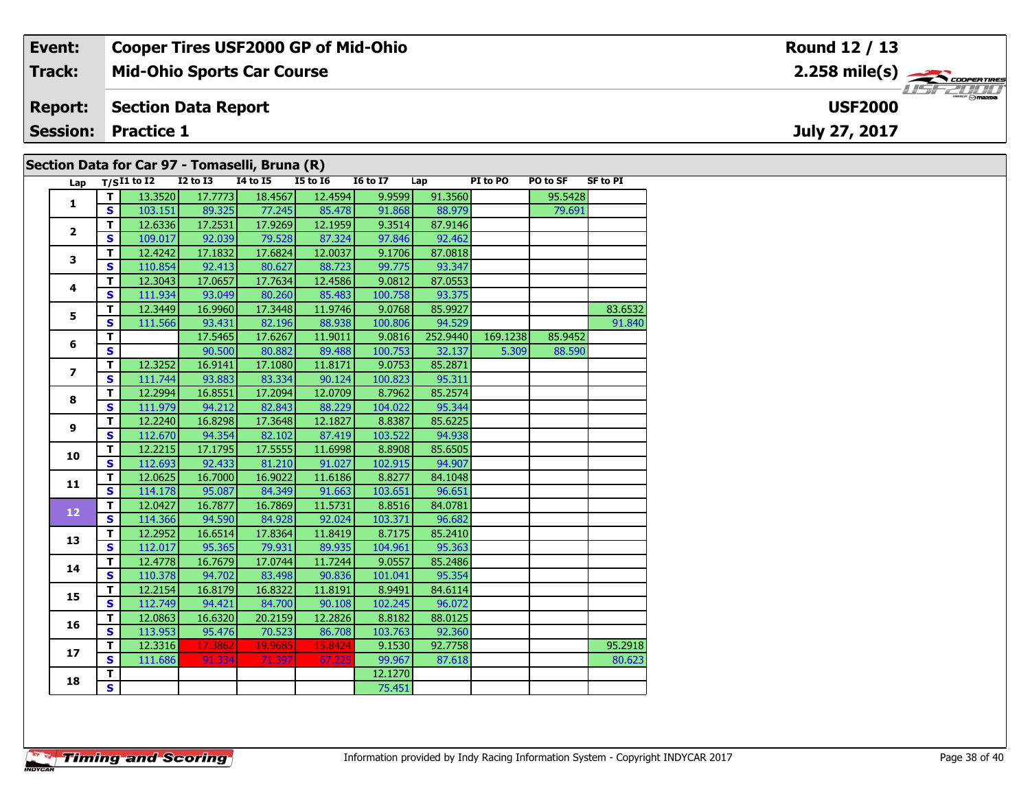| Event: | Cooper Tires USF2000 GP of Mid-Ohio | Round 12 / 13 |
|---|---|---|
| Track: | Mid-Ohio Sports Car Course | 2.258 mile(s) |
| Report: | Section Data Report | USF2000 |
| Session: | Practice 1 | July 27, 2017 |

## Section Data for Car 97 - Tomaselli, Bruna (R)

| Lap | T/S | I1 to I2 | I2 to I3 | I4 to I5 | I5 to I6 | I6 to I7 | Lap | PI to PO | PO to SF | SF to PI |
|---|---|---|---|---|---|---|---|---|---|---|
| 1 | T | 13.3520 | 17.7773 | 18.4567 | 12.4594 | 9.9599 | 91.3560 | | 95.5428 | |
| | S | 103.151 | 89.325 | 77.245 | 85.478 | 91.868 | 88.979 | | 79.691 | |
| 2 | T | 12.6336 | 17.2531 | 17.9269 | 12.1959 | 9.3514 | 87.9146 | | | |
| | S | 109.017 | 92.039 | 79.528 | 87.324 | 97.846 | 92.462 | | | |
| 3 | T | 12.4242 | 17.1832 | 17.6824 | 12.0037 | 9.1706 | 87.0818 | | | |
| | S | 110.854 | 92.413 | 80.627 | 88.723 | 99.775 | 93.347 | | | |
| 4 | T | 12.3043 | 17.0657 | 17.7634 | 12.4586 | 9.0812 | 87.0553 | | | |
| | S | 111.934 | 93.049 | 80.260 | 85.483 | 100.758 | 93.375 | | | |
| 5 | T | 12.3449 | 16.9960 | 17.3448 | 11.9746 | 9.0768 | 85.9927 | | | 83.6532 |
| | S | 111.566 | 93.431 | 82.196 | 88.938 | 100.806 | 94.529 | | | 91.840 |
| 6 | T | | 17.5465 | 17.6267 | 11.9011 | 9.0816 | 252.9440 | 169.1238 | 85.9452 | |
| | S | | 90.500 | 80.882 | 89.488 | 100.753 | 32.137 | 5.309 | 88.590 | |
| 7 | T | 12.3252 | 16.9141 | 17.1080 | 11.8171 | 9.0753 | 85.2871 | | | |
| | S | 111.744 | 93.883 | 83.334 | 90.124 | 100.823 | 95.311 | | | |
| 8 | T | 12.2994 | 16.8551 | 17.2094 | 12.0709 | 8.7962 | 85.2574 | | | |
| | S | 111.979 | 94.212 | 82.843 | 88.229 | 104.022 | 95.344 | | | |
| 9 | T | 12.2240 | 16.8298 | 17.3648 | 12.1827 | 8.8387 | 85.6225 | | | |
| | S | 112.670 | 94.354 | 82.102 | 87.419 | 103.522 | 94.938 | | | |
| 10 | T | 12.2215 | 17.1795 | 17.5555 | 11.6998 | 8.8908 | 85.6505 | | | |
| | S | 112.693 | 92.433 | 81.210 | 91.027 | 102.915 | 94.907 | | | |
| 11 | T | 12.0625 | 16.7000 | 16.9022 | 11.6186 | 8.8277 | 84.1048 | | | |
| | S | 114.178 | 95.087 | 84.349 | 91.663 | 103.651 | 96.651 | | | |
| 12 | T | 12.0427 | 16.7877 | 16.7869 | 11.5731 | 8.8516 | 84.0781 | | | |
| | S | 114.366 | 94.590 | 84.928 | 92.024 | 103.371 | 96.682 | | | |
| 13 | T | 12.2952 | 16.6514 | 17.8364 | 11.8419 | 8.7175 | 85.2410 | | | |
| | S | 112.017 | 95.365 | 79.931 | 89.935 | 104.961 | 95.363 | | | |
| 14 | T | 12.4778 | 16.7679 | 17.0744 | 11.7244 | 9.0557 | 85.2486 | | | |
| | S | 110.378 | 94.702 | 83.498 | 90.836 | 101.041 | 95.354 | | | |
| 15 | T | 12.2154 | 16.8179 | 16.8322 | 11.8191 | 8.9491 | 84.6114 | | | |
| | S | 112.749 | 94.421 | 84.700 | 90.108 | 102.245 | 96.072 | | | |
| 16 | T | 12.0863 | 16.6320 | 20.2159 | 12.2826 | 8.8182 | 88.0125 | | | |
| | S | 113.953 | 95.476 | 70.523 | 86.708 | 103.763 | 92.360 | | | |
| 17 | T | 12.3316 | 17.3862 | 19.9685 | 15.8424 | 9.1530 | 92.7758 | | | 95.2918 |
| | S | 111.686 | 91.334 | 71.397 | 67.225 | 99.967 | 87.618 | | | 80.623 |
| 18 | T | | | | | 12.1270 | | | | |
| | S | | | | | 75.451 | | | | |

Information provided by Indy Racing Information System - Copyright INDYCAR 2017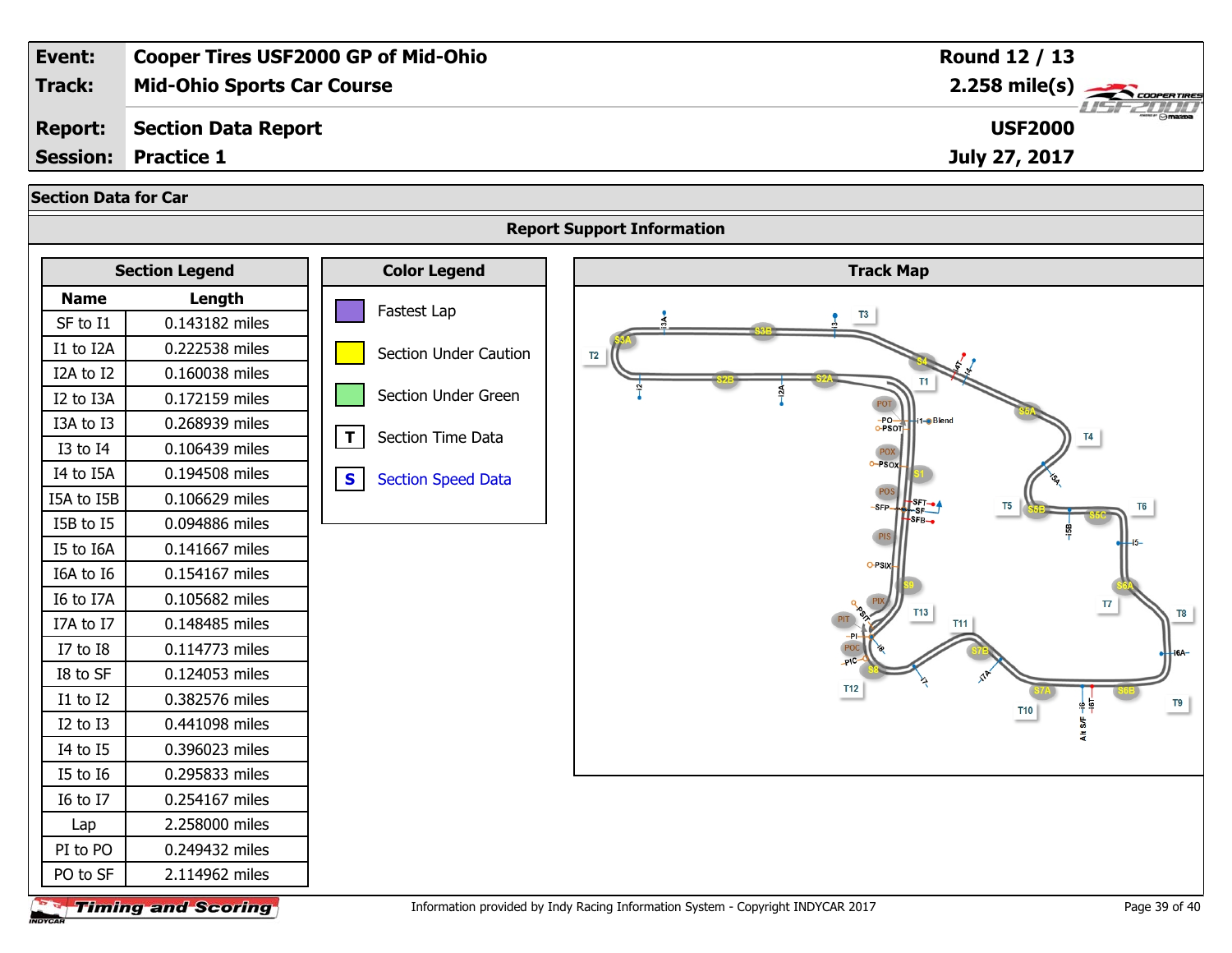| Event: | Cooper Tires USF2000 GP of Mid-Ohio | Round 12 / 13 |
|---|---|---|
| Track: | Mid-Ohio Sports Car Course | 2.258 mile(s) |
| Report: | Section Data Report | USF2000 |
| Session: | Practice 1 | July 27, 2017 |

## Section Data for Car

### Report Support Information

**Section Legend**

| Name | Length |
|---|---|
| SF to I1 | 0.143182 miles |
| I1 to I2A | 0.222538 miles |
| I2A to I2 | 0.160038 miles |
| I2 to I3A | 0.172159 miles |
| I3A to I3 | 0.268939 miles |
| I3 to I4 | 0.106439 miles |
| I4 to I5A | 0.194508 miles |
| I5A to I5B | 0.106629 miles |
| I5B to I5 | 0.094886 miles |
| I5 to I6A | 0.141667 miles |
| I6A to I6 | 0.154167 miles |
| I6 to I7A | 0.105682 miles |
| I7A to I7 | 0.148485 miles |
| I7 to I8 | 0.114773 miles |
| I8 to SF | 0.124053 miles |
| I1 to I2 | 0.382576 miles |
| I2 to I3 | 0.441098 miles |
| I4 to I5 | 0.396023 miles |
| I5 to I6 | 0.295833 miles |
| I6 to I7 | 0.254167 miles |
| Lap | 2.258000 miles |
| PI to PO | 0.249432 miles |
| PO to SF | 2.114962 miles |

**Color Legend**

- Fastest Lap
- Section Under Caution
- Section Under Green
- T — Section Time Data
- S — Section Speed Data

**Track Map**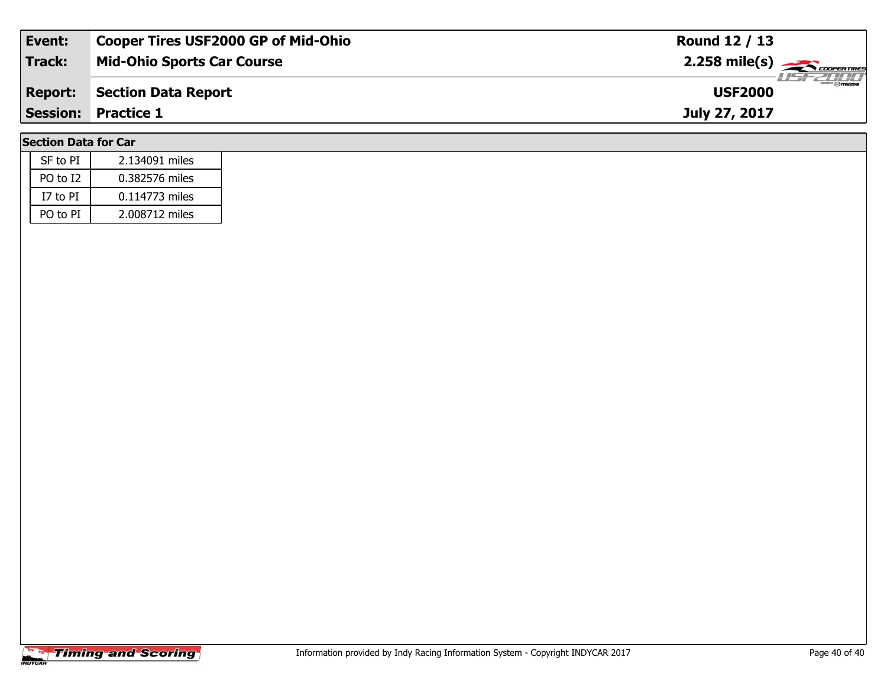| | |
|---|---|
| **Event:** | **Cooper Tires USF2000 GP of Mid-Ohio** |
| **Track:** | **Mid-Ohio Sports Car Course** |
| **Report:** | **Section Data Report** |
| **Session:** | **Practice 1** |

**Round 12 / 13**
**2.258 mile(s)**
**USF2000**
**July 27, 2017**

## Section Data for Car

| | |
|---|---|
| SF to PI | 2.134091 miles |
| PO to I2 | 0.382576 miles |
| I7 to PI | 0.114773 miles |
| PO to PI | 2.008712 miles |

Information provided by Indy Racing Information System - Copyright INDYCAR 2017